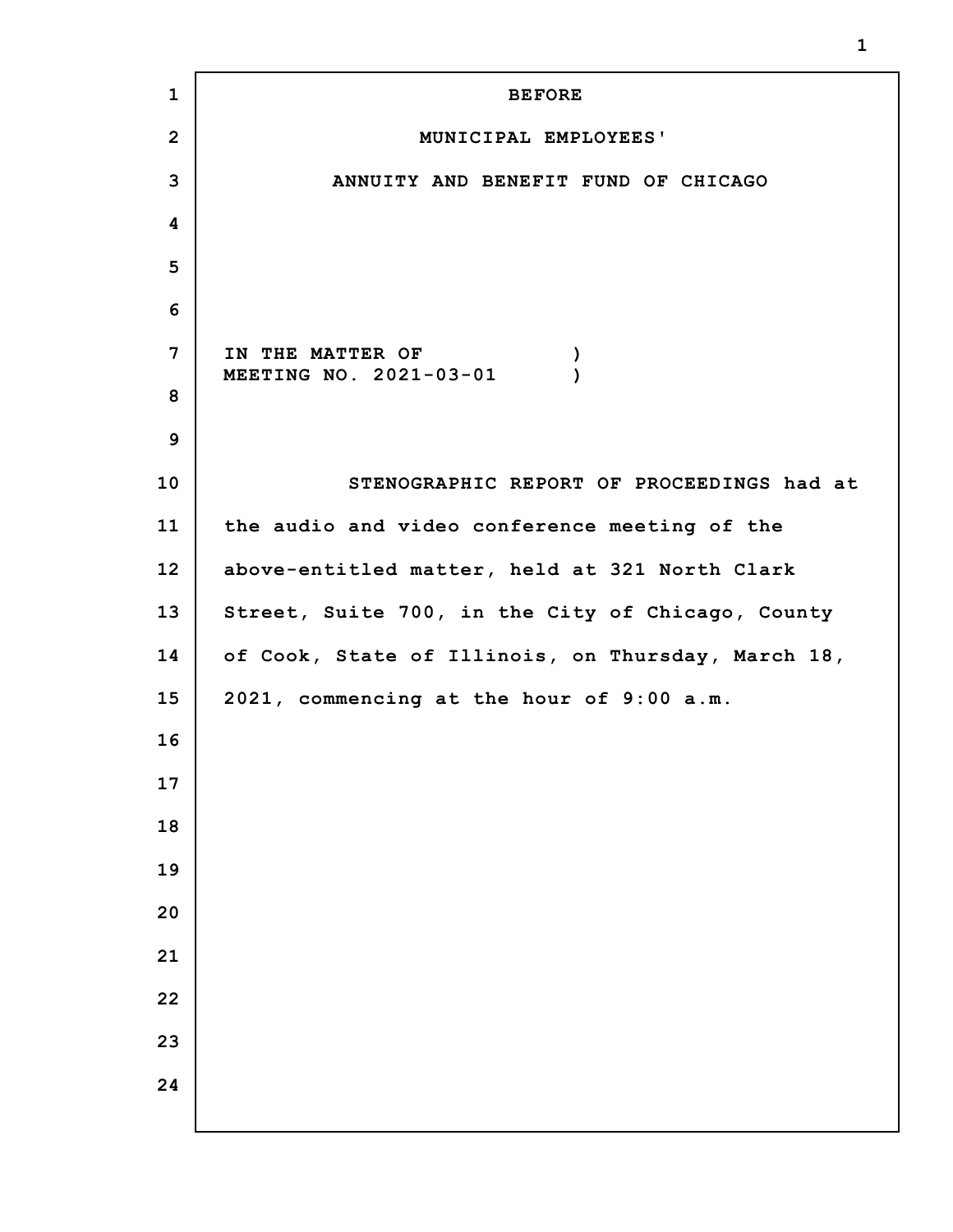BEFORE

MUNICIPAL EMPLOYEES'

ANNUITY AND BENEFIT FUND OF CHICAGO

IN THE MATTER OF )
MEETING NO. 2021-03-01 )

STENOGRAPHIC REPORT OF PROCEEDINGS had at the audio and video conference meeting of the above-entitled matter, held at 321 North Clark Street, Suite 700, in the City of Chicago, County of Cook, State of Illinois, on Thursday, March 18, 2021, commencing at the hour of 9:00 a.m.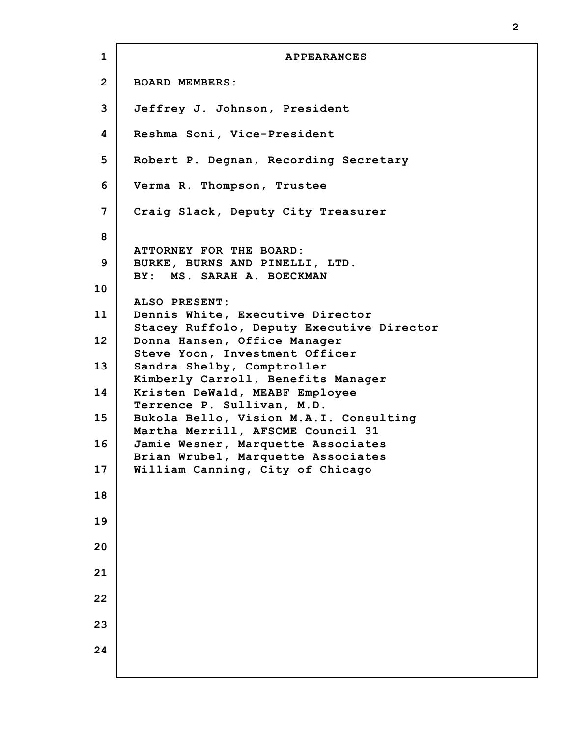# APPEARANCES

**BOARD MEMBERS:**

Jeffrey J. Johnson, President

Reshma Soni, Vice-President

Robert P. Degnan, Recording Secretary

Verma R. Thompson, Trustee

Craig Slack, Deputy City Treasurer

**ATTORNEY FOR THE BOARD:**
BURKE, BURNS AND PINELLI, LTD.
BY: MS. SARAH A. BOECKMAN

**ALSO PRESENT:**
Dennis White, Executive Director
Stacey Ruffolo, Deputy Executive Director
Donna Hansen, Office Manager
Steve Yoon, Investment Officer
Sandra Shelby, Comptroller
Kimberly Carroll, Benefits Manager
Kristen DeWald, MEABF Employee
Terrence P. Sullivan, M.D.
Bukola Bello, Vision M.A.I. Consulting
Martha Merrill, AFSCME Council 31
Jamie Wesner, Marquette Associates
Brian Wrubel, Marquette Associates
William Canning, City of Chicago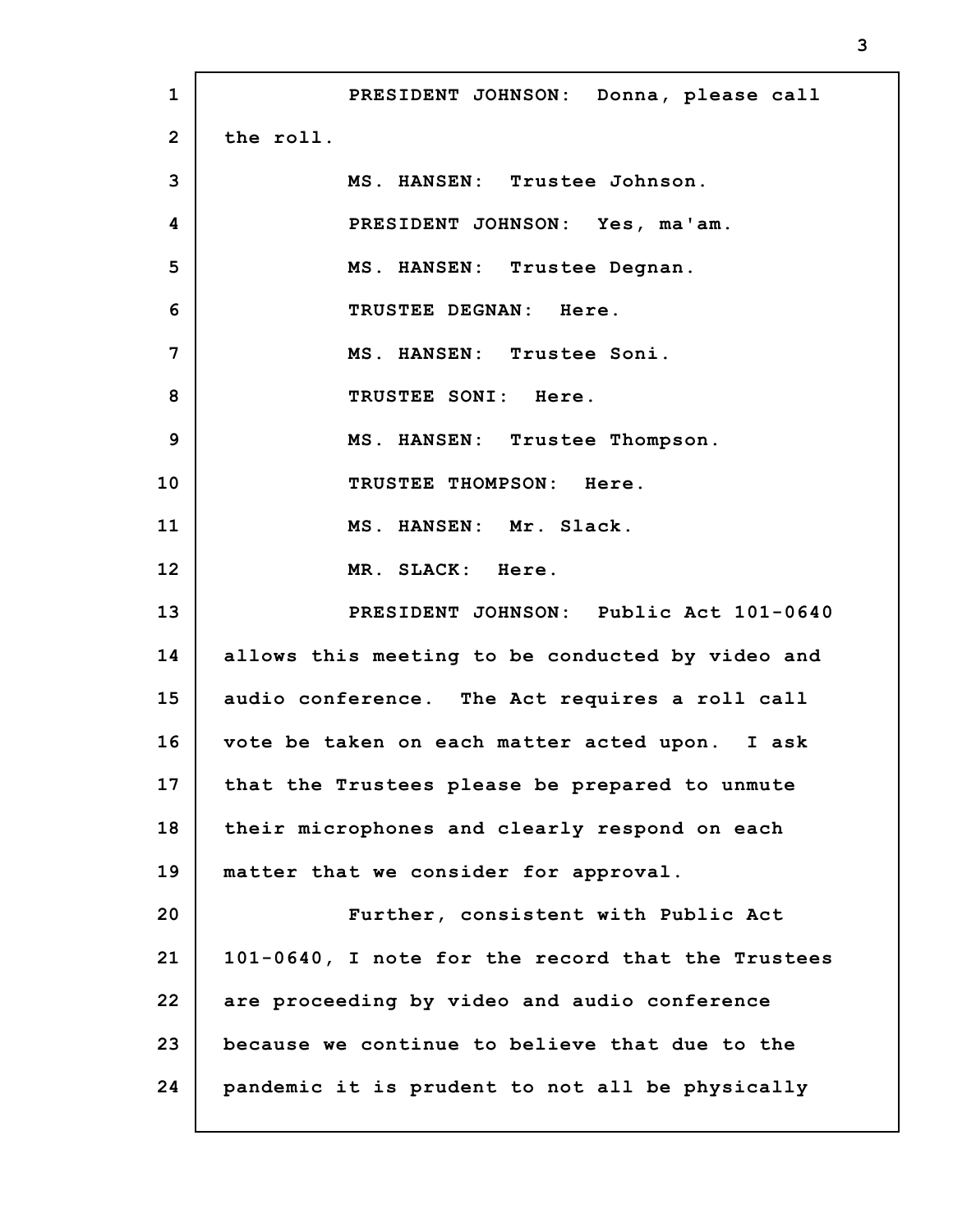PRESIDENT JOHNSON: Donna, please call the roll.

MS. HANSEN: Trustee Johnson.

PRESIDENT JOHNSON: Yes, ma'am.

MS. HANSEN: Trustee Degnan.

TRUSTEE DEGNAN: Here.

MS. HANSEN: Trustee Soni.

TRUSTEE SONI: Here.

MS. HANSEN: Trustee Thompson.

TRUSTEE THOMPSON: Here.

MS. HANSEN: Mr. Slack.

MR. SLACK: Here.

PRESIDENT JOHNSON: Public Act 101-0640 allows this meeting to be conducted by video and audio conference. The Act requires a roll call vote be taken on each matter acted upon. I ask that the Trustees please be prepared to unmute their microphones and clearly respond on each matter that we consider for approval.

Further, consistent with Public Act 101-0640, I note for the record that the Trustees are proceeding by video and audio conference because we continue to believe that due to the pandemic it is prudent to not all be physically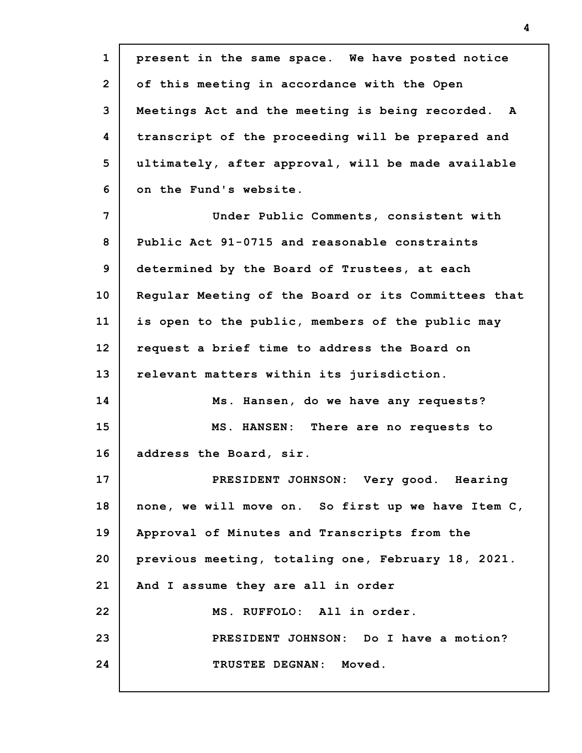present in the same space. We have posted notice of this meeting in accordance with the Open Meetings Act and the meeting is being recorded. A transcript of the proceeding will be prepared and ultimately, after approval, will be made available on the Fund's website.

Under Public Comments, consistent with Public Act 91-0715 and reasonable constraints determined by the Board of Trustees, at each Regular Meeting of the Board or its Committees that is open to the public, members of the public may request a brief time to address the Board on relevant matters within its jurisdiction.

Ms. Hansen, do we have any requests?

MS. HANSEN: There are no requests to address the Board, sir.

PRESIDENT JOHNSON: Very good. Hearing none, we will move on. So first up we have Item C, Approval of Minutes and Transcripts from the previous meeting, totaling one, February 18, 2021. And I assume they are all in order

MS. RUFFOLO: All in order.

PRESIDENT JOHNSON: Do I have a motion?

TRUSTEE DEGNAN: Moved.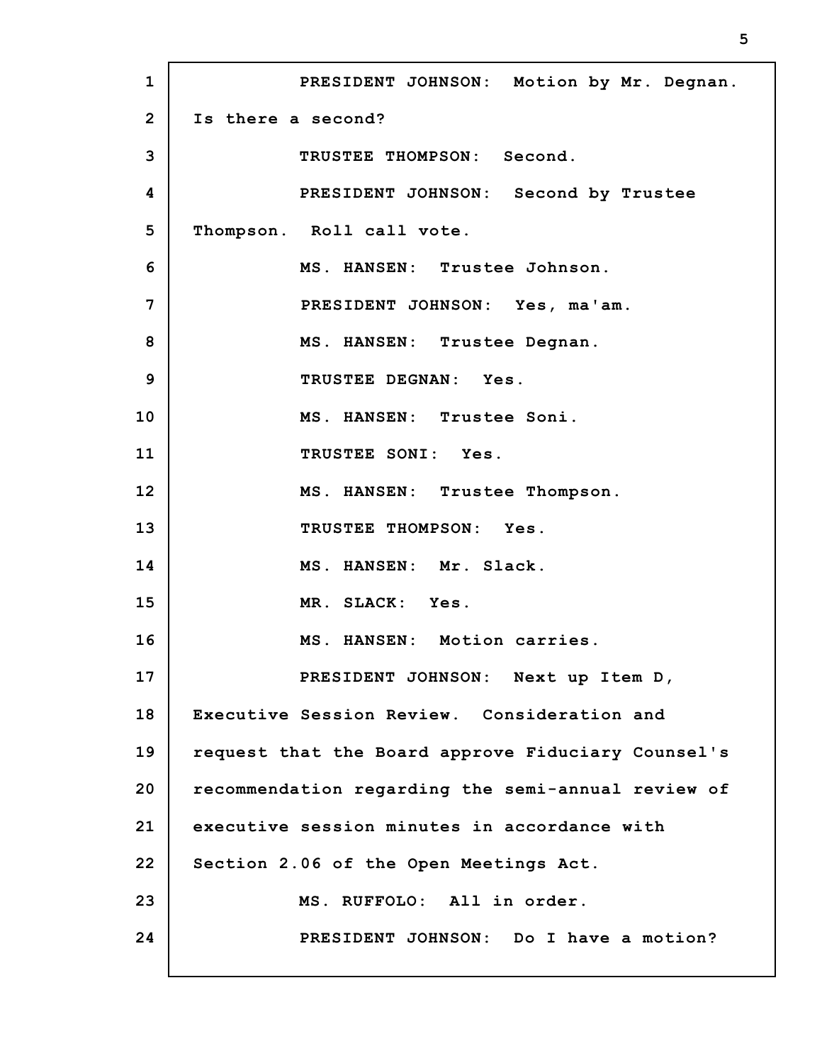PRESIDENT JOHNSON: Motion by Mr. Degnan. Is there a second?

TRUSTEE THOMPSON: Second.

PRESIDENT JOHNSON: Second by Trustee Thompson. Roll call vote.

MS. HANSEN: Trustee Johnson.

PRESIDENT JOHNSON: Yes, ma'am.

MS. HANSEN: Trustee Degnan.

TRUSTEE DEGNAN: Yes.

MS. HANSEN: Trustee Soni.

TRUSTEE SONI: Yes.

MS. HANSEN: Trustee Thompson.

TRUSTEE THOMPSON: Yes.

MS. HANSEN: Mr. Slack.

MR. SLACK: Yes.

MS. HANSEN: Motion carries.

PRESIDENT JOHNSON: Next up Item D, Executive Session Review. Consideration and request that the Board approve Fiduciary Counsel's recommendation regarding the semi-annual review of executive session minutes in accordance with Section 2.06 of the Open Meetings Act.

MS. RUFFOLO: All in order.

PRESIDENT JOHNSON: Do I have a motion?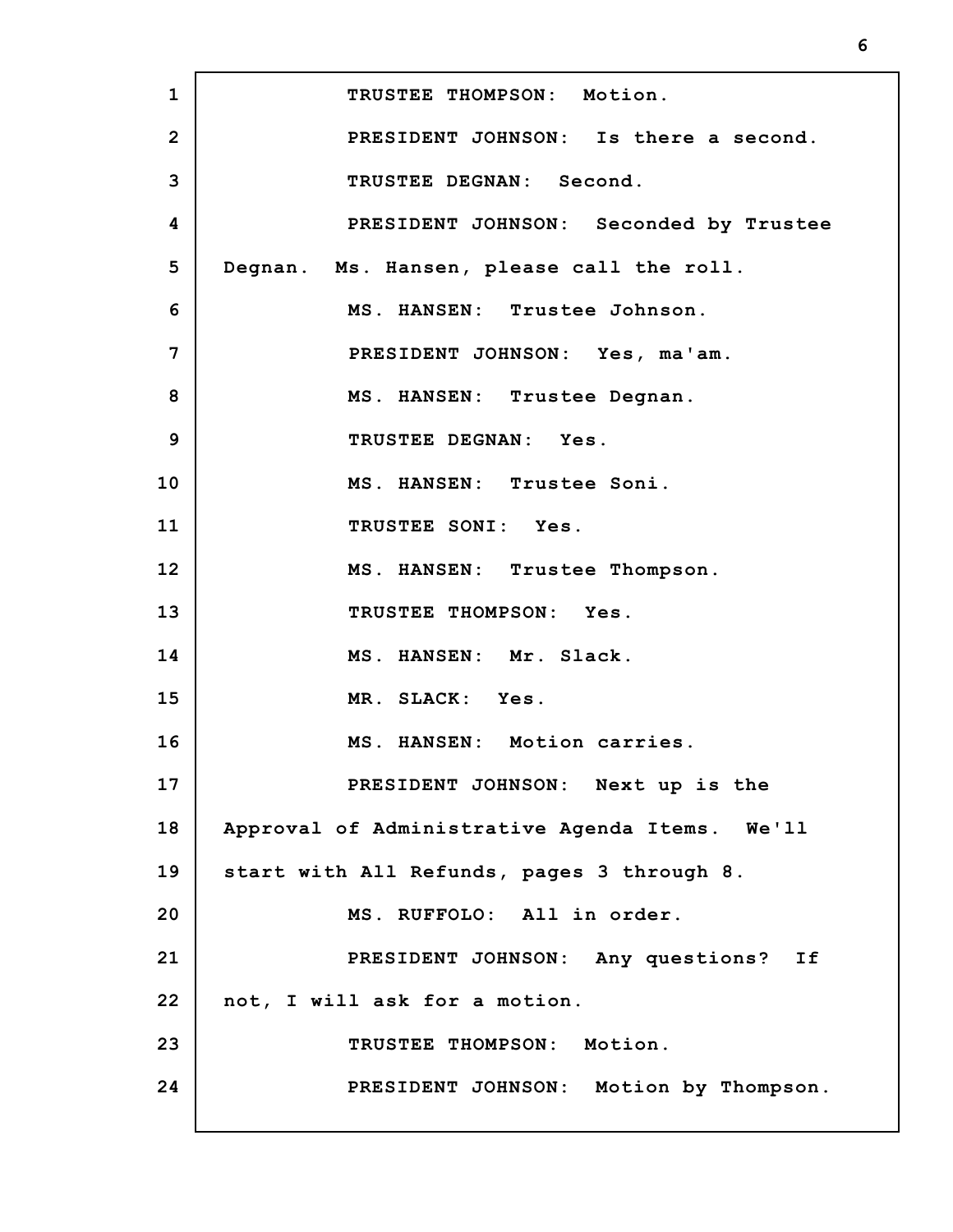TRUSTEE THOMPSON: Motion.

PRESIDENT JOHNSON: Is there a second.

TRUSTEE DEGNAN: Second.

PRESIDENT JOHNSON: Seconded by Trustee Degnan. Ms. Hansen, please call the roll.

MS. HANSEN: Trustee Johnson.

PRESIDENT JOHNSON: Yes, ma'am.

MS. HANSEN: Trustee Degnan.

TRUSTEE DEGNAN: Yes.

MS. HANSEN: Trustee Soni.

TRUSTEE SONI: Yes.

MS. HANSEN: Trustee Thompson.

TRUSTEE THOMPSON: Yes.

MS. HANSEN: Mr. Slack.

MR. SLACK: Yes.

MS. HANSEN: Motion carries.

PRESIDENT JOHNSON: Next up is the Approval of Administrative Agenda Items. We'll start with All Refunds, pages 3 through 8.

MS. RUFFOLO: All in order.

PRESIDENT JOHNSON: Any questions? If not, I will ask for a motion.

TRUSTEE THOMPSON: Motion.

PRESIDENT JOHNSON: Motion by Thompson.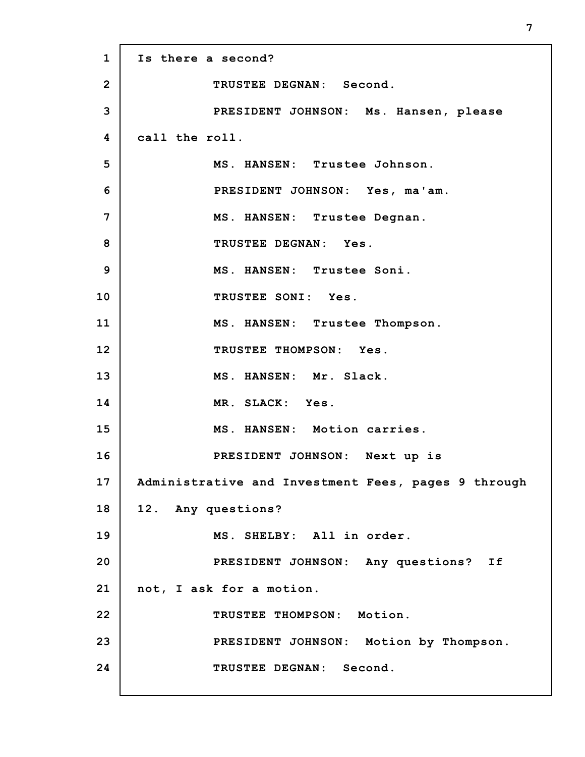Is there a second?

TRUSTEE DEGNAN: Second.

PRESIDENT JOHNSON: Ms. Hansen, please call the roll.

MS. HANSEN: Trustee Johnson.

PRESIDENT JOHNSON: Yes, ma'am.

MS. HANSEN: Trustee Degnan.

TRUSTEE DEGNAN: Yes.

MS. HANSEN: Trustee Soni.

TRUSTEE SONI: Yes.

MS. HANSEN: Trustee Thompson.

TRUSTEE THOMPSON: Yes.

MS. HANSEN: Mr. Slack.

MR. SLACK: Yes.

MS. HANSEN: Motion carries.

PRESIDENT JOHNSON: Next up is Administrative and Investment Fees, pages 9 through 12. Any questions?

MS. SHELBY: All in order.

PRESIDENT JOHNSON: Any questions? If not, I ask for a motion.

TRUSTEE THOMPSON: Motion.

PRESIDENT JOHNSON: Motion by Thompson.

TRUSTEE DEGNAN: Second.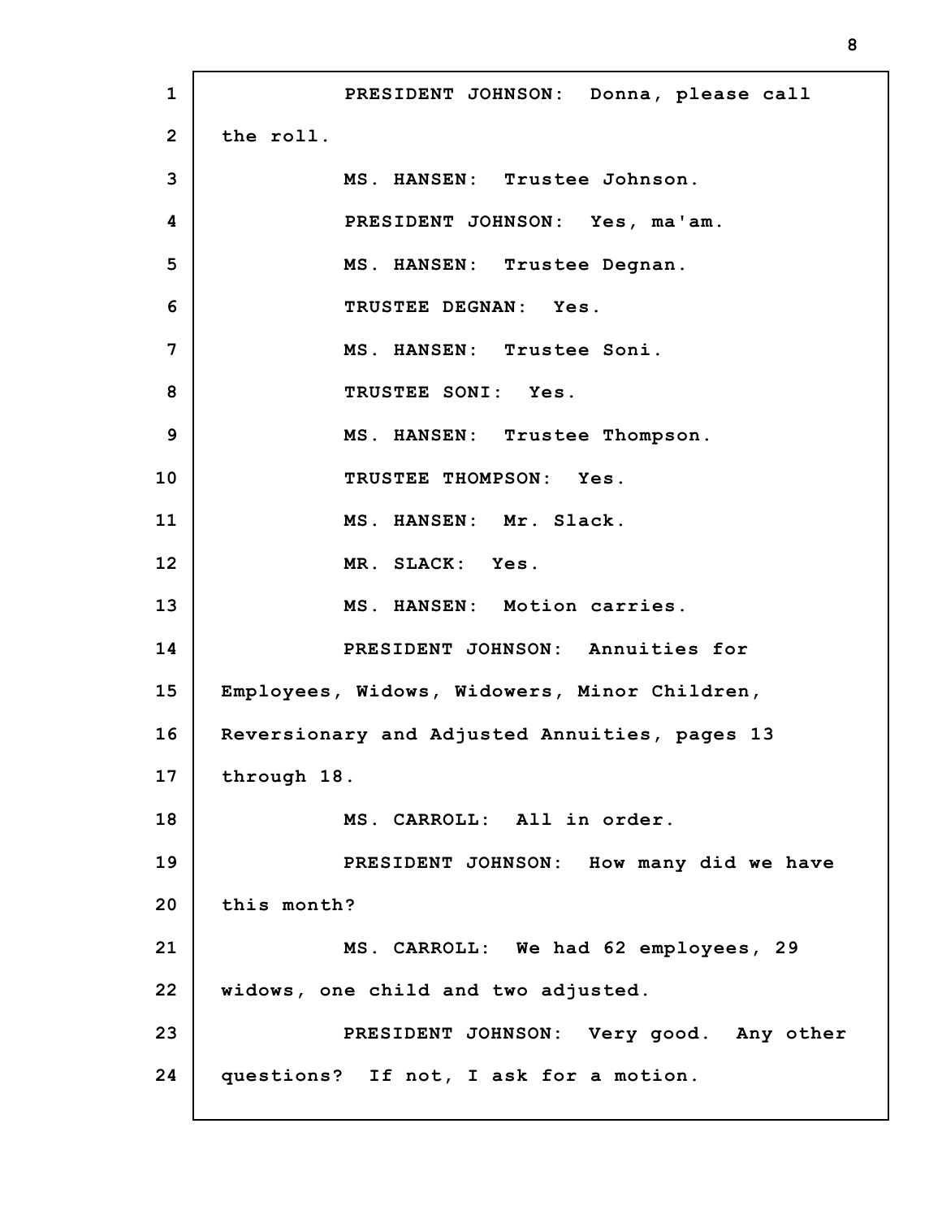PRESIDENT JOHNSON: Donna, please call the roll.

MS. HANSEN: Trustee Johnson.

PRESIDENT JOHNSON: Yes, ma'am.

MS. HANSEN: Trustee Degnan.

TRUSTEE DEGNAN: Yes.

MS. HANSEN: Trustee Soni.

TRUSTEE SONI: Yes.

MS. HANSEN: Trustee Thompson.

TRUSTEE THOMPSON: Yes.

MS. HANSEN: Mr. Slack.

MR. SLACK: Yes.

MS. HANSEN: Motion carries.

PRESIDENT JOHNSON: Annuities for Employees, Widows, Widowers, Minor Children, Reversionary and Adjusted Annuities, pages 13 through 18.

MS. CARROLL: All in order.

PRESIDENT JOHNSON: How many did we have this month?

MS. CARROLL: We had 62 employees, 29 widows, one child and two adjusted.

PRESIDENT JOHNSON: Very good. Any other questions? If not, I ask for a motion.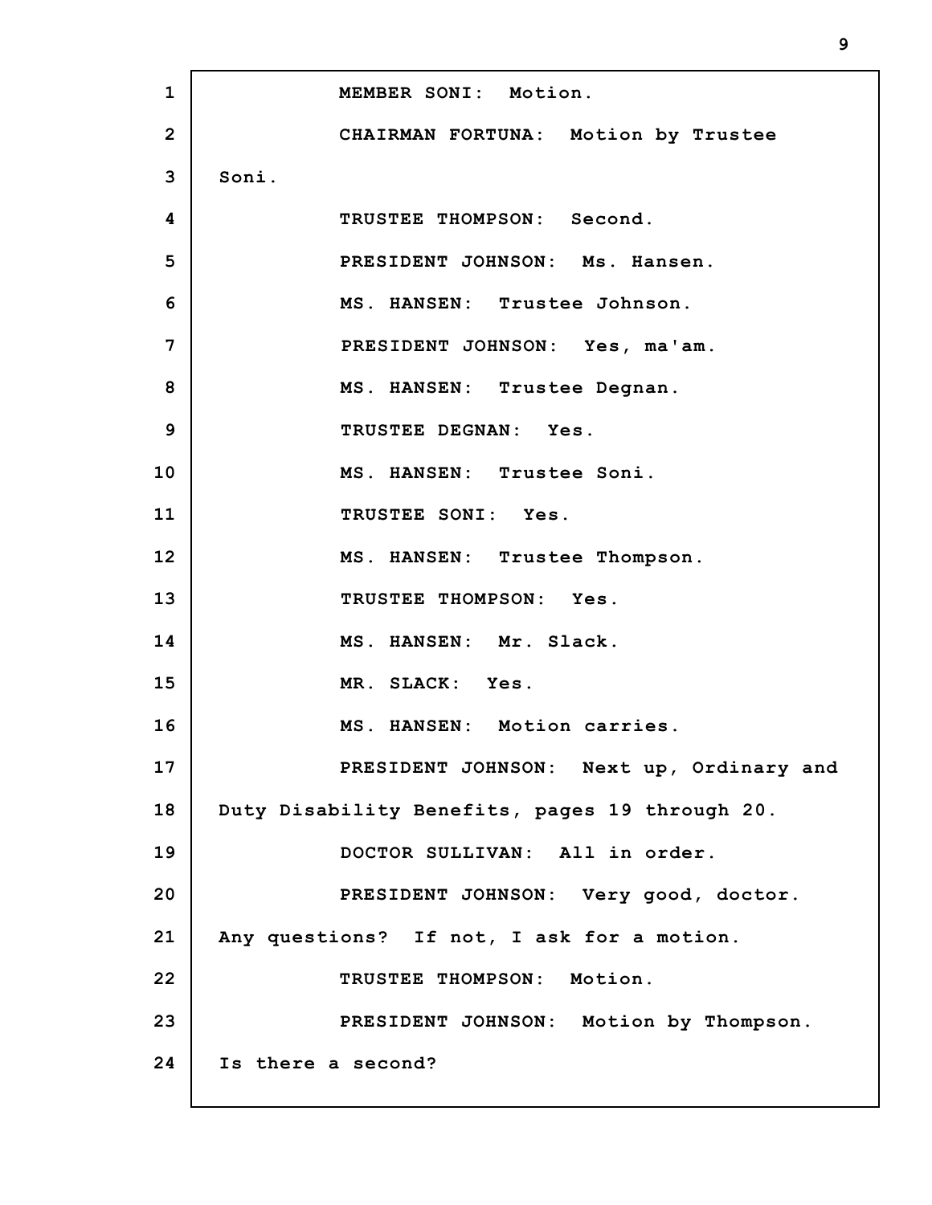MEMBER SONI: Motion.

CHAIRMAN FORTUNA: Motion by Trustee Soni.

TRUSTEE THOMPSON: Second.

PRESIDENT JOHNSON: Ms. Hansen.

MS. HANSEN: Trustee Johnson.

PRESIDENT JOHNSON: Yes, ma'am.

MS. HANSEN: Trustee Degnan.

TRUSTEE DEGNAN: Yes.

MS. HANSEN: Trustee Soni.

TRUSTEE SONI: Yes.

MS. HANSEN: Trustee Thompson.

TRUSTEE THOMPSON: Yes.

MS. HANSEN: Mr. Slack.

MR. SLACK: Yes.

MS. HANSEN: Motion carries.

PRESIDENT JOHNSON: Next up, Ordinary and Duty Disability Benefits, pages 19 through 20.

DOCTOR SULLIVAN: All in order.

PRESIDENT JOHNSON: Very good, doctor. Any questions? If not, I ask for a motion.

TRUSTEE THOMPSON: Motion.

PRESIDENT JOHNSON: Motion by Thompson. Is there a second?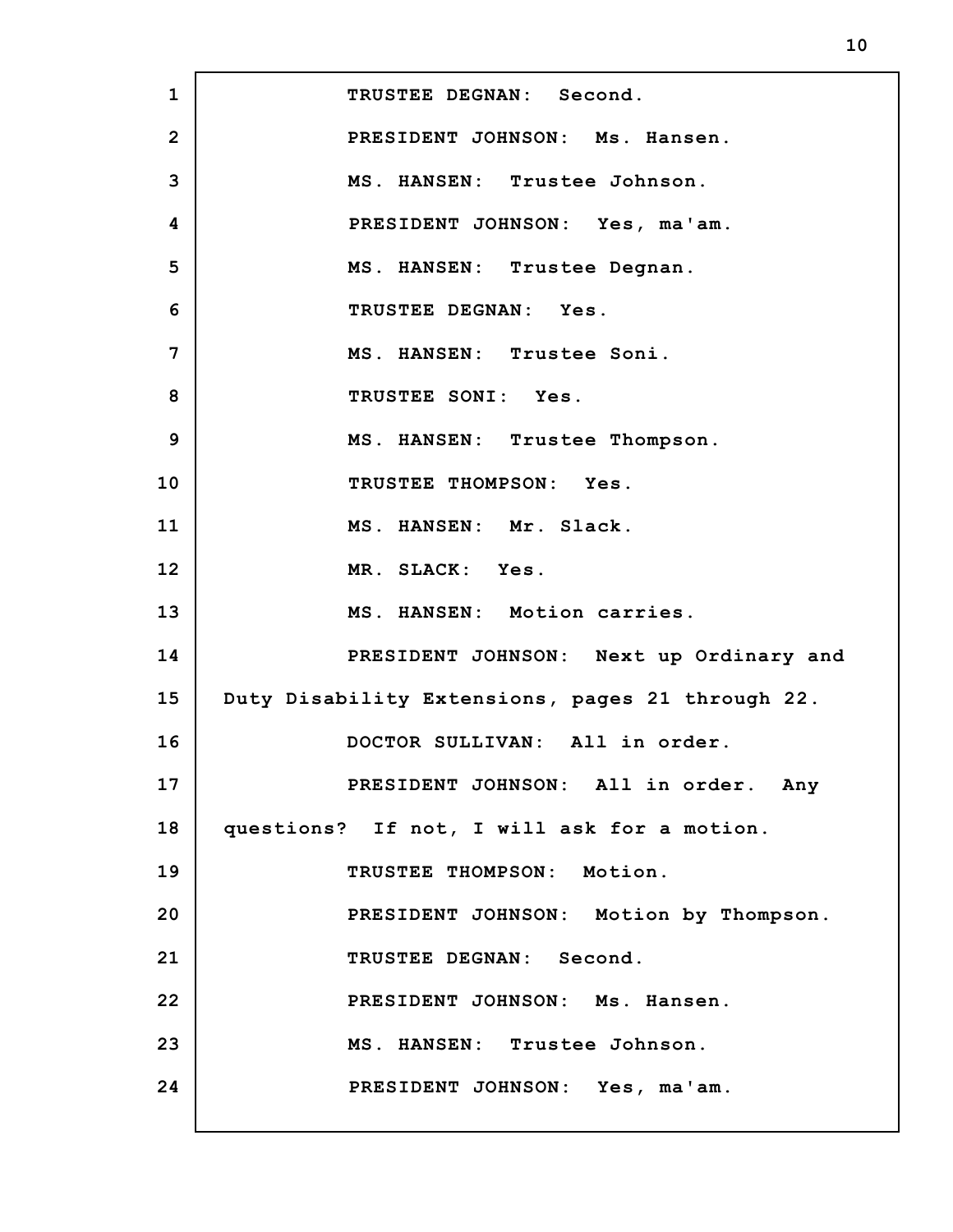TRUSTEE DEGNAN: Second.

PRESIDENT JOHNSON: Ms. Hansen.

MS. HANSEN: Trustee Johnson.

PRESIDENT JOHNSON: Yes, ma'am.

MS. HANSEN: Trustee Degnan.

TRUSTEE DEGNAN: Yes.

MS. HANSEN: Trustee Soni.

TRUSTEE SONI: Yes.

MS. HANSEN: Trustee Thompson.

TRUSTEE THOMPSON: Yes.

MS. HANSEN: Mr. Slack.

MR. SLACK: Yes.

MS. HANSEN: Motion carries.

PRESIDENT JOHNSON: Next up Ordinary and Duty Disability Extensions, pages 21 through 22.

DOCTOR SULLIVAN: All in order.

PRESIDENT JOHNSON: All in order. Any questions? If not, I will ask for a motion.

TRUSTEE THOMPSON: Motion.

PRESIDENT JOHNSON: Motion by Thompson.

TRUSTEE DEGNAN: Second.

PRESIDENT JOHNSON: Ms. Hansen.

MS. HANSEN: Trustee Johnson.

PRESIDENT JOHNSON: Yes, ma'am.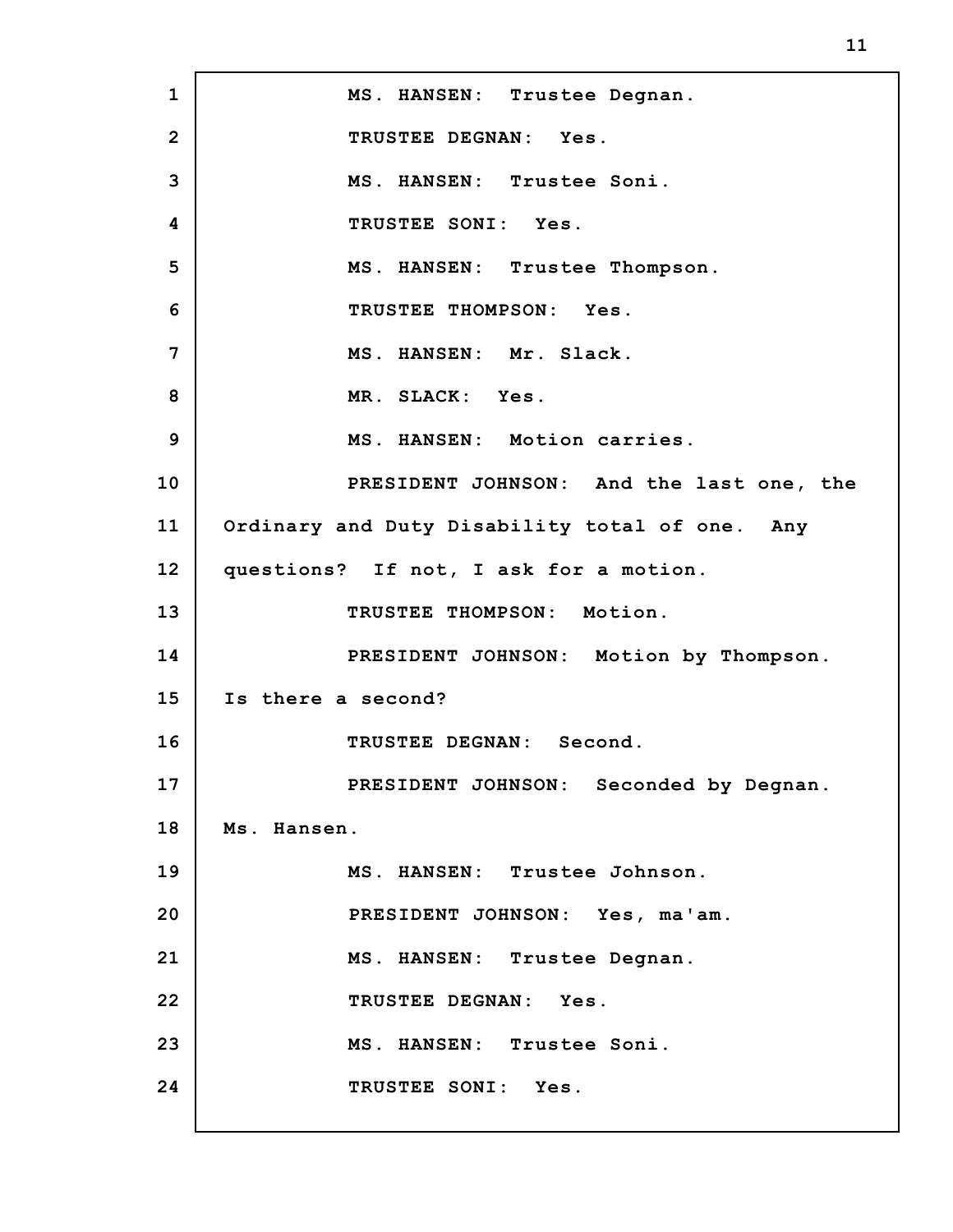MS. HANSEN: Trustee Degnan.

TRUSTEE DEGNAN: Yes.

MS. HANSEN: Trustee Soni.

TRUSTEE SONI: Yes.

MS. HANSEN: Trustee Thompson.

TRUSTEE THOMPSON: Yes.

MS. HANSEN: Mr. Slack.

MR. SLACK: Yes.

MS. HANSEN: Motion carries.

PRESIDENT JOHNSON: And the last one, the Ordinary and Duty Disability total of one. Any questions? If not, I ask for a motion.

TRUSTEE THOMPSON: Motion.

PRESIDENT JOHNSON: Motion by Thompson. Is there a second?

TRUSTEE DEGNAN: Second.

PRESIDENT JOHNSON: Seconded by Degnan. Ms. Hansen.

MS. HANSEN: Trustee Johnson.

PRESIDENT JOHNSON: Yes, ma'am.

MS. HANSEN: Trustee Degnan.

TRUSTEE DEGNAN: Yes.

MS. HANSEN: Trustee Soni.

TRUSTEE SONI: Yes.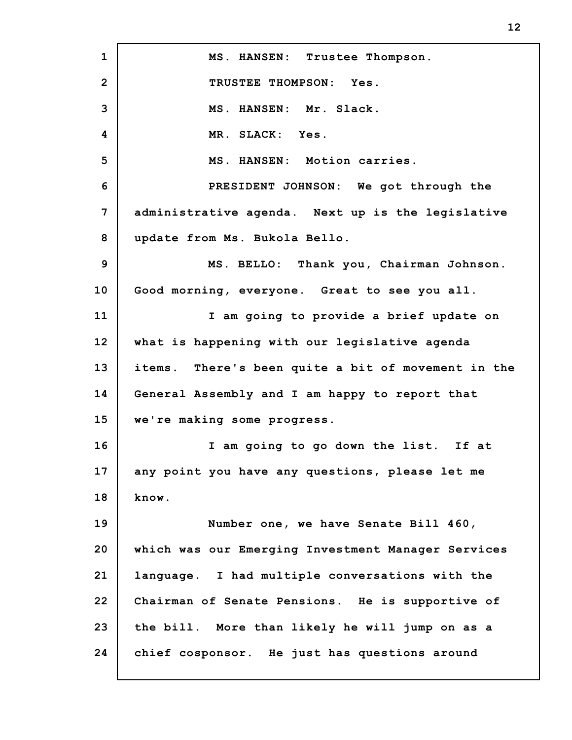MS. HANSEN: Trustee Thompson.

TRUSTEE THOMPSON: Yes.

MS. HANSEN: Mr. Slack.

MR. SLACK: Yes.

MS. HANSEN: Motion carries.

PRESIDENT JOHNSON: We got through the administrative agenda. Next up is the legislative update from Ms. Bukola Bello.

MS. BELLO: Thank you, Chairman Johnson. Good morning, everyone. Great to see you all.

I am going to provide a brief update on what is happening with our legislative agenda items. There's been quite a bit of movement in the General Assembly and I am happy to report that we're making some progress.

I am going to go down the list. If at any point you have any questions, please let me know.

Number one, we have Senate Bill 460, which was our Emerging Investment Manager Services language. I had multiple conversations with the Chairman of Senate Pensions. He is supportive of the bill. More than likely he will jump on as a chief cosponsor. He just has questions around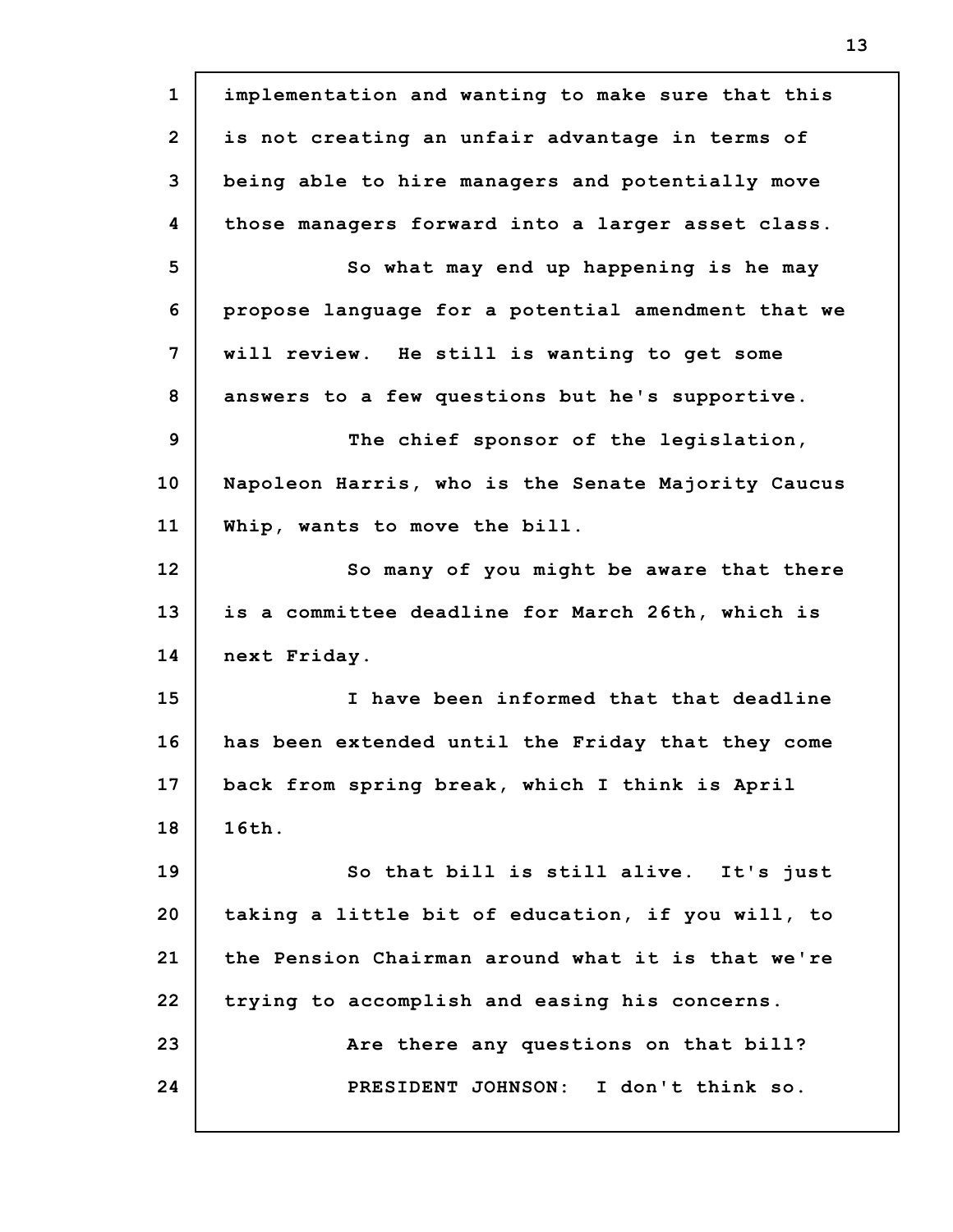implementation and wanting to make sure that this is not creating an unfair advantage in terms of being able to hire managers and potentially move those managers forward into a larger asset class.

So what may end up happening is he may propose language for a potential amendment that we will review. He still is wanting to get some answers to a few questions but he's supportive.

The chief sponsor of the legislation, Napoleon Harris, who is the Senate Majority Caucus Whip, wants to move the bill.

So many of you might be aware that there is a committee deadline for March 26th, which is next Friday.

I have been informed that that deadline has been extended until the Friday that they come back from spring break, which I think is April 16th.

So that bill is still alive. It's just taking a little bit of education, if you will, to the Pension Chairman around what it is that we're trying to accomplish and easing his concerns.

Are there any questions on that bill?

PRESIDENT JOHNSON: I don't think so.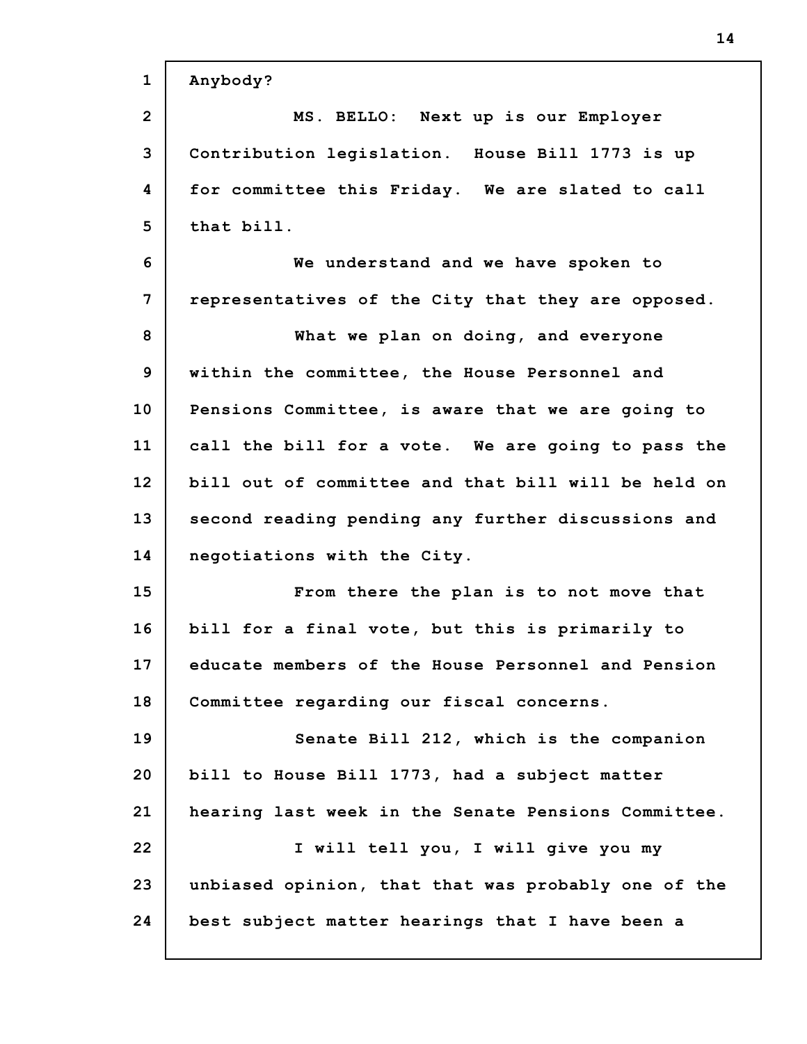Anybody?

MS. BELLO: Next up is our Employer Contribution legislation. House Bill 1773 is up for committee this Friday. We are slated to call that bill.

We understand and we have spoken to representatives of the City that they are opposed.

What we plan on doing, and everyone within the committee, the House Personnel and Pensions Committee, is aware that we are going to call the bill for a vote. We are going to pass the bill out of committee and that bill will be held on second reading pending any further discussions and negotiations with the City.

From there the plan is to not move that bill for a final vote, but this is primarily to educate members of the House Personnel and Pension Committee regarding our fiscal concerns.

Senate Bill 212, which is the companion bill to House Bill 1773, had a subject matter hearing last week in the Senate Pensions Committee.

I will tell you, I will give you my unbiased opinion, that that was probably one of the best subject matter hearings that I have been a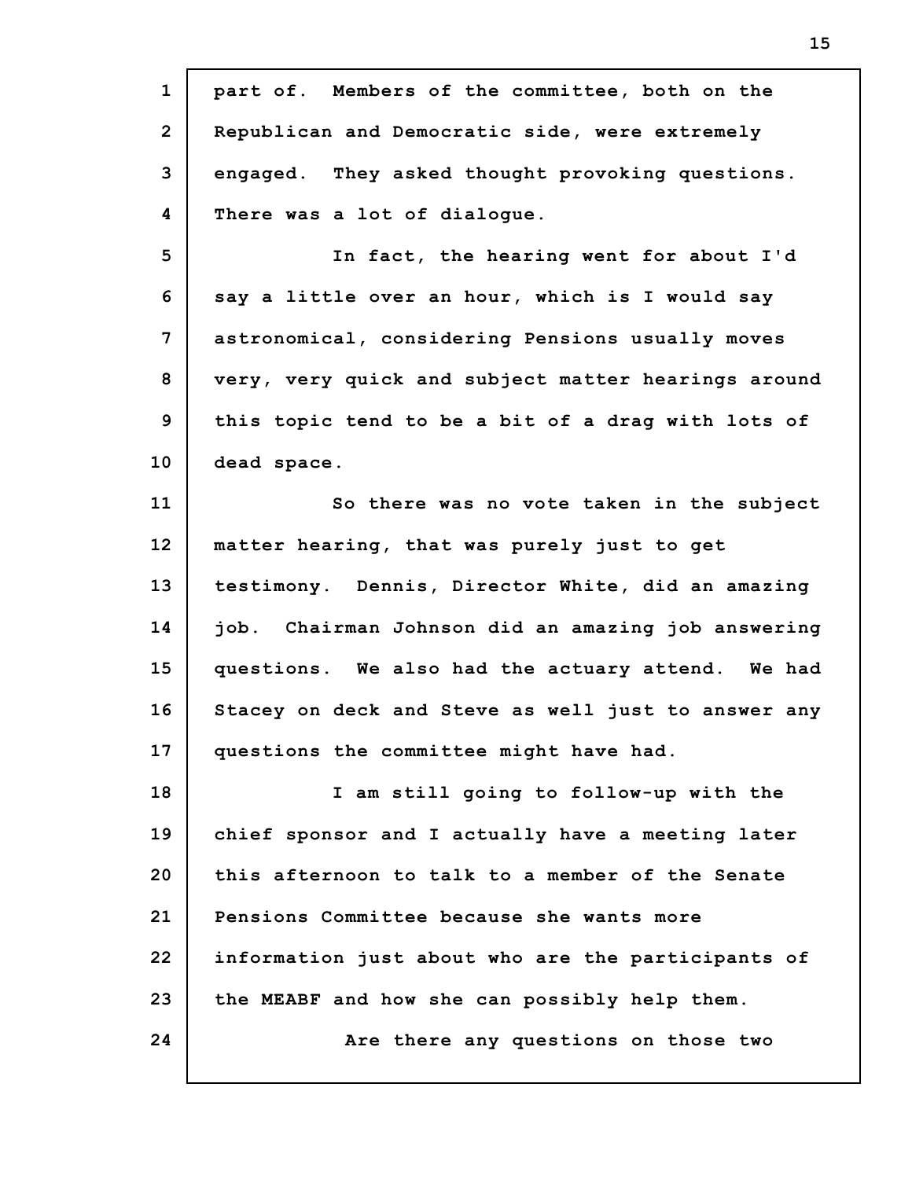part of. Members of the committee, both on the Republican and Democratic side, were extremely engaged. They asked thought provoking questions. There was a lot of dialogue.

In fact, the hearing went for about I'd say a little over an hour, which is I would say astronomical, considering Pensions usually moves very, very quick and subject matter hearings around this topic tend to be a bit of a drag with lots of dead space.

So there was no vote taken in the subject matter hearing, that was purely just to get testimony. Dennis, Director White, did an amazing job. Chairman Johnson did an amazing job answering questions. We also had the actuary attend. We had Stacey on deck and Steve as well just to answer any questions the committee might have had.

I am still going to follow-up with the chief sponsor and I actually have a meeting later this afternoon to talk to a member of the Senate Pensions Committee because she wants more information just about who are the participants of the MEABF and how she can possibly help them.

Are there any questions on those two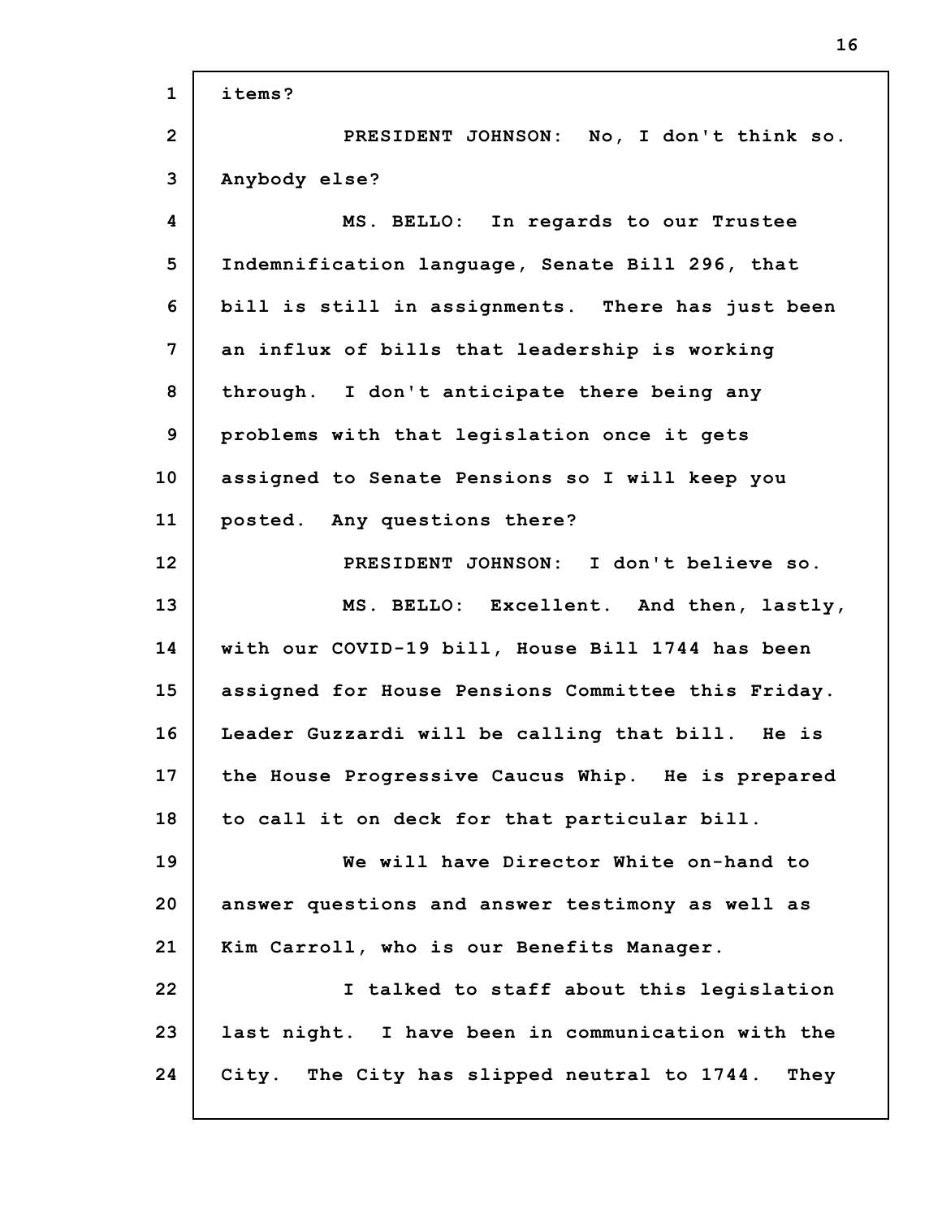items?

PRESIDENT JOHNSON: No, I don't think so. Anybody else?

MS. BELLO: In regards to our Trustee Indemnification language, Senate Bill 296, that bill is still in assignments. There has just been an influx of bills that leadership is working through. I don't anticipate there being any problems with that legislation once it gets assigned to Senate Pensions so I will keep you posted. Any questions there?

PRESIDENT JOHNSON: I don't believe so.

MS. BELLO: Excellent. And then, lastly, with our COVID-19 bill, House Bill 1744 has been assigned for House Pensions Committee this Friday. Leader Guzzardi will be calling that bill. He is the House Progressive Caucus Whip. He is prepared to call it on deck for that particular bill.

We will have Director White on-hand to answer questions and answer testimony as well as Kim Carroll, who is our Benefits Manager.

I talked to staff about this legislation last night. I have been in communication with the City. The City has slipped neutral to 1744. They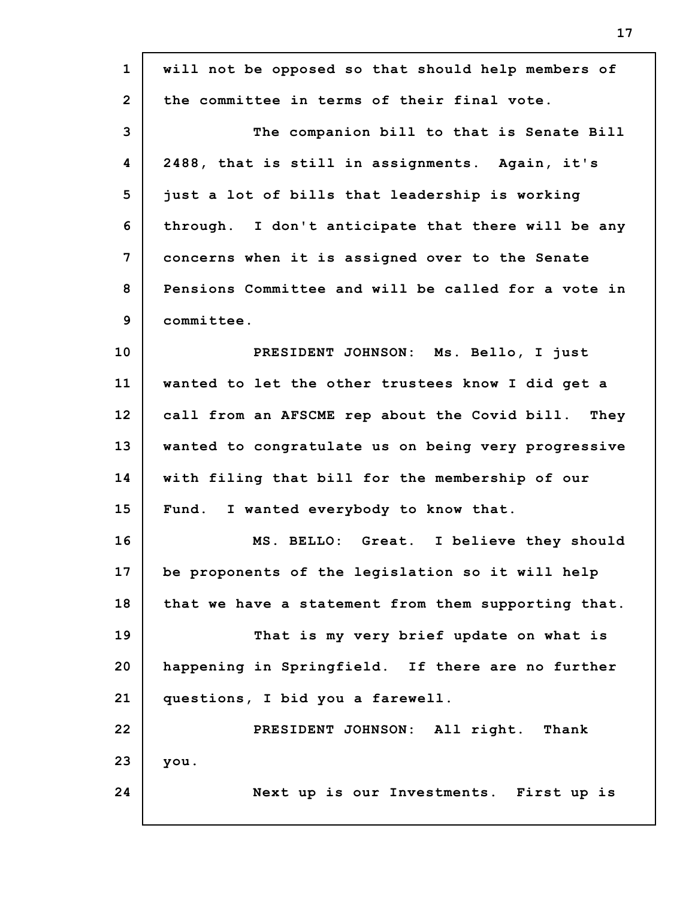will not be opposed so that should help members of the committee in terms of their final vote.

The companion bill to that is Senate Bill 2488, that is still in assignments. Again, it's just a lot of bills that leadership is working through. I don't anticipate that there will be any concerns when it is assigned over to the Senate Pensions Committee and will be called for a vote in committee.

PRESIDENT JOHNSON: Ms. Bello, I just wanted to let the other trustees know I did get a call from an AFSCME rep about the Covid bill. They wanted to congratulate us on being very progressive with filing that bill for the membership of our Fund. I wanted everybody to know that.

MS. BELLO: Great. I believe they should be proponents of the legislation so it will help that we have a statement from them supporting that.

That is my very brief update on what is happening in Springfield. If there are no further questions, I bid you a farewell.

PRESIDENT JOHNSON: All right. Thank you.

Next up is our Investments. First up is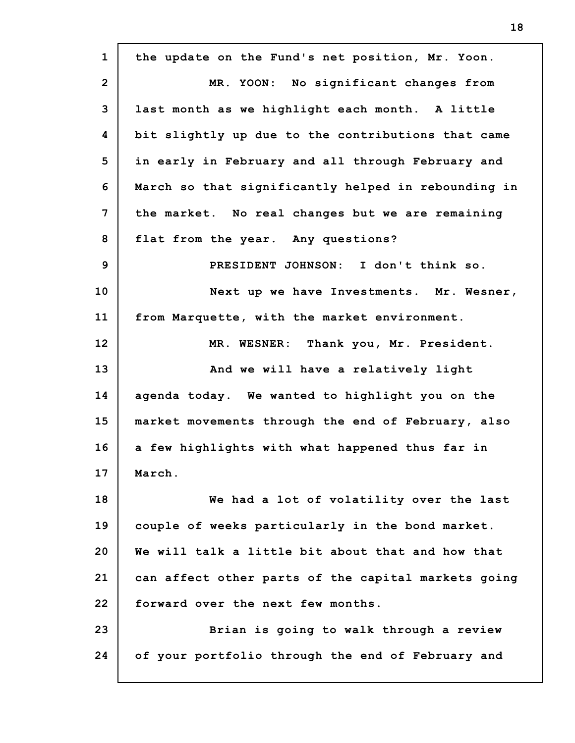the update on the Fund's net position, Mr. Yoon.

MR. YOON: No significant changes from last month as we highlight each month. A little bit slightly up due to the contributions that came in early in February and all through February and March so that significantly helped in rebounding in the market. No real changes but we are remaining flat from the year. Any questions?

PRESIDENT JOHNSON: I don't think so.

Next up we have Investments. Mr. Wesner, from Marquette, with the market environment.

MR. WESNER: Thank you, Mr. President.

And we will have a relatively light agenda today. We wanted to highlight you on the market movements through the end of February, also a few highlights with what happened thus far in March.

We had a lot of volatility over the last couple of weeks particularly in the bond market. We will talk a little bit about that and how that can affect other parts of the capital markets going forward over the next few months.

Brian is going to walk through a review of your portfolio through the end of February and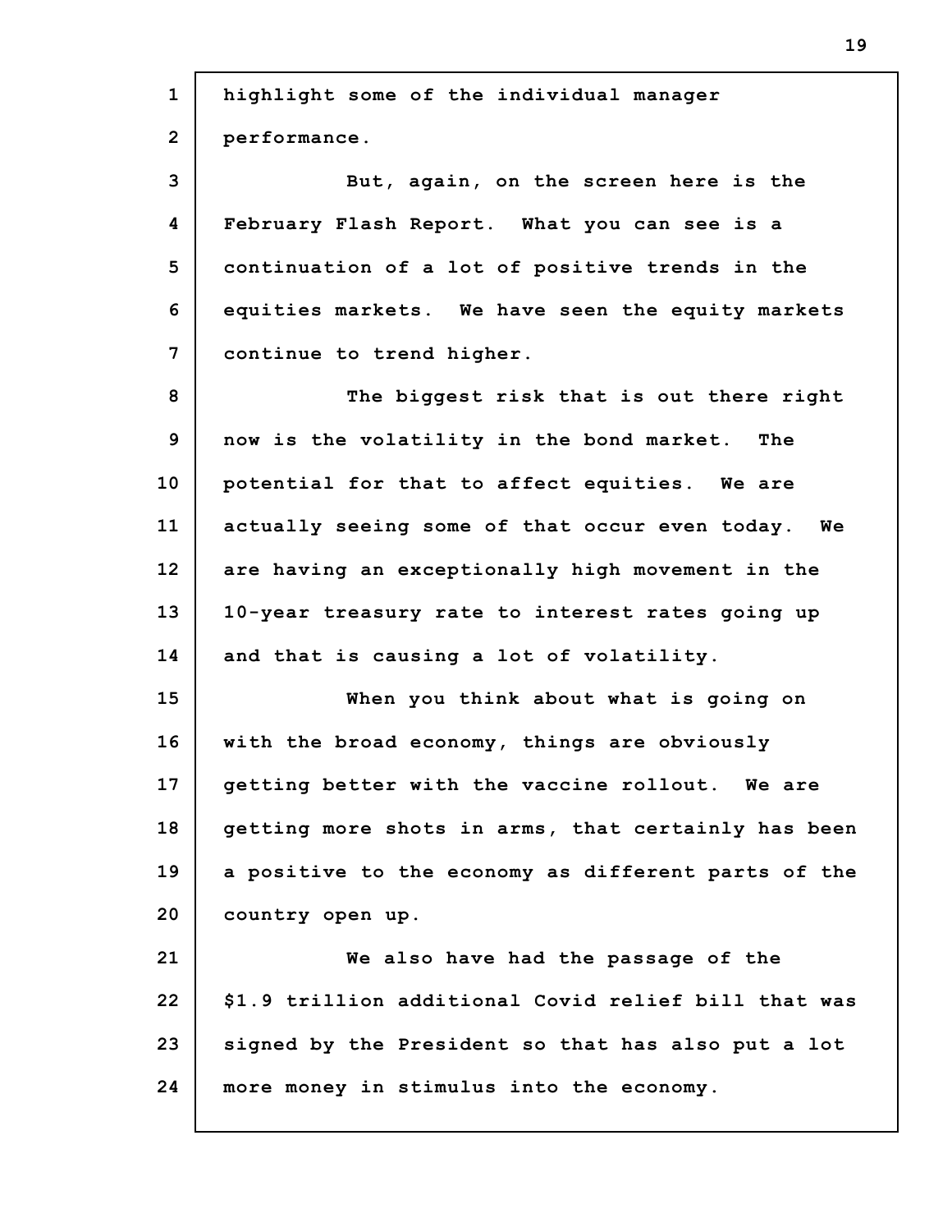highlight some of the individual manager performance.

But, again, on the screen here is the February Flash Report. What you can see is a continuation of a lot of positive trends in the equities markets. We have seen the equity markets continue to trend higher.

The biggest risk that is out there right now is the volatility in the bond market. The potential for that to affect equities. We are actually seeing some of that occur even today. We are having an exceptionally high movement in the 10-year treasury rate to interest rates going up and that is causing a lot of volatility.

When you think about what is going on with the broad economy, things are obviously getting better with the vaccine rollout. We are getting more shots in arms, that certainly has been a positive to the economy as different parts of the country open up.

We also have had the passage of the $1.9 trillion additional Covid relief bill that was signed by the President so that has also put a lot more money in stimulus into the economy.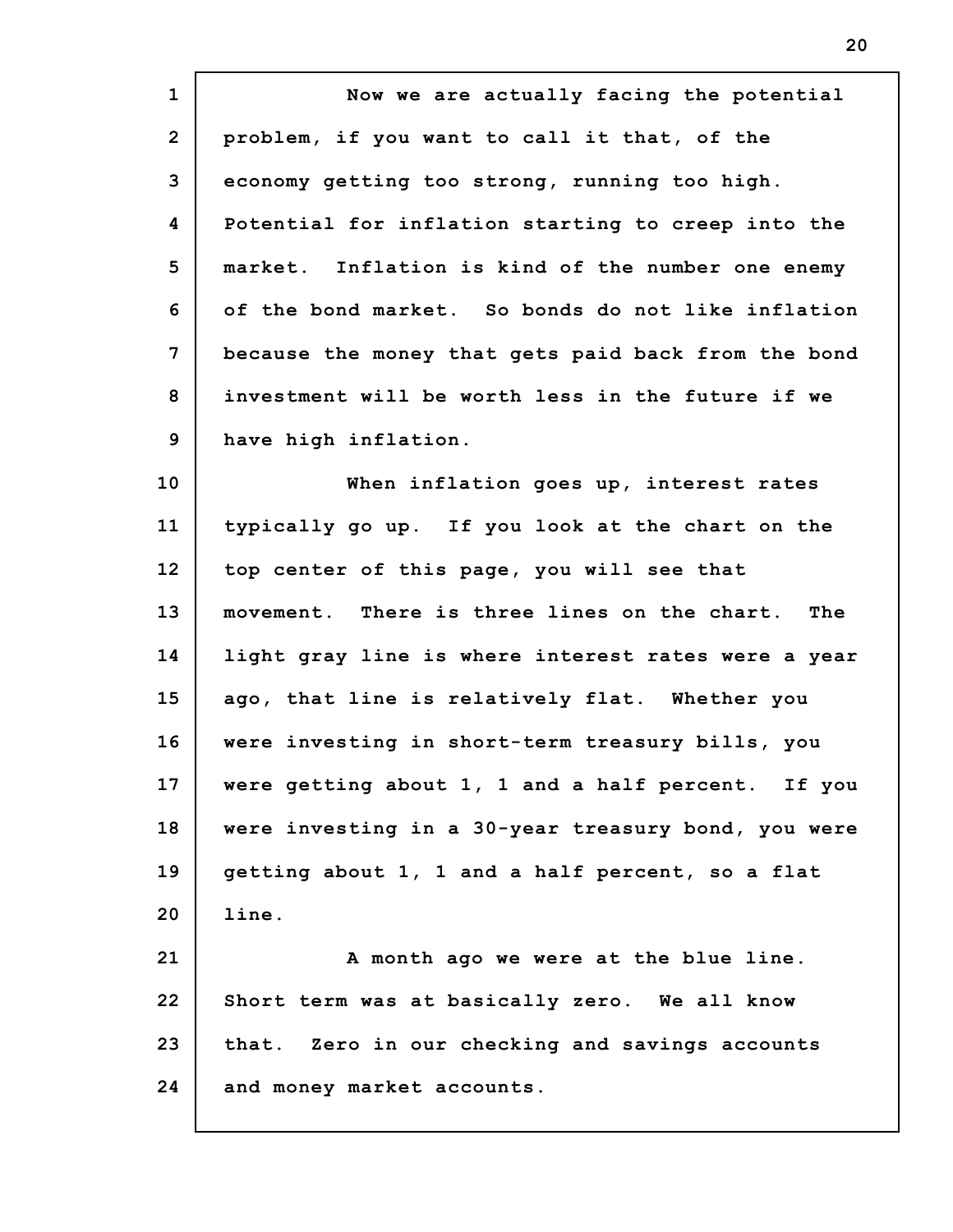Now we are actually facing the potential problem, if you want to call it that, of the economy getting too strong, running too high. Potential for inflation starting to creep into the market. Inflation is kind of the number one enemy of the bond market. So bonds do not like inflation because the money that gets paid back from the bond investment will be worth less in the future if we have high inflation.

When inflation goes up, interest rates typically go up. If you look at the chart on the top center of this page, you will see that movement. There is three lines on the chart. The light gray line is where interest rates were a year ago, that line is relatively flat. Whether you were investing in short-term treasury bills, you were getting about 1, 1 and a half percent. If you were investing in a 30-year treasury bond, you were getting about 1, 1 and a half percent, so a flat line.

A month ago we were at the blue line. Short term was at basically zero. We all know that. Zero in our checking and savings accounts and money market accounts.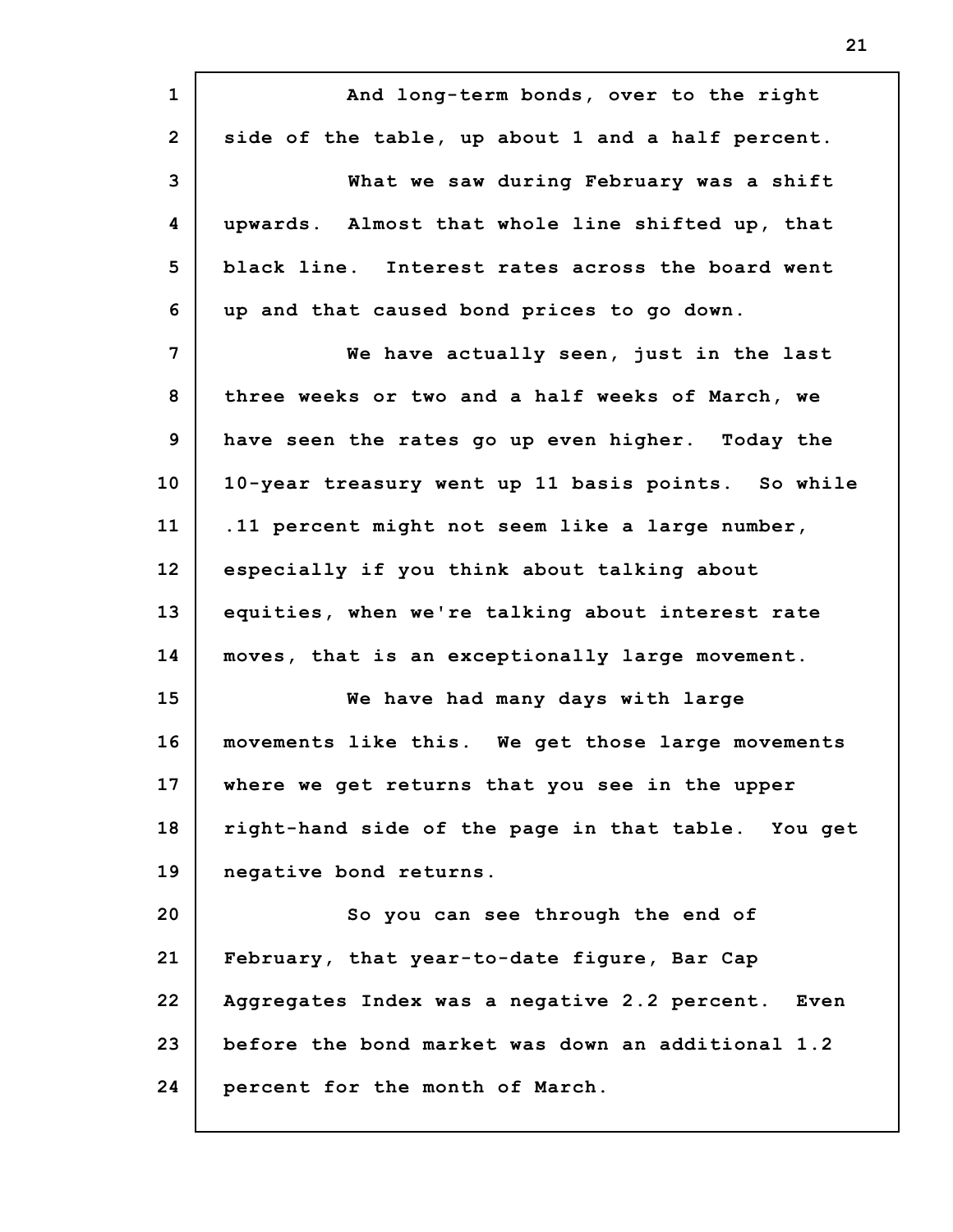And long-term bonds, over to the right side of the table, up about 1 and a half percent.

What we saw during February was a shift upwards. Almost that whole line shifted up, that black line. Interest rates across the board went up and that caused bond prices to go down.

We have actually seen, just in the last three weeks or two and a half weeks of March, we have seen the rates go up even higher. Today the 10-year treasury went up 11 basis points. So while .11 percent might not seem like a large number, especially if you think about talking about equities, when we're talking about interest rate moves, that is an exceptionally large movement.

We have had many days with large movements like this. We get those large movements where we get returns that you see in the upper right-hand side of the page in that table. You get negative bond returns.

So you can see through the end of February, that year-to-date figure, Bar Cap Aggregates Index was a negative 2.2 percent. Even before the bond market was down an additional 1.2 percent for the month of March.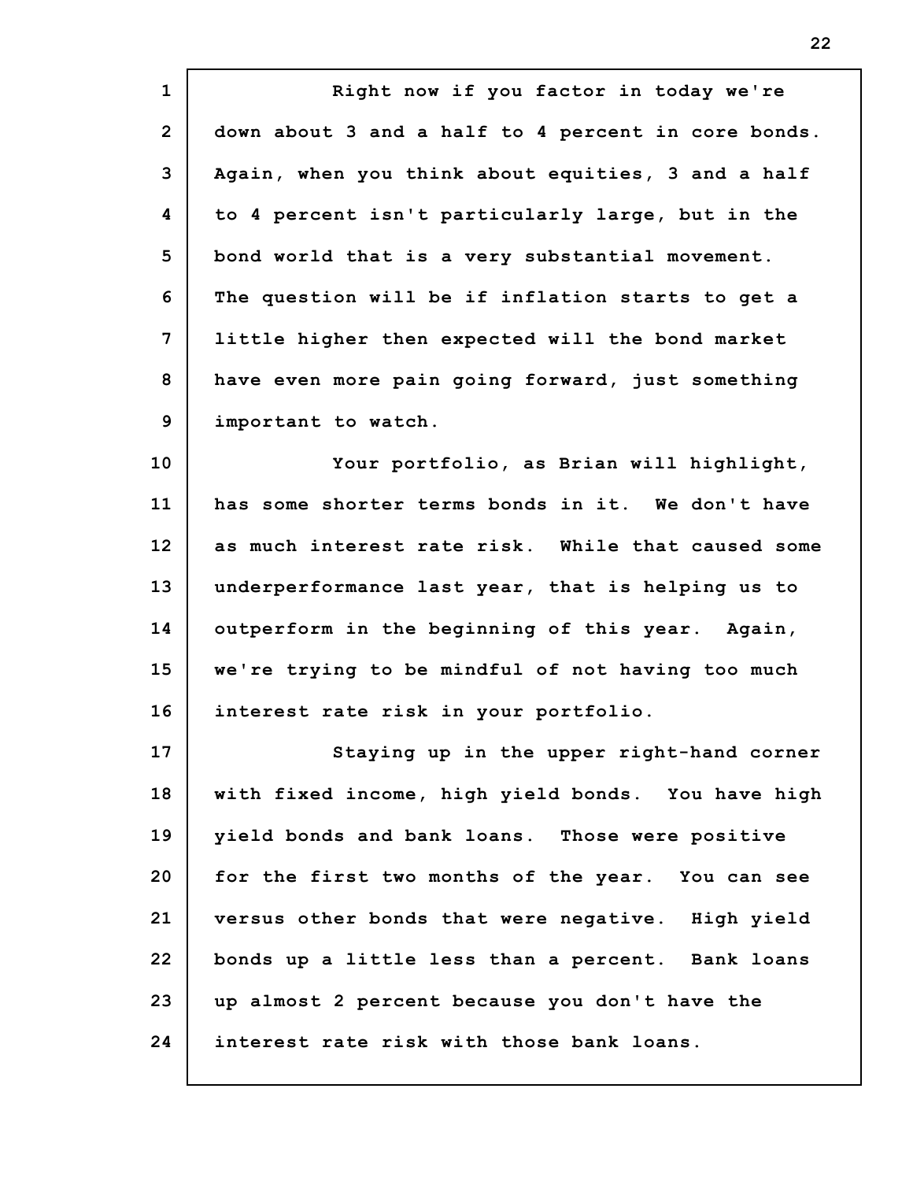Right now if you factor in today we're down about 3 and a half to 4 percent in core bonds. Again, when you think about equities, 3 and a half to 4 percent isn't particularly large, but in the bond world that is a very substantial movement. The question will be if inflation starts to get a little higher then expected will the bond market have even more pain going forward, just something important to watch.

Your portfolio, as Brian will highlight, has some shorter terms bonds in it. We don't have as much interest rate risk. While that caused some underperformance last year, that is helping us to outperform in the beginning of this year. Again, we're trying to be mindful of not having too much interest rate risk in your portfolio.

Staying up in the upper right-hand corner with fixed income, high yield bonds. You have high yield bonds and bank loans. Those were positive for the first two months of the year. You can see versus other bonds that were negative. High yield bonds up a little less than a percent. Bank loans up almost 2 percent because you don't have the interest rate risk with those bank loans.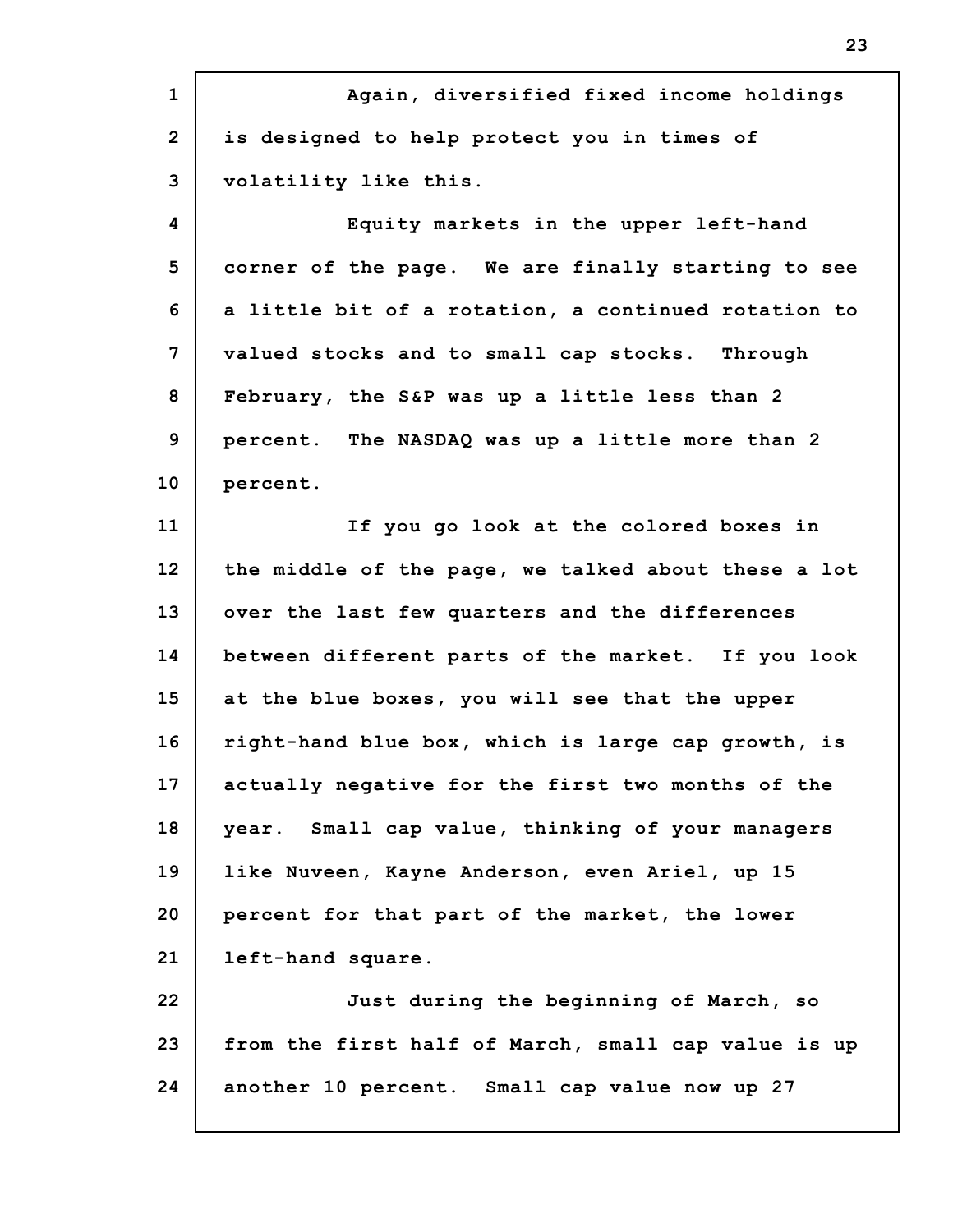Again, diversified fixed income holdings is designed to help protect you in times of volatility like this.

Equity markets in the upper left-hand corner of the page. We are finally starting to see a little bit of a rotation, a continued rotation to valued stocks and to small cap stocks. Through February, the S&P was up a little less than 2 percent. The NASDAQ was up a little more than 2 percent.

If you go look at the colored boxes in the middle of the page, we talked about these a lot over the last few quarters and the differences between different parts of the market. If you look at the blue boxes, you will see that the upper right-hand blue box, which is large cap growth, is actually negative for the first two months of the year. Small cap value, thinking of your managers like Nuveen, Kayne Anderson, even Ariel, up 15 percent for that part of the market, the lower left-hand square.

Just during the beginning of March, so from the first half of March, small cap value is up another 10 percent. Small cap value now up 27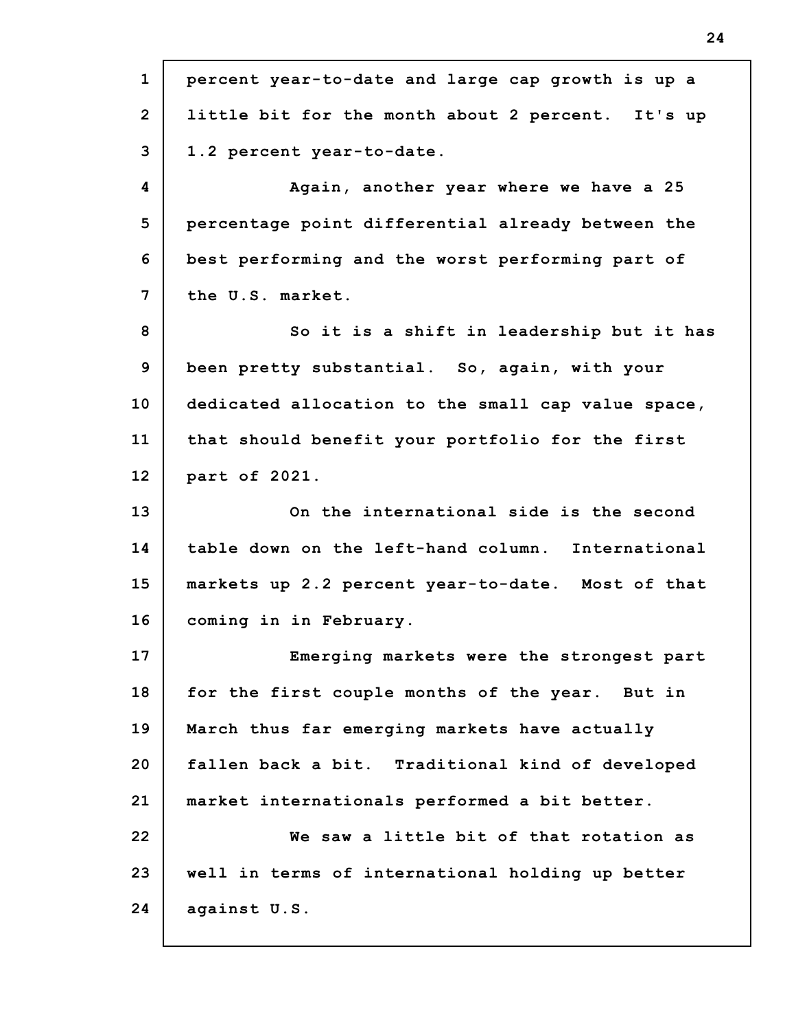percent year-to-date and large cap growth is up a little bit for the month about 2 percent. It's up 1.2 percent year-to-date.

Again, another year where we have a 25 percentage point differential already between the best performing and the worst performing part of the U.S. market.

So it is a shift in leadership but it has been pretty substantial. So, again, with your dedicated allocation to the small cap value space, that should benefit your portfolio for the first part of 2021.

On the international side is the second table down on the left-hand column. International markets up 2.2 percent year-to-date. Most of that coming in in February.

Emerging markets were the strongest part for the first couple months of the year. But in March thus far emerging markets have actually fallen back a bit. Traditional kind of developed market internationals performed a bit better.

We saw a little bit of that rotation as well in terms of international holding up better against U.S.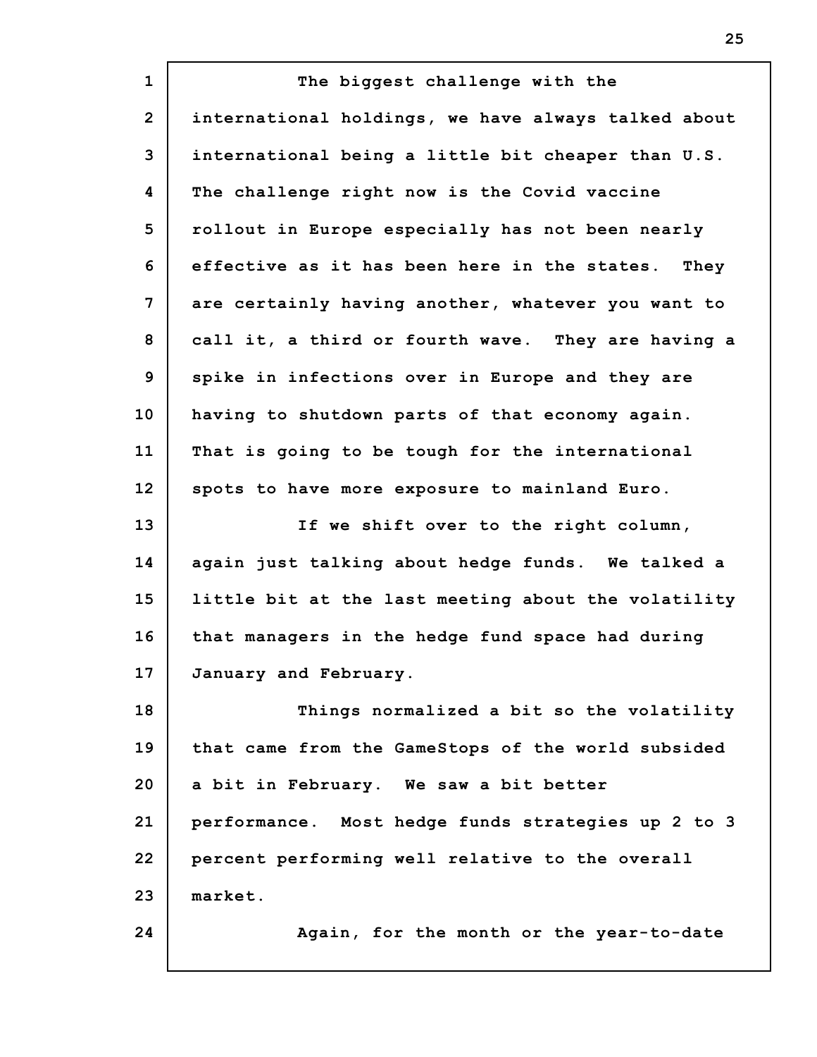The biggest challenge with the international holdings, we have always talked about international being a little bit cheaper than U.S. The challenge right now is the Covid vaccine rollout in Europe especially has not been nearly effective as it has been here in the states. They are certainly having another, whatever you want to call it, a third or fourth wave. They are having a spike in infections over in Europe and they are having to shutdown parts of that economy again. That is going to be tough for the international spots to have more exposure to mainland Euro.

If we shift over to the right column, again just talking about hedge funds. We talked a little bit at the last meeting about the volatility that managers in the hedge fund space had during January and February.

Things normalized a bit so the volatility that came from the GameStops of the world subsided a bit in February. We saw a bit better performance. Most hedge funds strategies up 2 to 3 percent performing well relative to the overall market.

Again, for the month or the year-to-date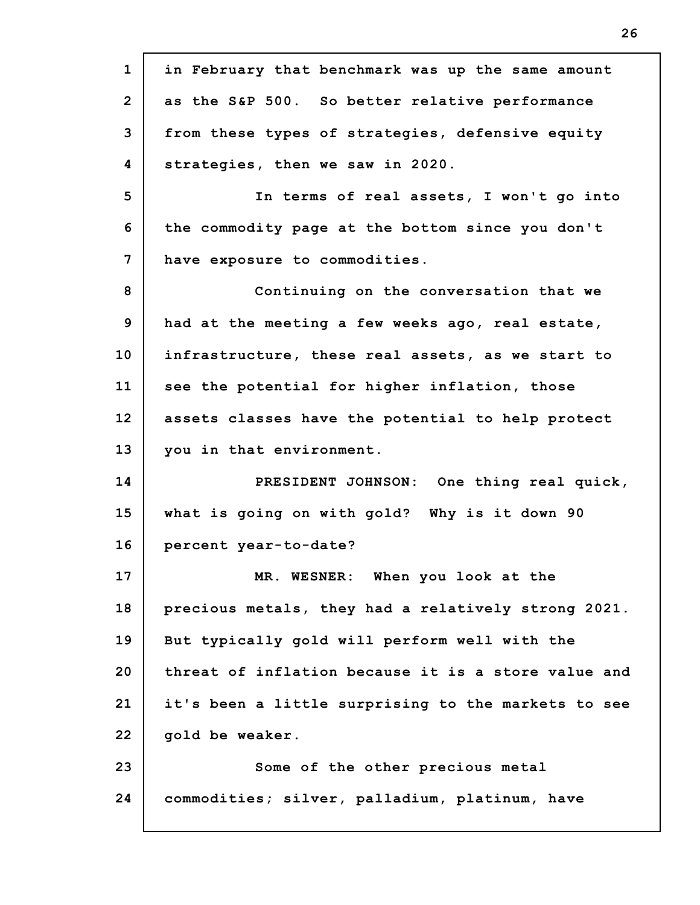in February that benchmark was up the same amount as the S&P 500. So better relative performance from these types of strategies, defensive equity strategies, then we saw in 2020.

In terms of real assets, I won't go into the commodity page at the bottom since you don't have exposure to commodities.

Continuing on the conversation that we had at the meeting a few weeks ago, real estate, infrastructure, these real assets, as we start to see the potential for higher inflation, those assets classes have the potential to help protect you in that environment.

PRESIDENT JOHNSON: One thing real quick, what is going on with gold? Why is it down 90 percent year-to-date?

MR. WESNER: When you look at the precious metals, they had a relatively strong 2021. But typically gold will perform well with the threat of inflation because it is a store value and it's been a little surprising to the markets to see gold be weaker.

Some of the other precious metal commodities; silver, palladium, platinum, have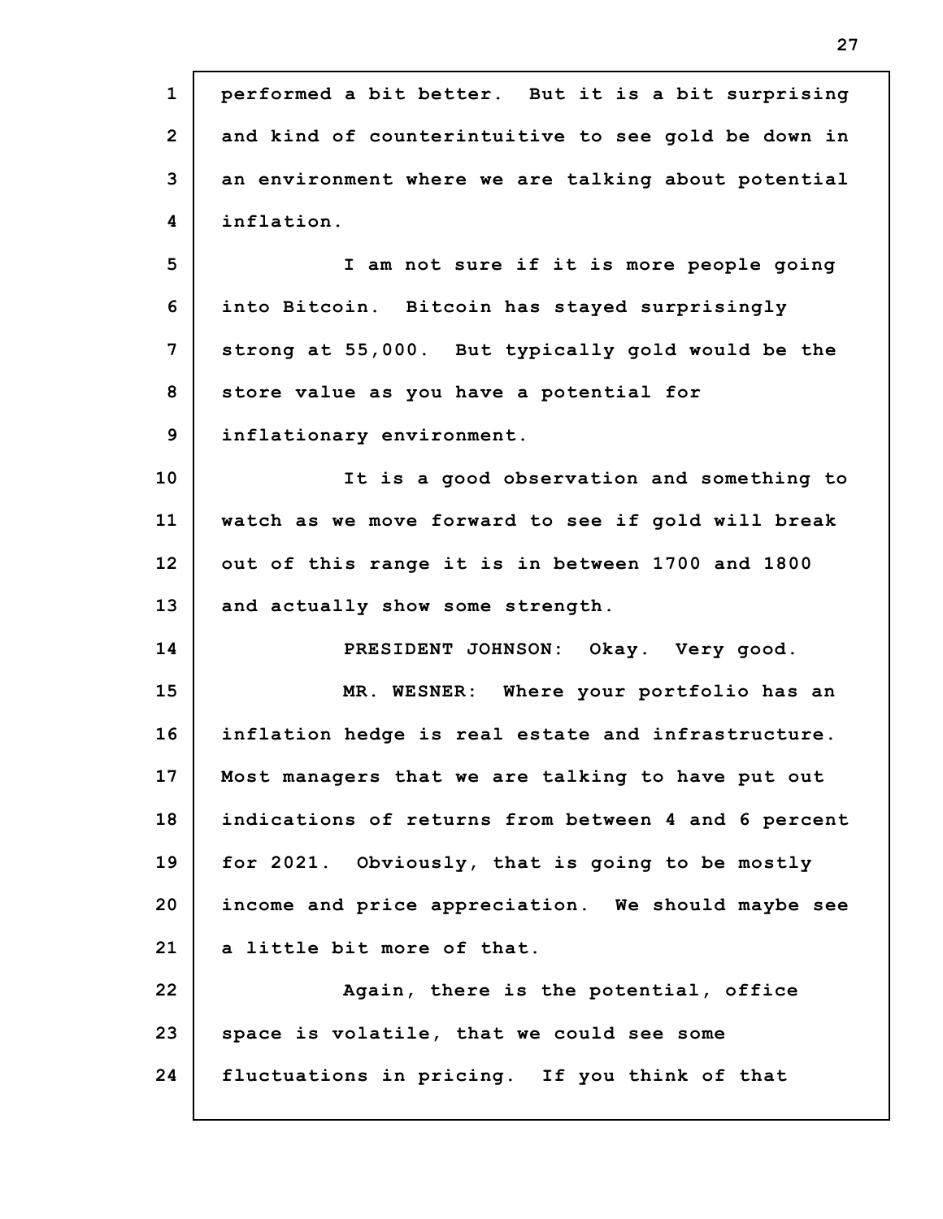performed a bit better. But it is a bit surprising and kind of counterintuitive to see gold be down in an environment where we are talking about potential inflation.

I am not sure if it is more people going into Bitcoin. Bitcoin has stayed surprisingly strong at 55,000. But typically gold would be the store value as you have a potential for inflationary environment.

It is a good observation and something to watch as we move forward to see if gold will break out of this range it is in between 1700 and 1800 and actually show some strength.

PRESIDENT JOHNSON: Okay. Very good.

MR. WESNER: Where your portfolio has an inflation hedge is real estate and infrastructure. Most managers that we are talking to have put out indications of returns from between 4 and 6 percent for 2021. Obviously, that is going to be mostly income and price appreciation. We should maybe see a little bit more of that.

Again, there is the potential, office space is volatile, that we could see some fluctuations in pricing. If you think of that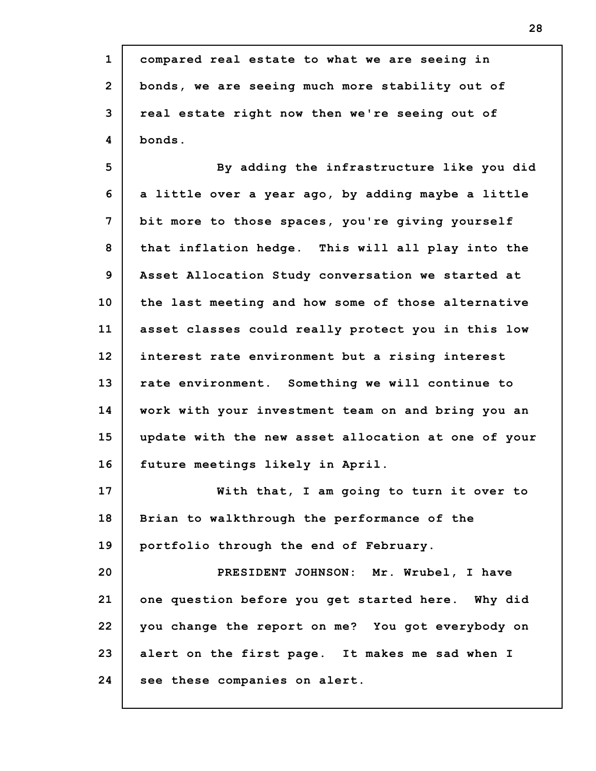compared real estate to what we are seeing in bonds, we are seeing much more stability out of real estate right now then we're seeing out of bonds.

By adding the infrastructure like you did a little over a year ago, by adding maybe a little bit more to those spaces, you're giving yourself that inflation hedge. This will all play into the Asset Allocation Study conversation we started at the last meeting and how some of those alternative asset classes could really protect you in this low interest rate environment but a rising interest rate environment. Something we will continue to work with your investment team on and bring you an update with the new asset allocation at one of your future meetings likely in April.

With that, I am going to turn it over to Brian to walkthrough the performance of the portfolio through the end of February.

PRESIDENT JOHNSON: Mr. Wrubel, I have one question before you get started here. Why did you change the report on me? You got everybody on alert on the first page. It makes me sad when I see these companies on alert.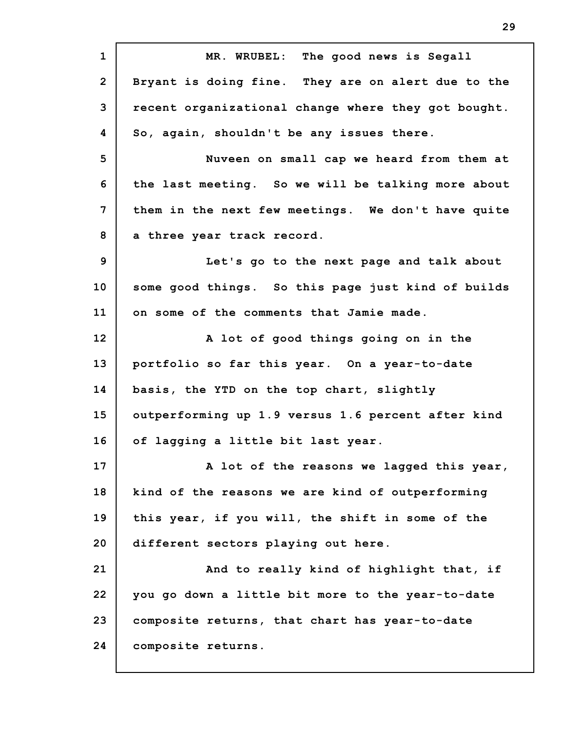MR. WRUBEL: The good news is Segall Bryant is doing fine. They are on alert due to the recent organizational change where they got bought. So, again, shouldn't be any issues there.

Nuveen on small cap we heard from them at the last meeting. So we will be talking more about them in the next few meetings. We don't have quite a three year track record.

Let's go to the next page and talk about some good things. So this page just kind of builds on some of the comments that Jamie made.

A lot of good things going on in the portfolio so far this year. On a year-to-date basis, the YTD on the top chart, slightly outperforming up 1.9 versus 1.6 percent after kind of lagging a little bit last year.

A lot of the reasons we lagged this year, kind of the reasons we are kind of outperforming this year, if you will, the shift in some of the different sectors playing out here.

And to really kind of highlight that, if you go down a little bit more to the year-to-date composite returns, that chart has year-to-date composite returns.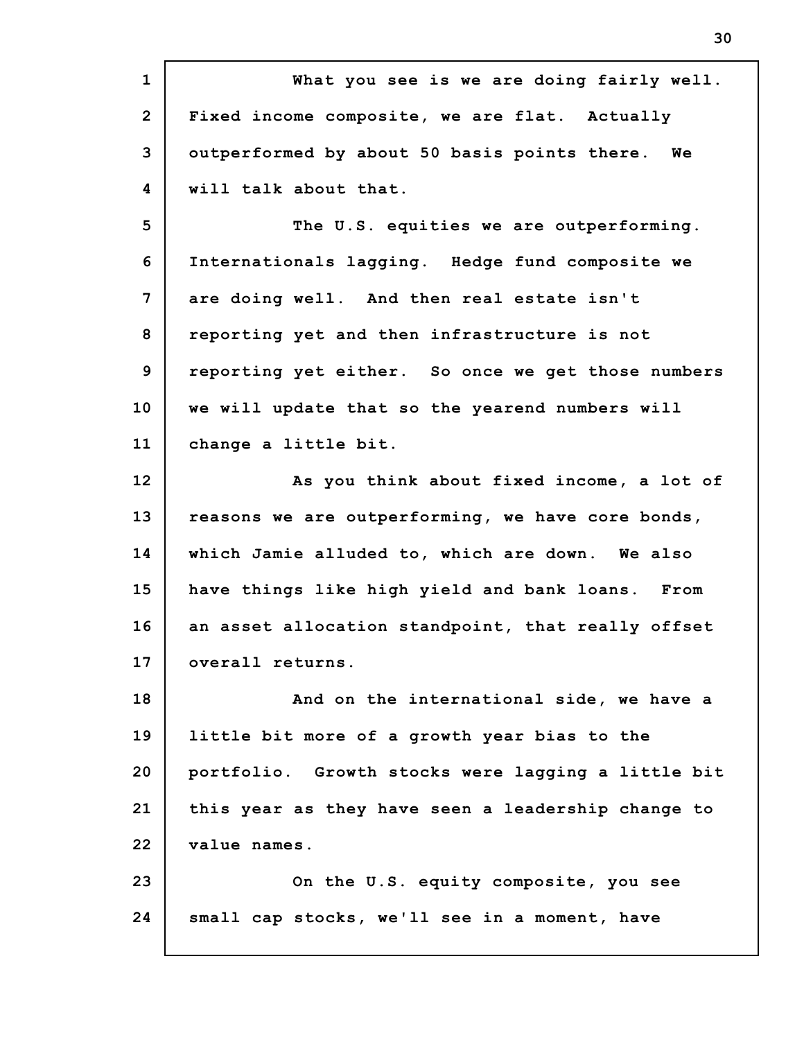What you see is we are doing fairly well. Fixed income composite, we are flat. Actually outperformed by about 50 basis points there. We will talk about that.

The U.S. equities we are outperforming. Internationals lagging. Hedge fund composite we are doing well. And then real estate isn't reporting yet and then infrastructure is not reporting yet either. So once we get those numbers we will update that so the yearend numbers will change a little bit.

As you think about fixed income, a lot of reasons we are outperforming, we have core bonds, which Jamie alluded to, which are down. We also have things like high yield and bank loans. From an asset allocation standpoint, that really offset overall returns.

And on the international side, we have a little bit more of a growth year bias to the portfolio. Growth stocks were lagging a little bit this year as they have seen a leadership change to value names.

On the U.S. equity composite, you see small cap stocks, we'll see in a moment, have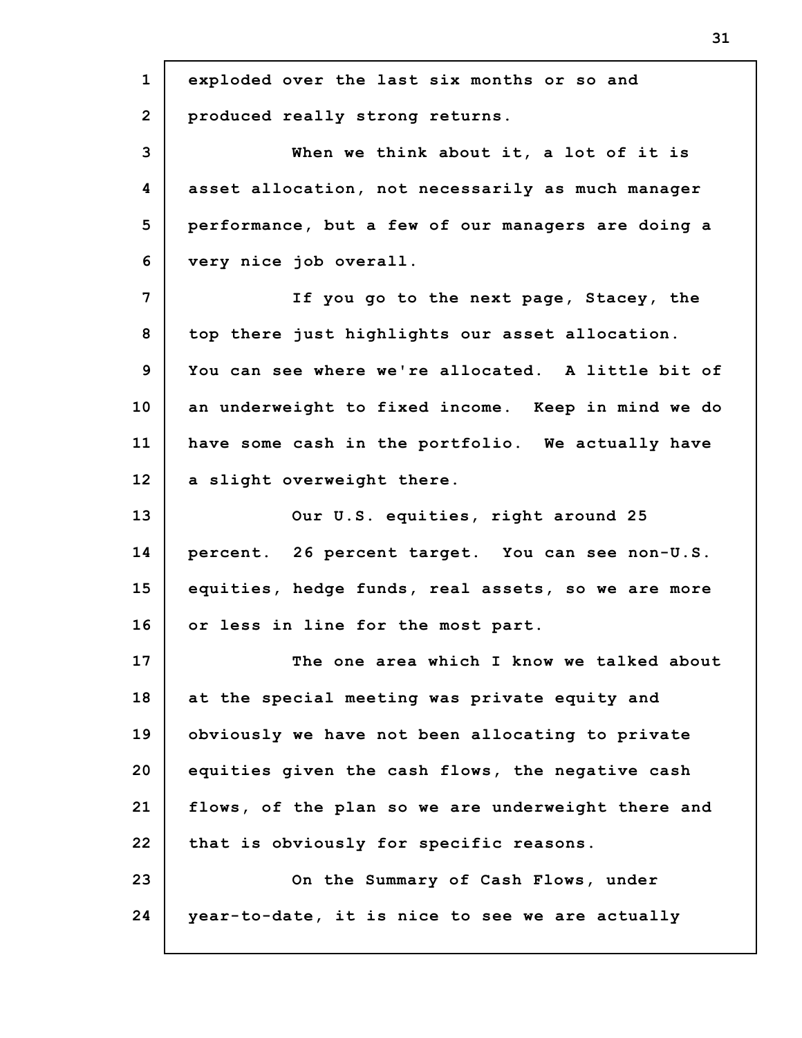exploded over the last six months or so and produced really strong returns.

When we think about it, a lot of it is asset allocation, not necessarily as much manager performance, but a few of our managers are doing a very nice job overall.

If you go to the next page, Stacey, the top there just highlights our asset allocation. You can see where we're allocated. A little bit of an underweight to fixed income. Keep in mind we do have some cash in the portfolio. We actually have a slight overweight there.

Our U.S. equities, right around 25 percent. 26 percent target. You can see non-U.S. equities, hedge funds, real assets, so we are more or less in line for the most part.

The one area which I know we talked about at the special meeting was private equity and obviously we have not been allocating to private equities given the cash flows, the negative cash flows, of the plan so we are underweight there and that is obviously for specific reasons.

On the Summary of Cash Flows, under year-to-date, it is nice to see we are actually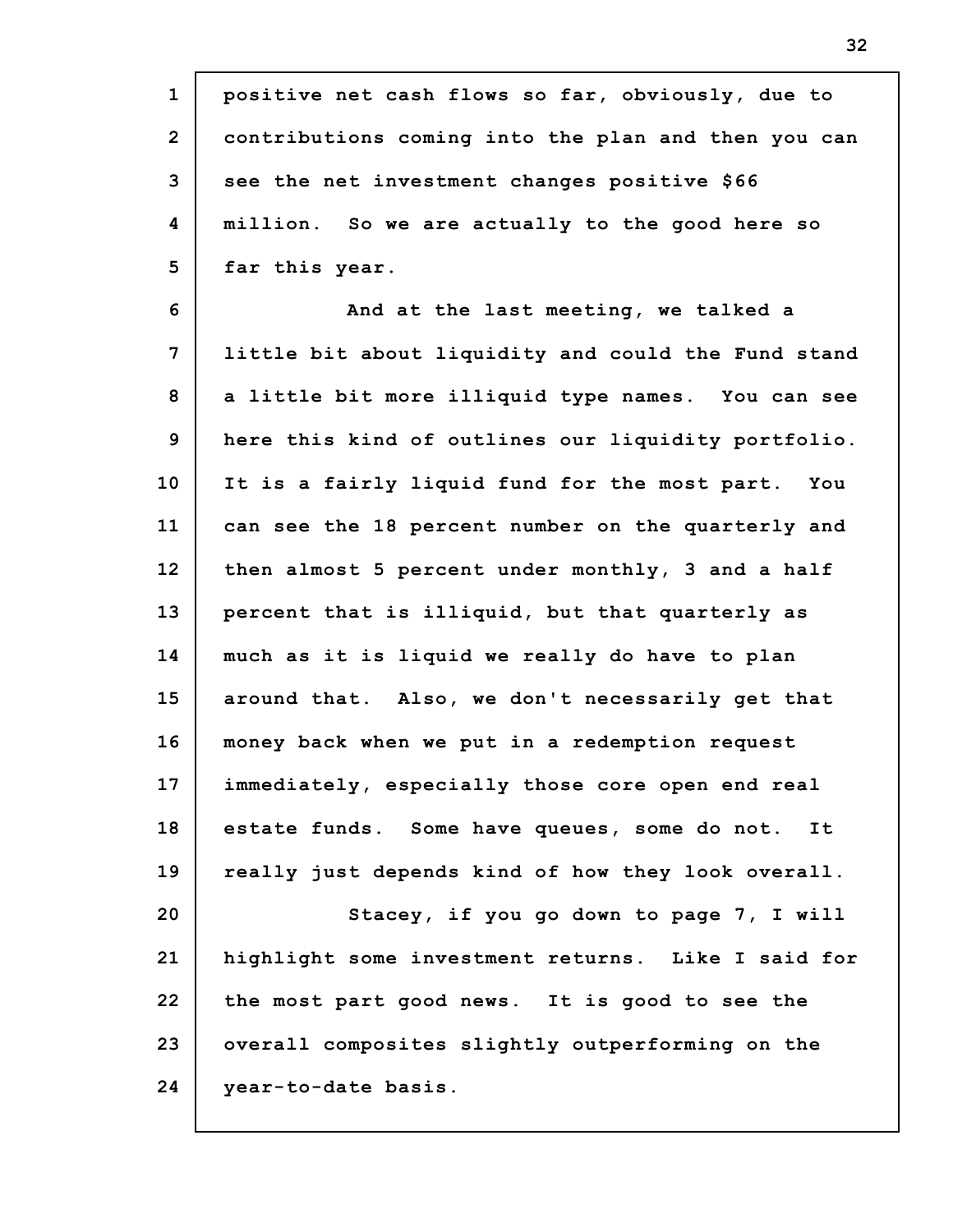positive net cash flows so far, obviously, due to contributions coming into the plan and then you can see the net investment changes positive $66 million. So we are actually to the good here so far this year.

And at the last meeting, we talked a little bit about liquidity and could the Fund stand a little bit more illiquid type names. You can see here this kind of outlines our liquidity portfolio. It is a fairly liquid fund for the most part. You can see the 18 percent number on the quarterly and then almost 5 percent under monthly, 3 and a half percent that is illiquid, but that quarterly as much as it is liquid we really do have to plan around that. Also, we don't necessarily get that money back when we put in a redemption request immediately, especially those core open end real estate funds. Some have queues, some do not. It really just depends kind of how they look overall.

Stacey, if you go down to page 7, I will highlight some investment returns. Like I said for the most part good news. It is good to see the overall composites slightly outperforming on the year-to-date basis.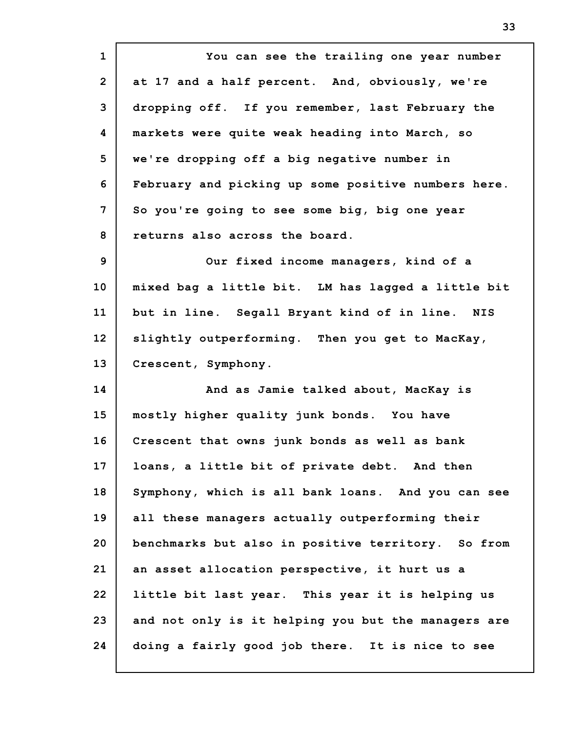You can see the trailing one year number at 17 and a half percent. And, obviously, we're dropping off. If you remember, last February the markets were quite weak heading into March, so we're dropping off a big negative number in February and picking up some positive numbers here. So you're going to see some big, big one year returns also across the board.

Our fixed income managers, kind of a mixed bag a little bit. LM has lagged a little bit but in line. Segall Bryant kind of in line. NIS slightly outperforming. Then you get to MacKay, Crescent, Symphony.

And as Jamie talked about, MacKay is mostly higher quality junk bonds. You have Crescent that owns junk bonds as well as bank loans, a little bit of private debt. And then Symphony, which is all bank loans. And you can see all these managers actually outperforming their benchmarks but also in positive territory. So from an asset allocation perspective, it hurt us a little bit last year. This year it is helping us and not only is it helping you but the managers are doing a fairly good job there. It is nice to see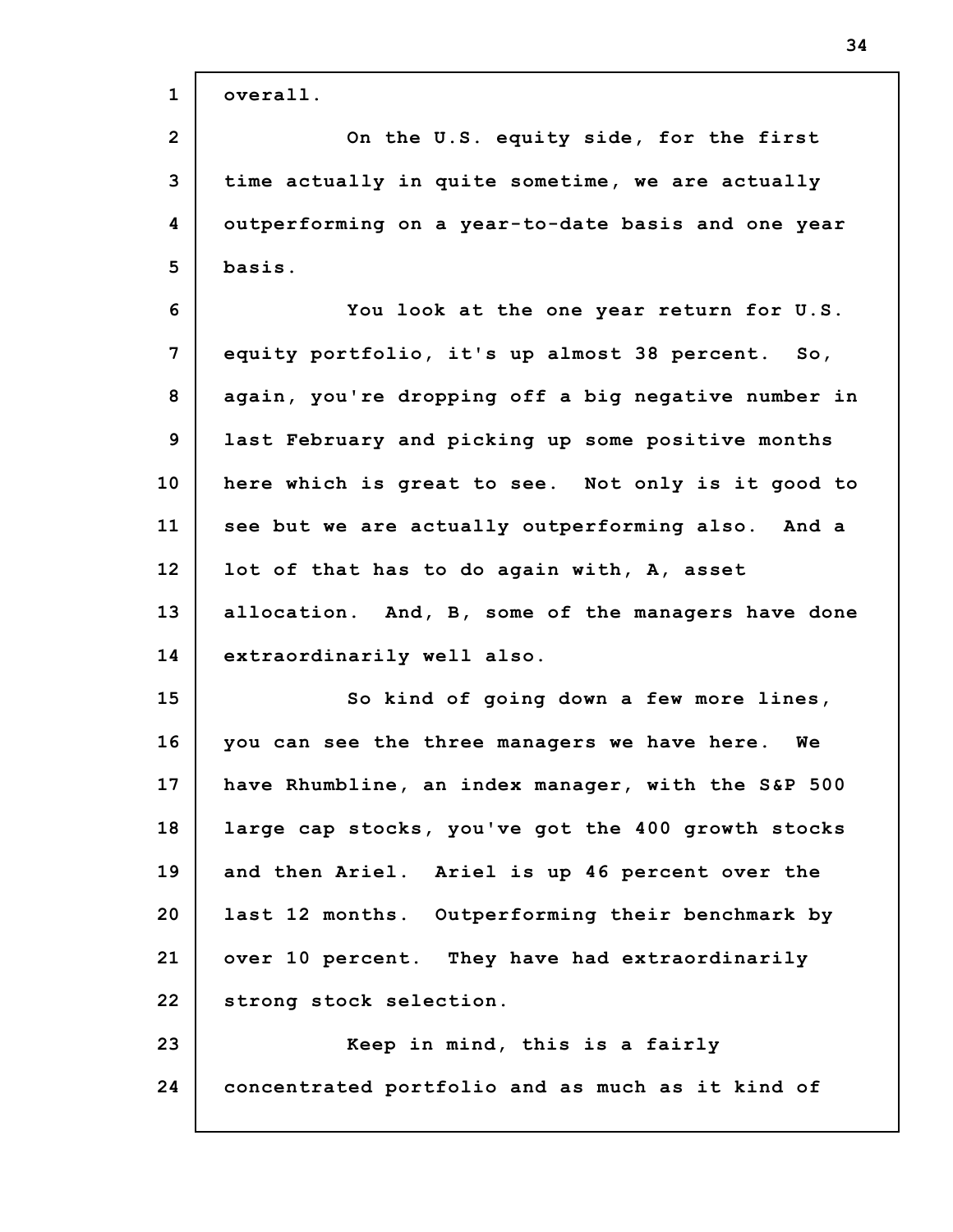overall.

On the U.S. equity side, for the first time actually in quite sometime, we are actually outperforming on a year-to-date basis and one year basis.

You look at the one year return for U.S. equity portfolio, it's up almost 38 percent. So, again, you're dropping off a big negative number in last February and picking up some positive months here which is great to see. Not only is it good to see but we are actually outperforming also. And a lot of that has to do again with, A, asset allocation. And, B, some of the managers have done extraordinarily well also.

So kind of going down a few more lines, you can see the three managers we have here. We have Rhumbline, an index manager, with the S&P 500 large cap stocks, you've got the 400 growth stocks and then Ariel. Ariel is up 46 percent over the last 12 months. Outperforming their benchmark by over 10 percent. They have had extraordinarily strong stock selection.

Keep in mind, this is a fairly concentrated portfolio and as much as it kind of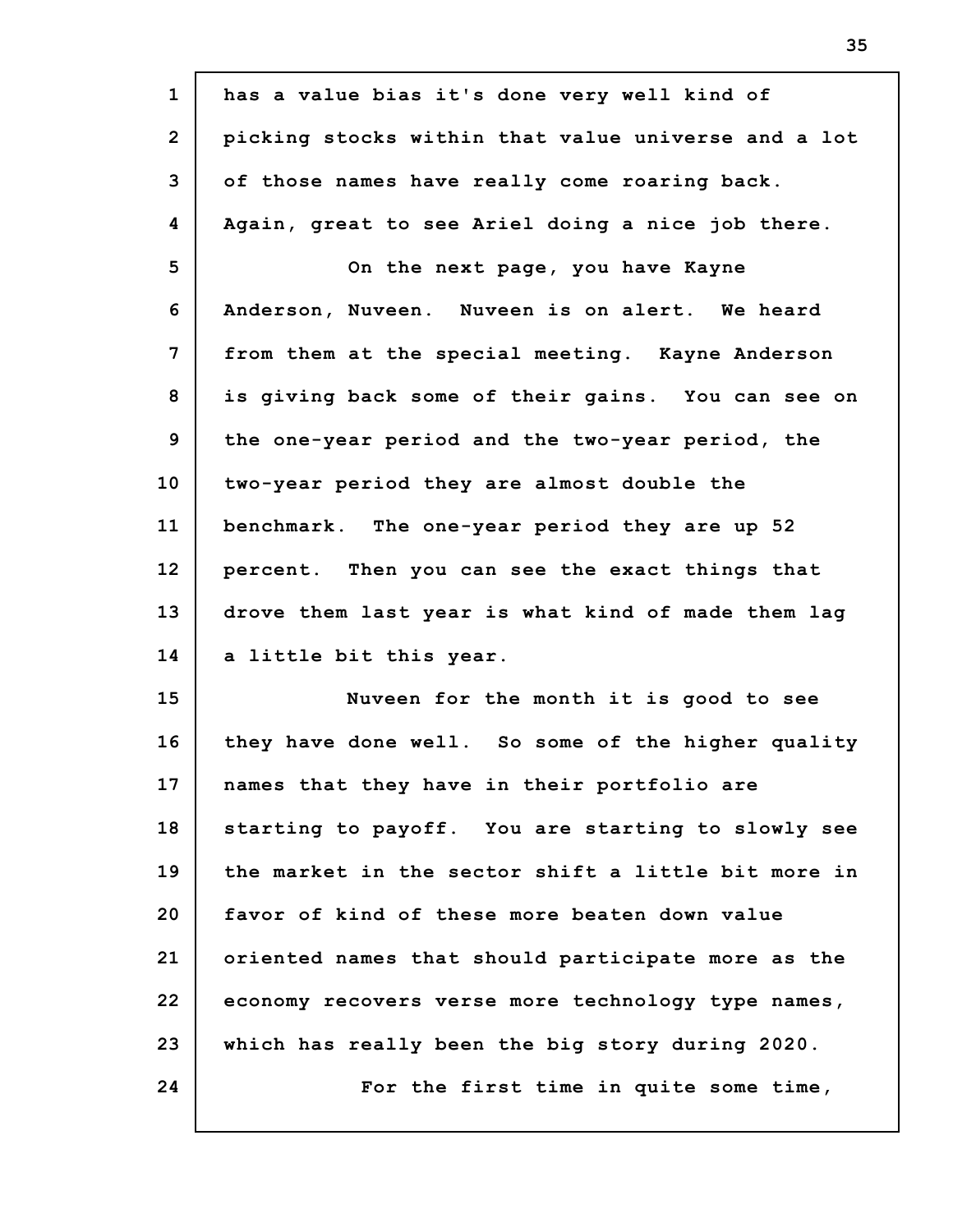has a value bias it's done very well kind of picking stocks within that value universe and a lot of those names have really come roaring back. Again, great to see Ariel doing a nice job there.

On the next page, you have Kayne Anderson, Nuveen. Nuveen is on alert. We heard from them at the special meeting. Kayne Anderson is giving back some of their gains. You can see on the one-year period and the two-year period, the two-year period they are almost double the benchmark. The one-year period they are up 52 percent. Then you can see the exact things that drove them last year is what kind of made them lag a little bit this year.

Nuveen for the month it is good to see they have done well. So some of the higher quality names that they have in their portfolio are starting to payoff. You are starting to slowly see the market in the sector shift a little bit more in favor of kind of these more beaten down value oriented names that should participate more as the economy recovers verse more technology type names, which has really been the big story during 2020.

For the first time in quite some time,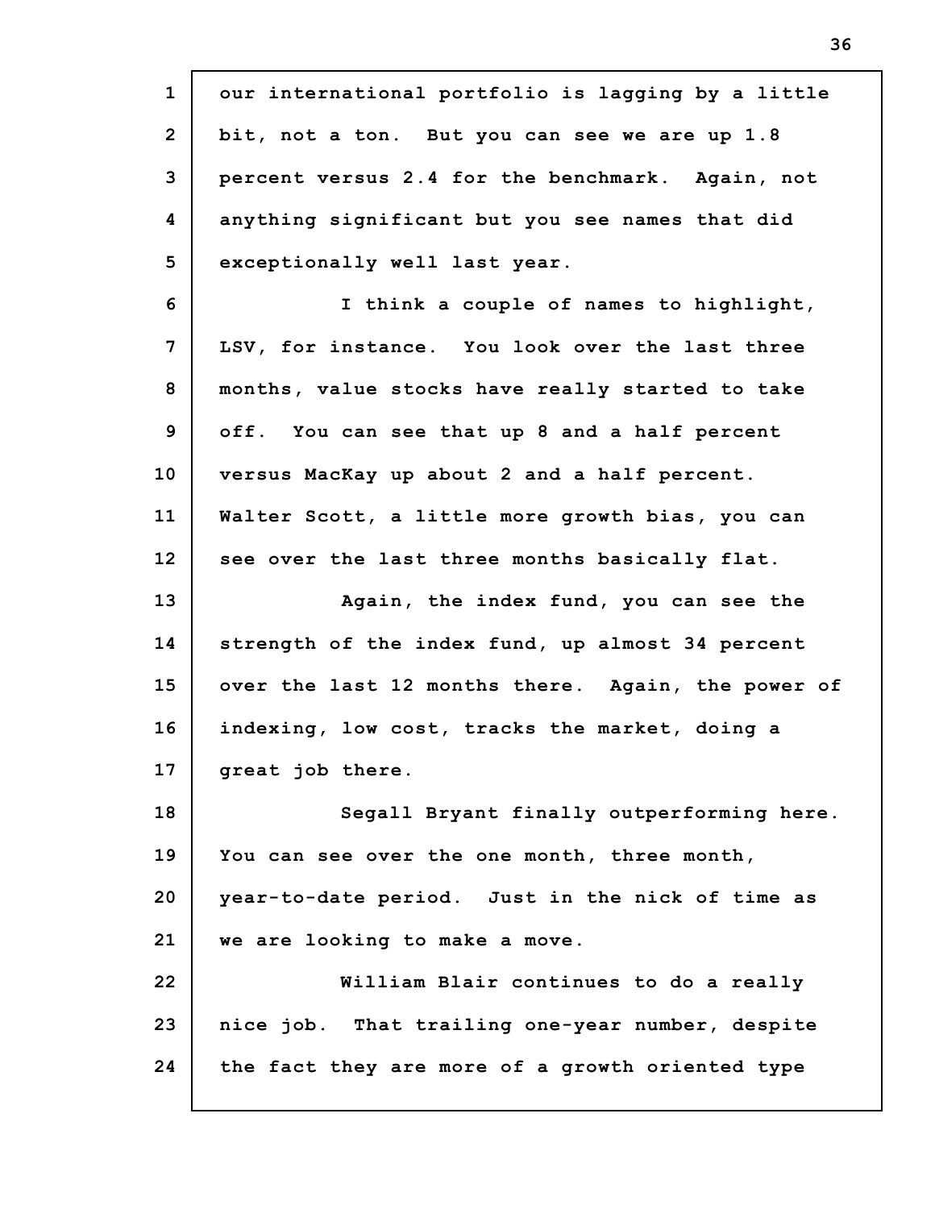our international portfolio is lagging by a little bit, not a ton. But you can see we are up 1.8 percent versus 2.4 for the benchmark. Again, not anything significant but you see names that did exceptionally well last year.

I think a couple of names to highlight, LSV, for instance. You look over the last three months, value stocks have really started to take off. You can see that up 8 and a half percent versus MacKay up about 2 and a half percent. Walter Scott, a little more growth bias, you can see over the last three months basically flat.

Again, the index fund, you can see the strength of the index fund, up almost 34 percent over the last 12 months there. Again, the power of indexing, low cost, tracks the market, doing a great job there.

Segall Bryant finally outperforming here. You can see over the one month, three month, year-to-date period. Just in the nick of time as we are looking to make a move.

William Blair continues to do a really nice job. That trailing one-year number, despite the fact they are more of a growth oriented type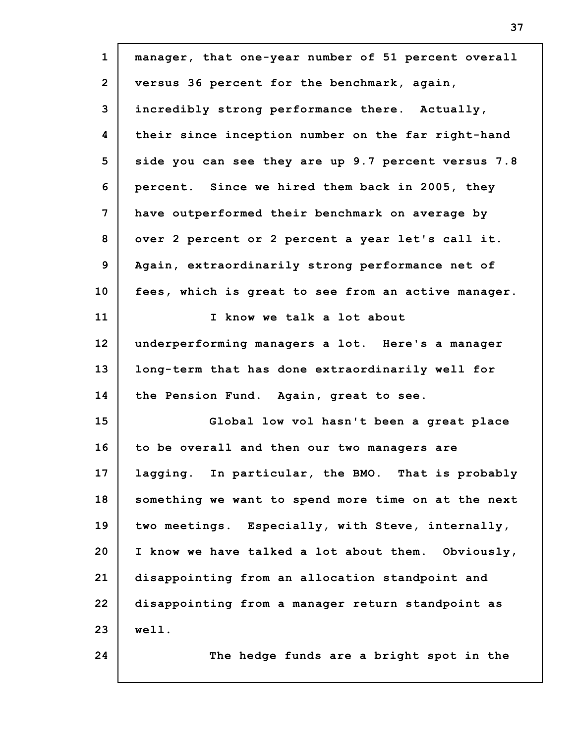manager, that one-year number of 51 percent overall versus 36 percent for the benchmark, again, incredibly strong performance there. Actually, their since inception number on the far right-hand side you can see they are up 9.7 percent versus 7.8 percent. Since we hired them back in 2005, they have outperformed their benchmark on average by over 2 percent or 2 percent a year let's call it. Again, extraordinarily strong performance net of fees, which is great to see from an active manager.

I know we talk a lot about underperforming managers a lot. Here's a manager long-term that has done extraordinarily well for the Pension Fund. Again, great to see.

Global low vol hasn't been a great place to be overall and then our two managers are lagging. In particular, the BMO. That is probably something we want to spend more time on at the next two meetings. Especially, with Steve, internally, I know we have talked a lot about them. Obviously, disappointing from an allocation standpoint and disappointing from a manager return standpoint as well.

The hedge funds are a bright spot in the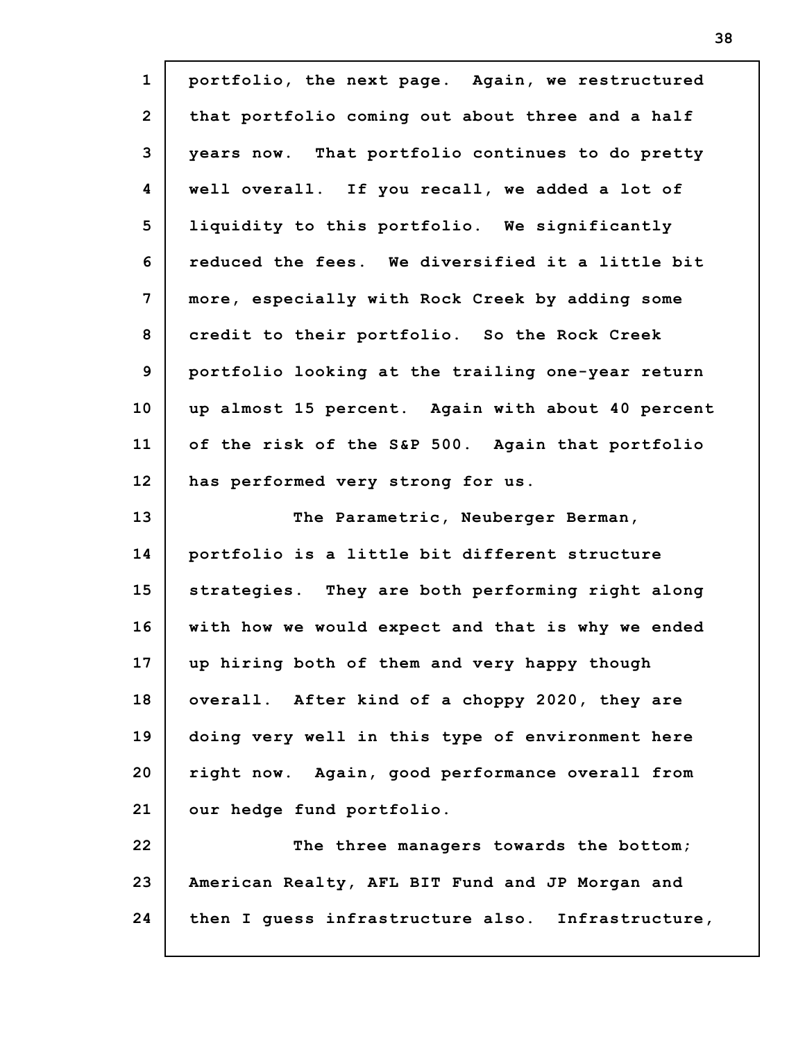portfolio, the next page. Again, we restructured that portfolio coming out about three and a half years now. That portfolio continues to do pretty well overall. If you recall, we added a lot of liquidity to this portfolio. We significantly reduced the fees. We diversified it a little bit more, especially with Rock Creek by adding some credit to their portfolio. So the Rock Creek portfolio looking at the trailing one-year return up almost 15 percent. Again with about 40 percent of the risk of the S&P 500. Again that portfolio has performed very strong for us.

The Parametric, Neuberger Berman, portfolio is a little bit different structure strategies. They are both performing right along with how we would expect and that is why we ended up hiring both of them and very happy though overall. After kind of a choppy 2020, they are doing very well in this type of environment here right now. Again, good performance overall from our hedge fund portfolio.

The three managers towards the bottom; American Realty, AFL BIT Fund and JP Morgan and then I guess infrastructure also. Infrastructure,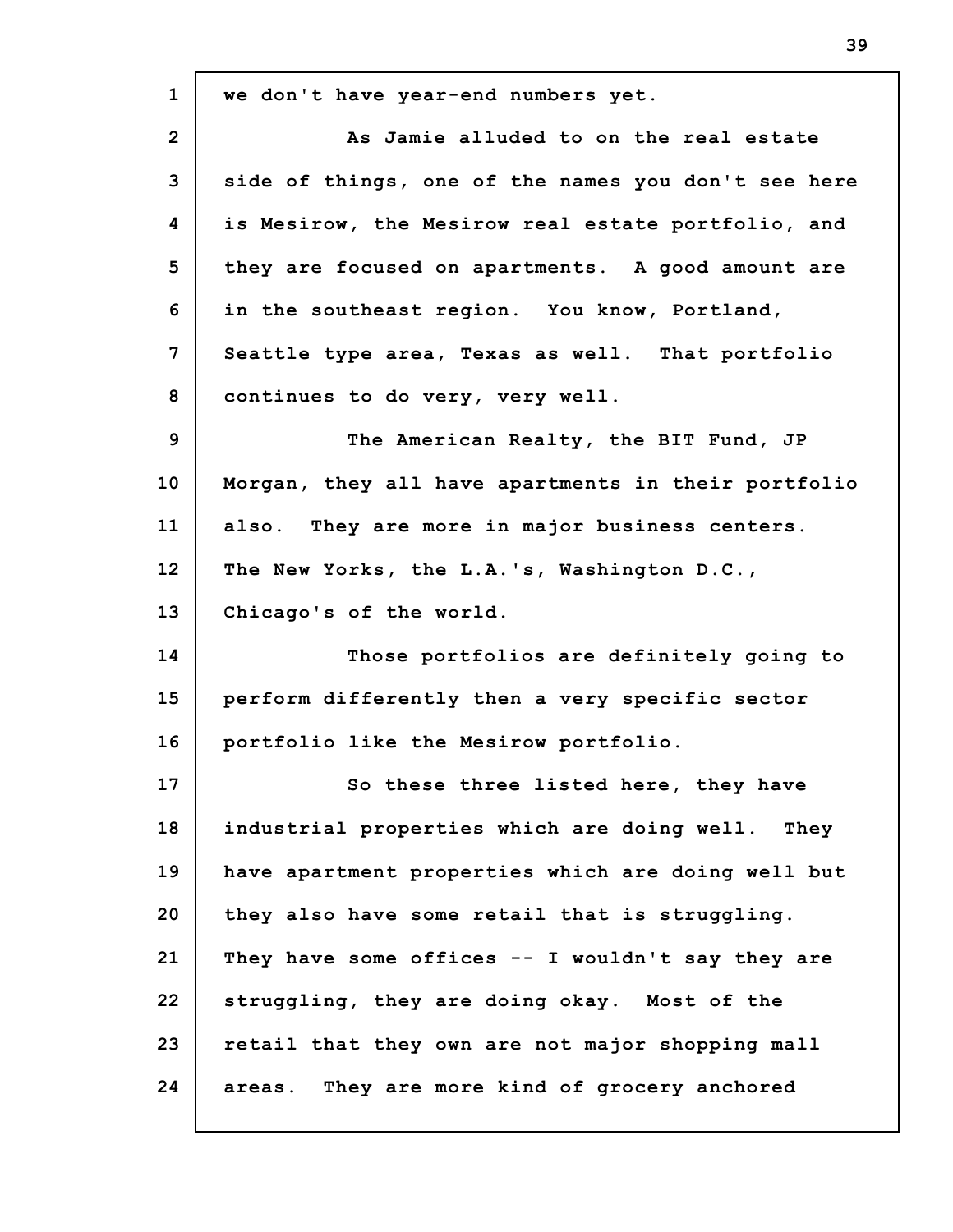we don't have year-end numbers yet.

As Jamie alluded to on the real estate side of things, one of the names you don't see here is Mesirow, the Mesirow real estate portfolio, and they are focused on apartments. A good amount are in the southeast region. You know, Portland, Seattle type area, Texas as well. That portfolio continues to do very, very well.

The American Realty, the BIT Fund, JP Morgan, they all have apartments in their portfolio also. They are more in major business centers. The New Yorks, the L.A.'s, Washington D.C., Chicago's of the world.

Those portfolios are definitely going to perform differently then a very specific sector portfolio like the Mesirow portfolio.

So these three listed here, they have industrial properties which are doing well. They have apartment properties which are doing well but they also have some retail that is struggling. They have some offices -- I wouldn't say they are struggling, they are doing okay. Most of the retail that they own are not major shopping mall areas. They are more kind of grocery anchored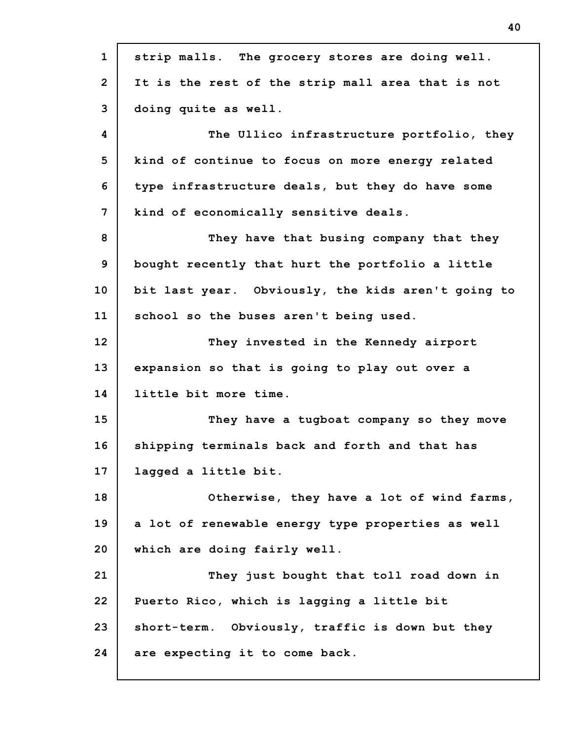strip malls. The grocery stores are doing well. It is the rest of the strip mall area that is not doing quite as well.

The Ullico infrastructure portfolio, they kind of continue to focus on more energy related type infrastructure deals, but they do have some kind of economically sensitive deals.

They have that busing company that they bought recently that hurt the portfolio a little bit last year. Obviously, the kids aren't going to school so the buses aren't being used.

They invested in the Kennedy airport expansion so that is going to play out over a little bit more time.

They have a tugboat company so they move shipping terminals back and forth and that has lagged a little bit.

Otherwise, they have a lot of wind farms, a lot of renewable energy type properties as well which are doing fairly well.

They just bought that toll road down in Puerto Rico, which is lagging a little bit short-term. Obviously, traffic is down but they are expecting it to come back.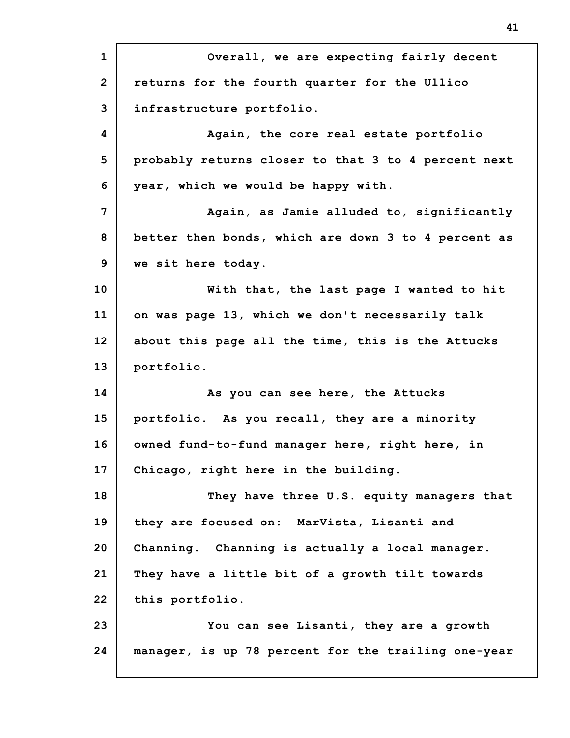Overall, we are expecting fairly decent returns for the fourth quarter for the Ullico infrastructure portfolio.

Again, the core real estate portfolio probably returns closer to that 3 to 4 percent next year, which we would be happy with.

Again, as Jamie alluded to, significantly better then bonds, which are down 3 to 4 percent as we sit here today.

With that, the last page I wanted to hit on was page 13, which we don't necessarily talk about this page all the time, this is the Attucks portfolio.

As you can see here, the Attucks portfolio. As you recall, they are a minority owned fund-to-fund manager here, right here, in Chicago, right here in the building.

They have three U.S. equity managers that they are focused on: MarVista, Lisanti and Channing. Channing is actually a local manager. They have a little bit of a growth tilt towards this portfolio.

You can see Lisanti, they are a growth manager, is up 78 percent for the trailing one-year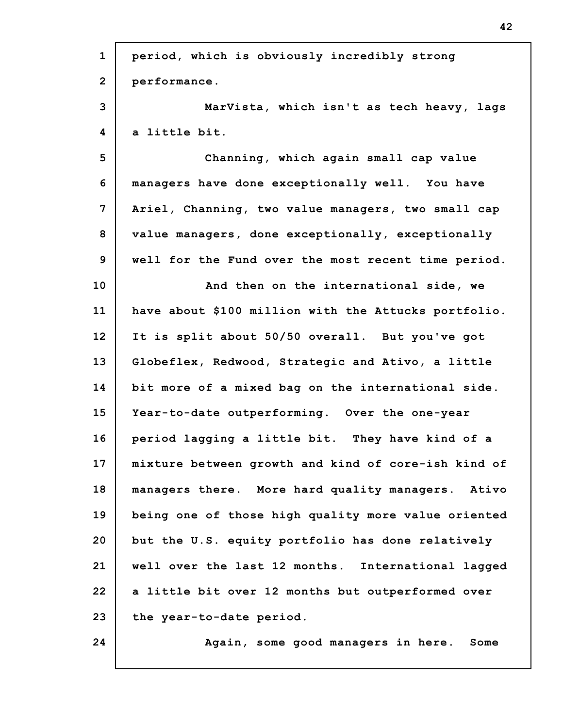period, which is obviously incredibly strong performance.

MarVista, which isn't as tech heavy, lags a little bit.

Channing, which again small cap value managers have done exceptionally well. You have Ariel, Channing, two value managers, two small cap value managers, done exceptionally, exceptionally well for the Fund over the most recent time period.

And then on the international side, we have about $100 million with the Attucks portfolio. It is split about 50/50 overall. But you've got Globeflex, Redwood, Strategic and Ativo, a little bit more of a mixed bag on the international side. Year-to-date outperforming. Over the one-year period lagging a little bit. They have kind of a mixture between growth and kind of core-ish kind of managers there. More hard quality managers. Ativo being one of those high quality more value oriented but the U.S. equity portfolio has done relatively well over the last 12 months. International lagged a little bit over 12 months but outperformed over the year-to-date period.

Again, some good managers in here. Some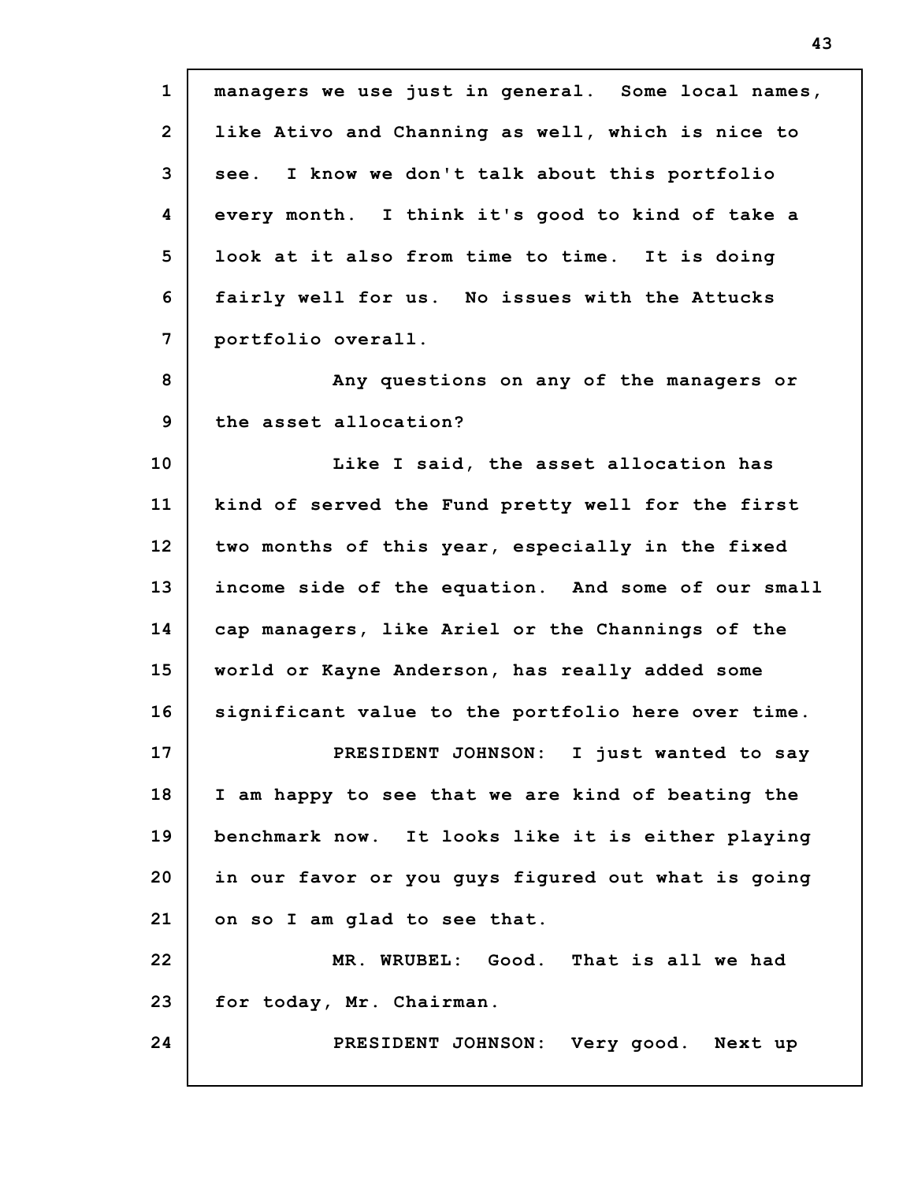managers we use just in general. Some local names, like Ativo and Channing as well, which is nice to see. I know we don't talk about this portfolio every month. I think it's good to kind of take a look at it also from time to time. It is doing fairly well for us. No issues with the Attucks portfolio overall.

Any questions on any of the managers or the asset allocation?

Like I said, the asset allocation has kind of served the Fund pretty well for the first two months of this year, especially in the fixed income side of the equation. And some of our small cap managers, like Ariel or the Channings of the world or Kayne Anderson, has really added some significant value to the portfolio here over time.

PRESIDENT JOHNSON: I just wanted to say I am happy to see that we are kind of beating the benchmark now. It looks like it is either playing in our favor or you guys figured out what is going on so I am glad to see that.

MR. WRUBEL: Good. That is all we had for today, Mr. Chairman.

PRESIDENT JOHNSON: Very good. Next up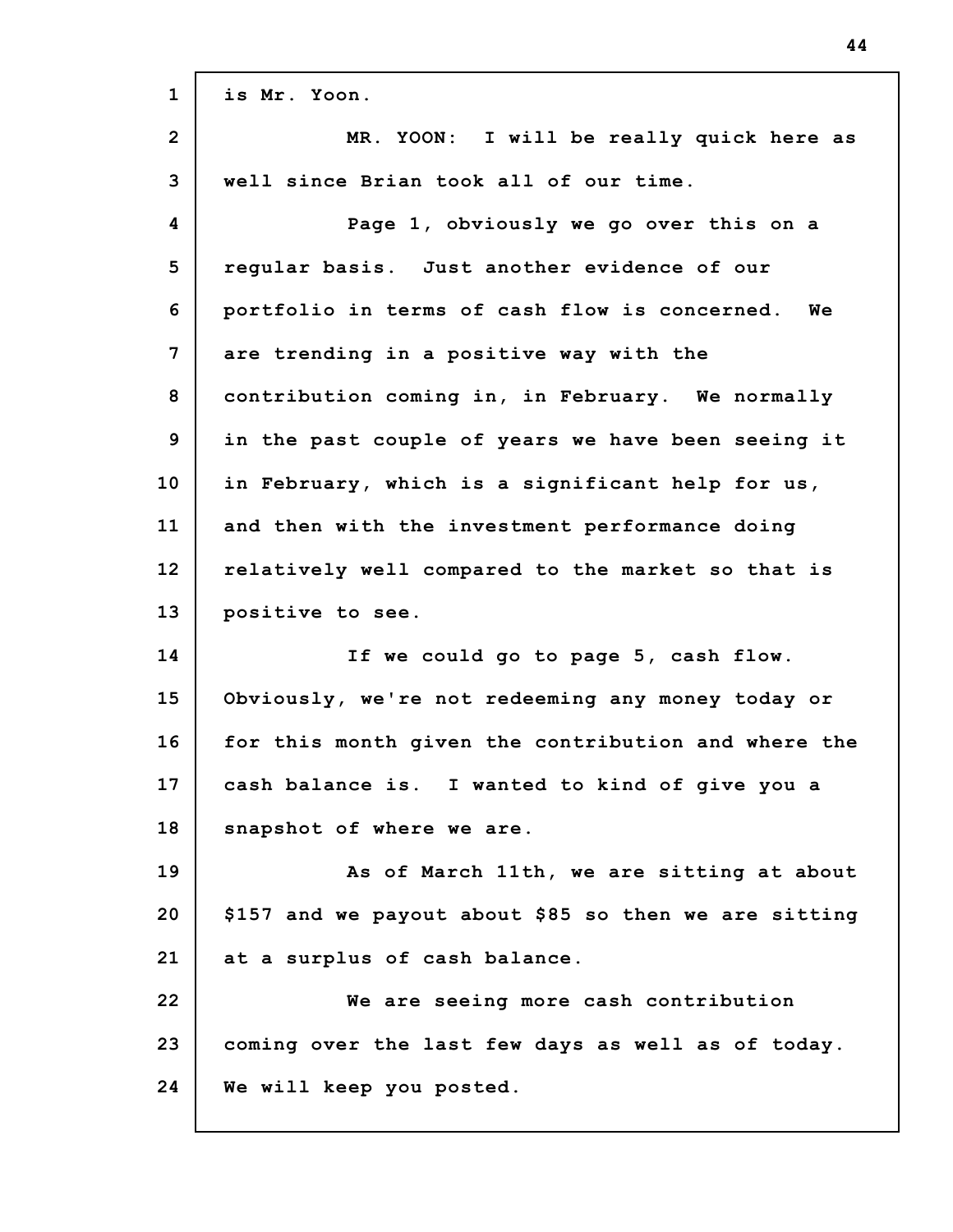is Mr. Yoon.

MR. YOON: I will be really quick here as well since Brian took all of our time.

Page 1, obviously we go over this on a regular basis. Just another evidence of our portfolio in terms of cash flow is concerned. We are trending in a positive way with the contribution coming in, in February. We normally in the past couple of years we have been seeing it in February, which is a significant help for us, and then with the investment performance doing relatively well compared to the market so that is positive to see.

If we could go to page 5, cash flow. Obviously, we're not redeeming any money today or for this month given the contribution and where the cash balance is. I wanted to kind of give you a snapshot of where we are.

As of March 11th, we are sitting at about $157 and we payout about $85 so then we are sitting at a surplus of cash balance.

We are seeing more cash contribution coming over the last few days as well as of today. We will keep you posted.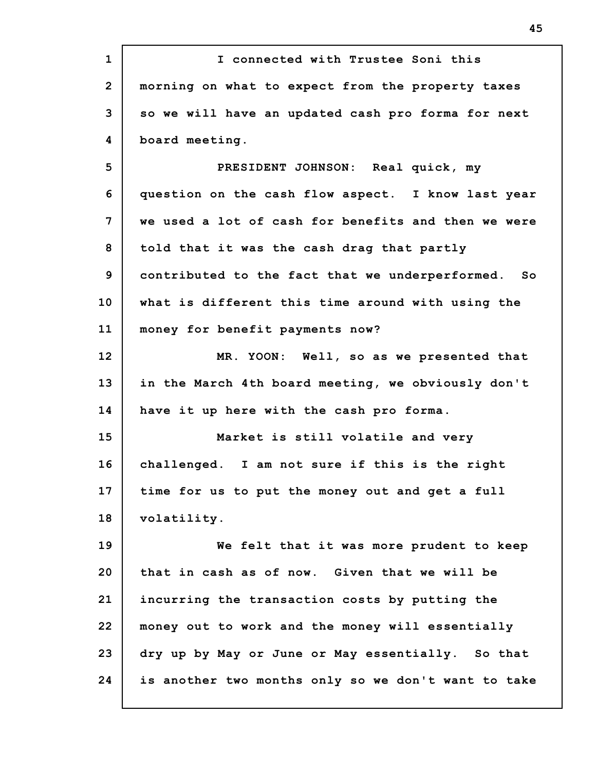I connected with Trustee Soni this morning on what to expect from the property taxes so we will have an updated cash pro forma for next board meeting.

PRESIDENT JOHNSON: Real quick, my question on the cash flow aspect. I know last year we used a lot of cash for benefits and then we were told that it was the cash drag that partly contributed to the fact that we underperformed. So what is different this time around with using the money for benefit payments now?

MR. YOON: Well, so as we presented that in the March 4th board meeting, we obviously don't have it up here with the cash pro forma.

Market is still volatile and very challenged. I am not sure if this is the right time for us to put the money out and get a full volatility.

We felt that it was more prudent to keep that in cash as of now. Given that we will be incurring the transaction costs by putting the money out to work and the money will essentially dry up by May or June or May essentially. So that is another two months only so we don't want to take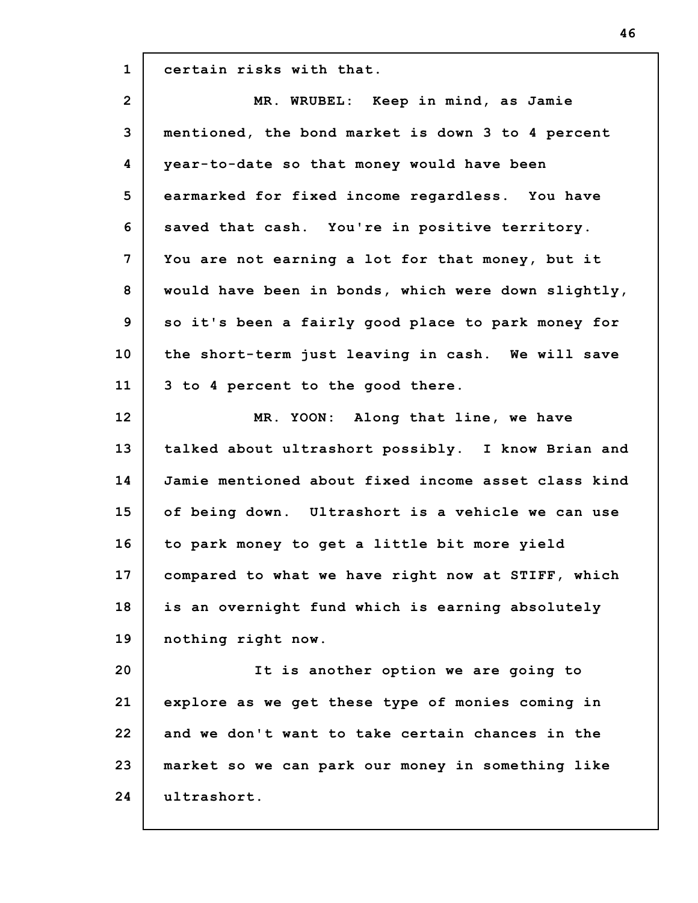certain risks with that.

MR. WRUBEL: Keep in mind, as Jamie mentioned, the bond market is down 3 to 4 percent year-to-date so that money would have been earmarked for fixed income regardless. You have saved that cash. You're in positive territory. You are not earning a lot for that money, but it would have been in bonds, which were down slightly, so it's been a fairly good place to park money for the short-term just leaving in cash. We will save 3 to 4 percent to the good there.

MR. YOON: Along that line, we have talked about ultrashort possibly. I know Brian and Jamie mentioned about fixed income asset class kind of being down. Ultrashort is a vehicle we can use to park money to get a little bit more yield compared to what we have right now at STIFF, which is an overnight fund which is earning absolutely nothing right now.

It is another option we are going to explore as we get these type of monies coming in and we don't want to take certain chances in the market so we can park our money in something like ultrashort.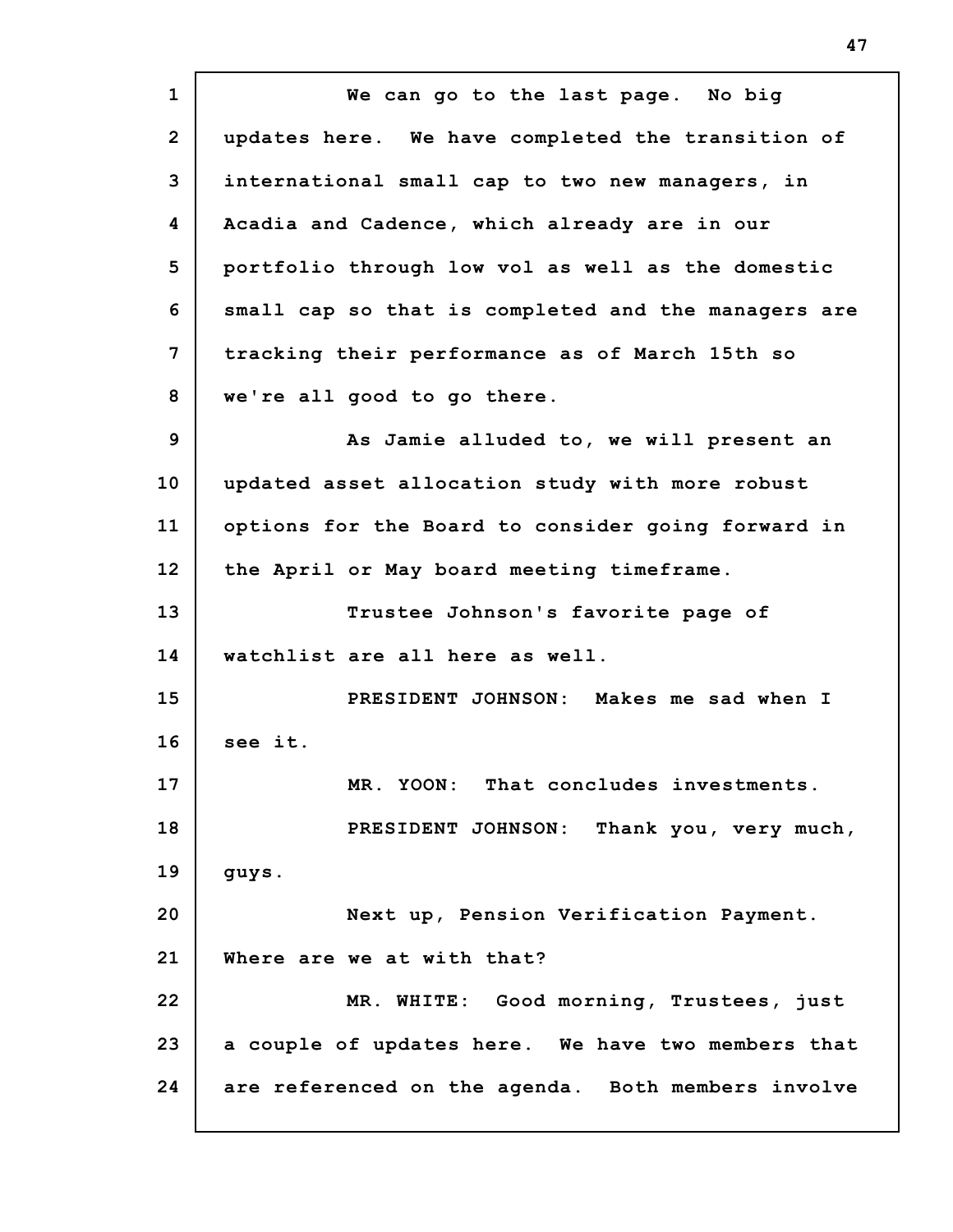We can go to the last page. No big updates here. We have completed the transition of international small cap to two new managers, in Acadia and Cadence, which already are in our portfolio through low vol as well as the domestic small cap so that is completed and the managers are tracking their performance as of March 15th so we're all good to go there.

As Jamie alluded to, we will present an updated asset allocation study with more robust options for the Board to consider going forward in the April or May board meeting timeframe.

Trustee Johnson's favorite page of watchlist are all here as well.

PRESIDENT JOHNSON: Makes me sad when I see it.

MR. YOON: That concludes investments.

PRESIDENT JOHNSON: Thank you, very much, guys.

Next up, Pension Verification Payment. Where are we at with that?

MR. WHITE: Good morning, Trustees, just a couple of updates here. We have two members that are referenced on the agenda. Both members involve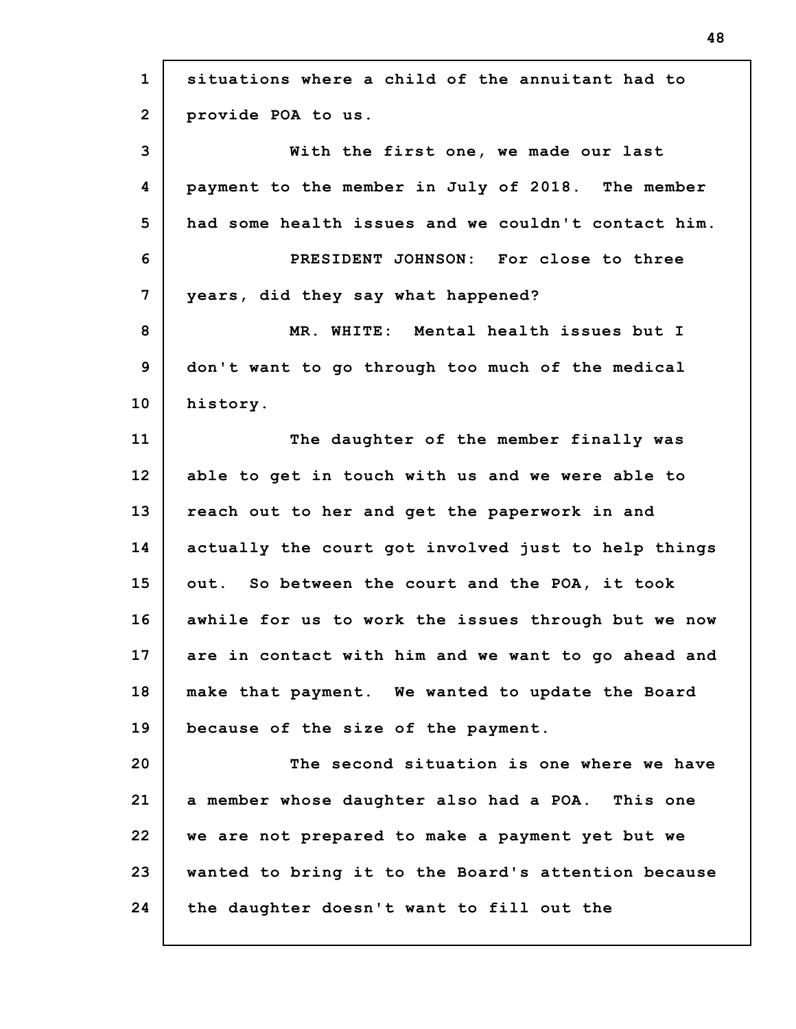situations where a child of the annuitant had to provide POA to us.

With the first one, we made our last payment to the member in July of 2018. The member had some health issues and we couldn't contact him.

PRESIDENT JOHNSON: For close to three years, did they say what happened?

MR. WHITE: Mental health issues but I don't want to go through too much of the medical history.

The daughter of the member finally was able to get in touch with us and we were able to reach out to her and get the paperwork in and actually the court got involved just to help things out. So between the court and the POA, it took awhile for us to work the issues through but we now are in contact with him and we want to go ahead and make that payment. We wanted to update the Board because of the size of the payment.

The second situation is one where we have a member whose daughter also had a POA. This one we are not prepared to make a payment yet but we wanted to bring it to the Board's attention because the daughter doesn't want to fill out the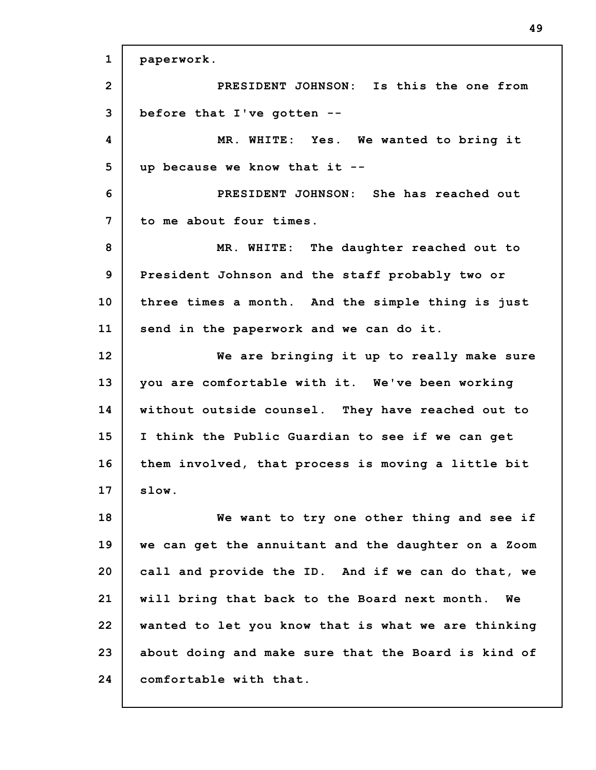paperwork.

PRESIDENT JOHNSON: Is this the one from before that I've gotten --

MR. WHITE: Yes. We wanted to bring it up because we know that it --

PRESIDENT JOHNSON: She has reached out to me about four times.

MR. WHITE: The daughter reached out to President Johnson and the staff probably two or three times a month. And the simple thing is just send in the paperwork and we can do it.

We are bringing it up to really make sure you are comfortable with it. We've been working without outside counsel. They have reached out to I think the Public Guardian to see if we can get them involved, that process is moving a little bit slow.

We want to try one other thing and see if we can get the annuitant and the daughter on a Zoom call and provide the ID. And if we can do that, we will bring that back to the Board next month. We wanted to let you know that is what we are thinking about doing and make sure that the Board is kind of comfortable with that.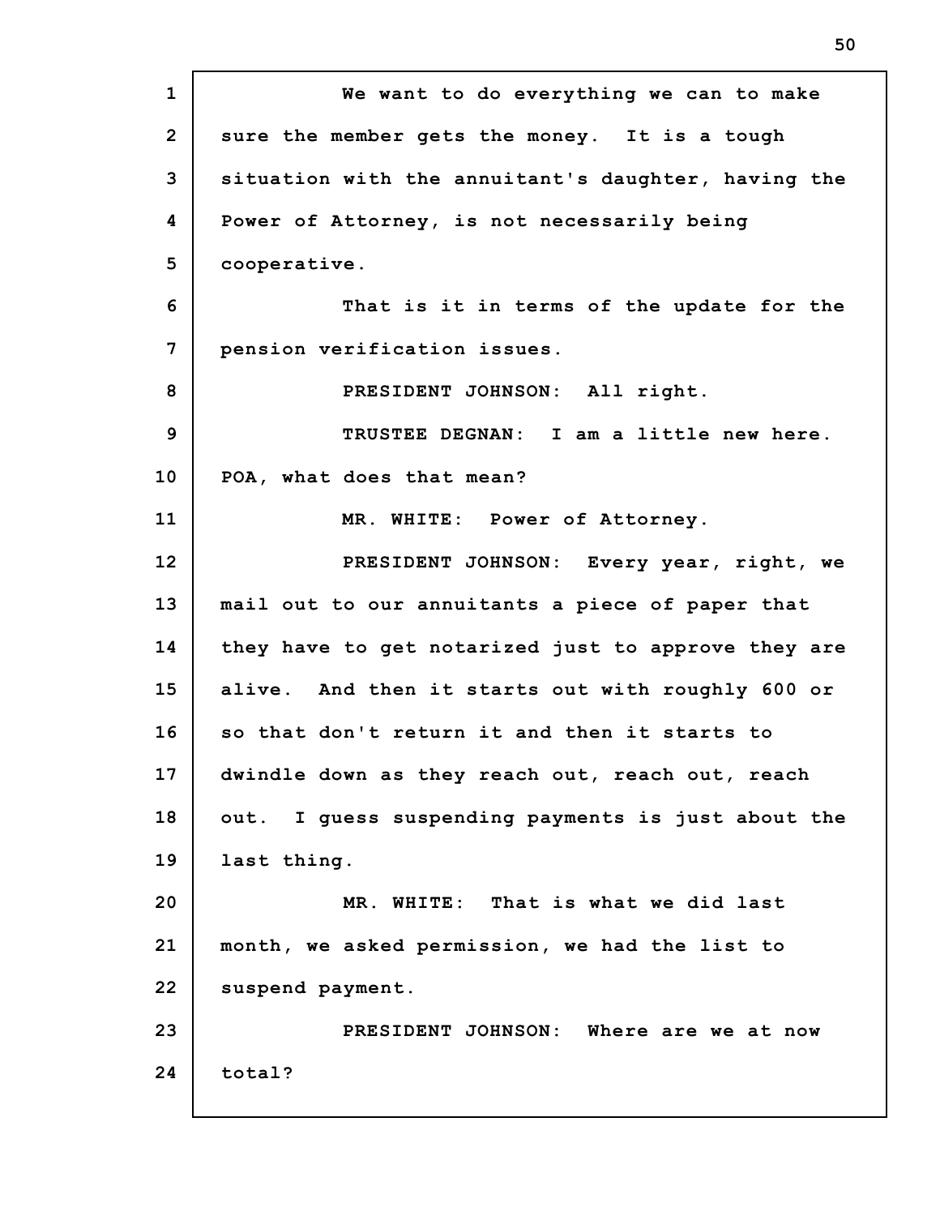We want to do everything we can to make sure the member gets the money. It is a tough situation with the annuitant's daughter, having the Power of Attorney, is not necessarily being cooperative.

That is it in terms of the update for the pension verification issues.

PRESIDENT JOHNSON: All right.

TRUSTEE DEGNAN: I am a little new here. POA, what does that mean?

MR. WHITE: Power of Attorney.

PRESIDENT JOHNSON: Every year, right, we mail out to our annuitants a piece of paper that they have to get notarized just to approve they are alive. And then it starts out with roughly 600 or so that don't return it and then it starts to dwindle down as they reach out, reach out, reach out. I guess suspending payments is just about the last thing.

MR. WHITE: That is what we did last month, we asked permission, we had the list to suspend payment.

PRESIDENT JOHNSON: Where are we at now total?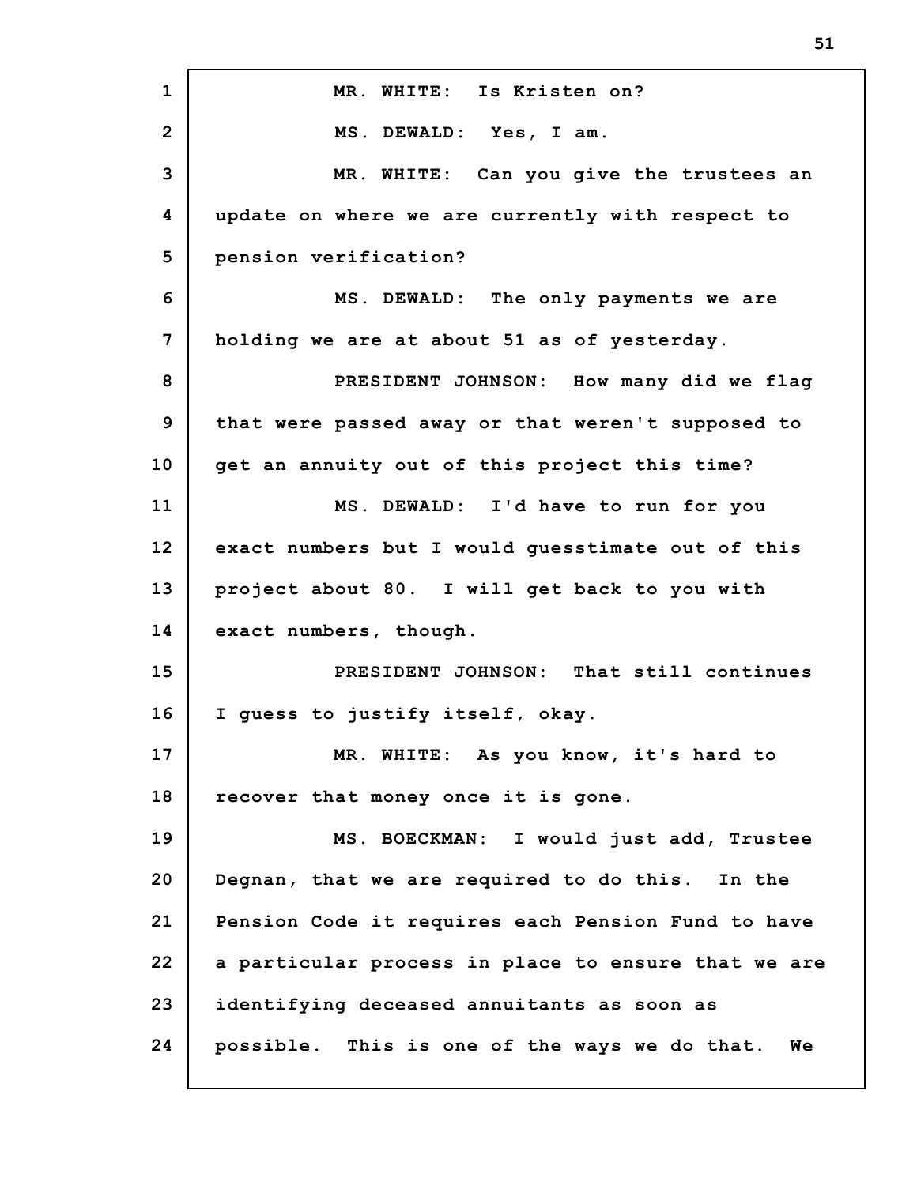MR. WHITE: Is Kristen on?

MS. DEWALD: Yes, I am.

MR. WHITE: Can you give the trustees an update on where we are currently with respect to pension verification?

MS. DEWALD: The only payments we are holding we are at about 51 as of yesterday.

PRESIDENT JOHNSON: How many did we flag that were passed away or that weren't supposed to get an annuity out of this project this time?

MS. DEWALD: I'd have to run for you exact numbers but I would guesstimate out of this project about 80. I will get back to you with exact numbers, though.

PRESIDENT JOHNSON: That still continues I guess to justify itself, okay.

MR. WHITE: As you know, it's hard to recover that money once it is gone.

MS. BOECKMAN: I would just add, Trustee Degnan, that we are required to do this. In the Pension Code it requires each Pension Fund to have a particular process in place to ensure that we are identifying deceased annuitants as soon as possible. This is one of the ways we do that. We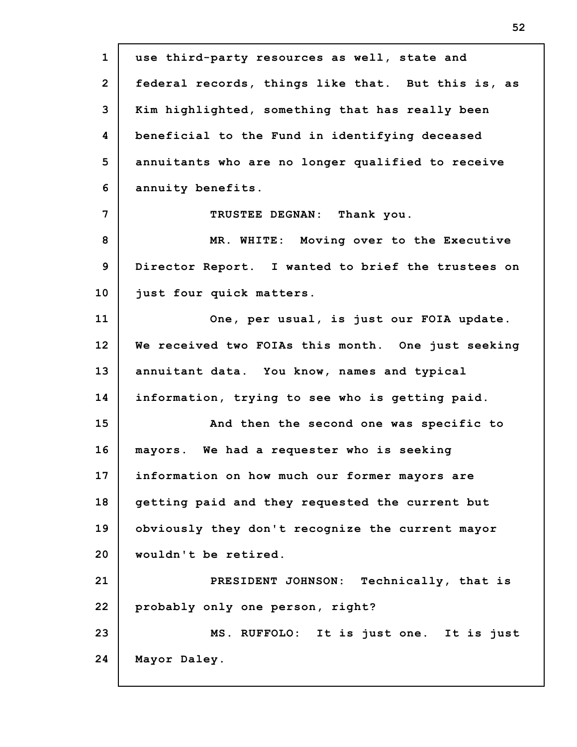use third-party resources as well, state and federal records, things like that. But this is, as Kim highlighted, something that has really been beneficial to the Fund in identifying deceased annuitants who are no longer qualified to receive annuity benefits.

TRUSTEE DEGNAN: Thank you.

MR. WHITE: Moving over to the Executive Director Report. I wanted to brief the trustees on just four quick matters.

One, per usual, is just our FOIA update. We received two FOIAs this month. One just seeking annuitant data. You know, names and typical information, trying to see who is getting paid.

And then the second one was specific to mayors. We had a requester who is seeking information on how much our former mayors are getting paid and they requested the current but obviously they don't recognize the current mayor wouldn't be retired.

PRESIDENT JOHNSON: Technically, that is probably only one person, right?

MS. RUFFOLO: It is just one. It is just Mayor Daley.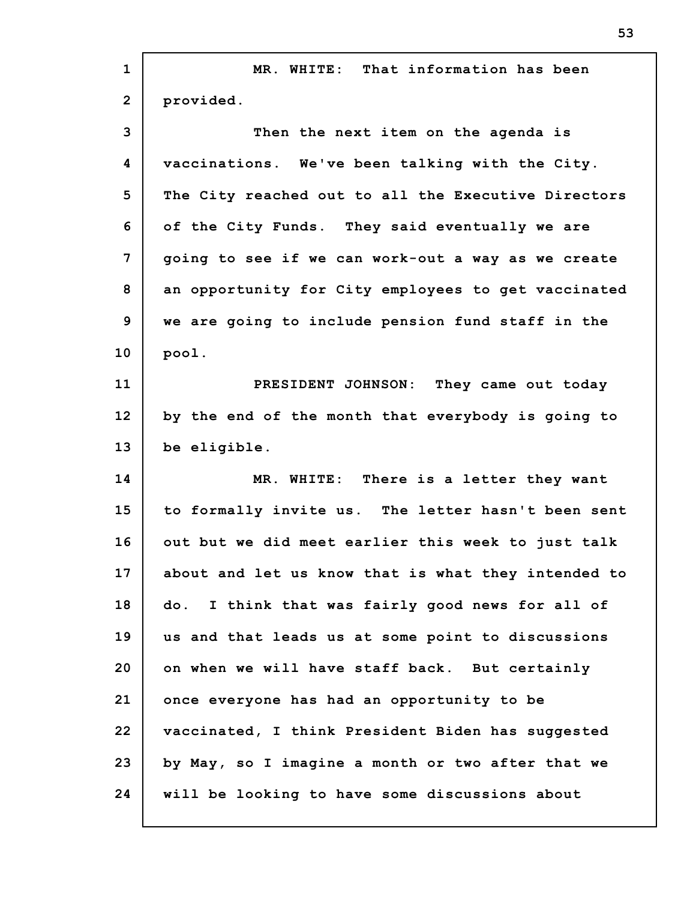MR. WHITE: That information has been provided.

Then the next item on the agenda is vaccinations. We've been talking with the City. The City reached out to all the Executive Directors of the City Funds. They said eventually we are going to see if we can work-out a way as we create an opportunity for City employees to get vaccinated we are going to include pension fund staff in the pool.

PRESIDENT JOHNSON: They came out today by the end of the month that everybody is going to be eligible.

MR. WHITE: There is a letter they want to formally invite us. The letter hasn't been sent out but we did meet earlier this week to just talk about and let us know that is what they intended to do. I think that was fairly good news for all of us and that leads us at some point to discussions on when we will have staff back. But certainly once everyone has had an opportunity to be vaccinated, I think President Biden has suggested by May, so I imagine a month or two after that we will be looking to have some discussions about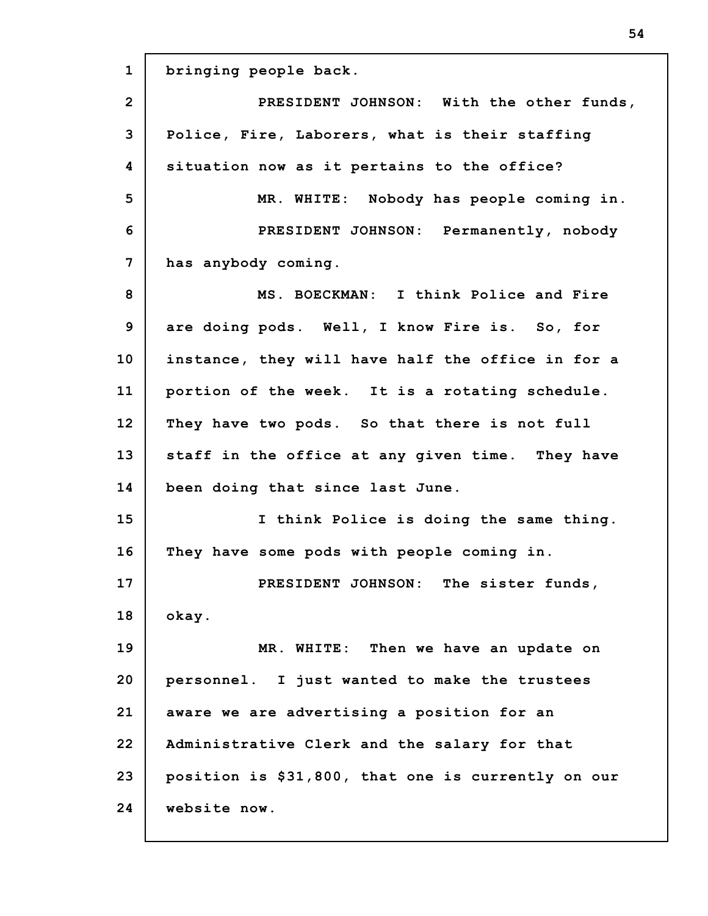bringing people back.

PRESIDENT JOHNSON: With the other funds, Police, Fire, Laborers, what is their staffing situation now as it pertains to the office?

MR. WHITE: Nobody has people coming in.

PRESIDENT JOHNSON: Permanently, nobody has anybody coming.

MS. BOECKMAN: I think Police and Fire are doing pods. Well, I know Fire is. So, for instance, they will have half the office in for a portion of the week. It is a rotating schedule. They have two pods. So that there is not full staff in the office at any given time. They have been doing that since last June.

I think Police is doing the same thing. They have some pods with people coming in.

PRESIDENT JOHNSON: The sister funds, okay.

MR. WHITE: Then we have an update on personnel. I just wanted to make the trustees aware we are advertising a position for an Administrative Clerk and the salary for that position is $31,800, that one is currently on our website now.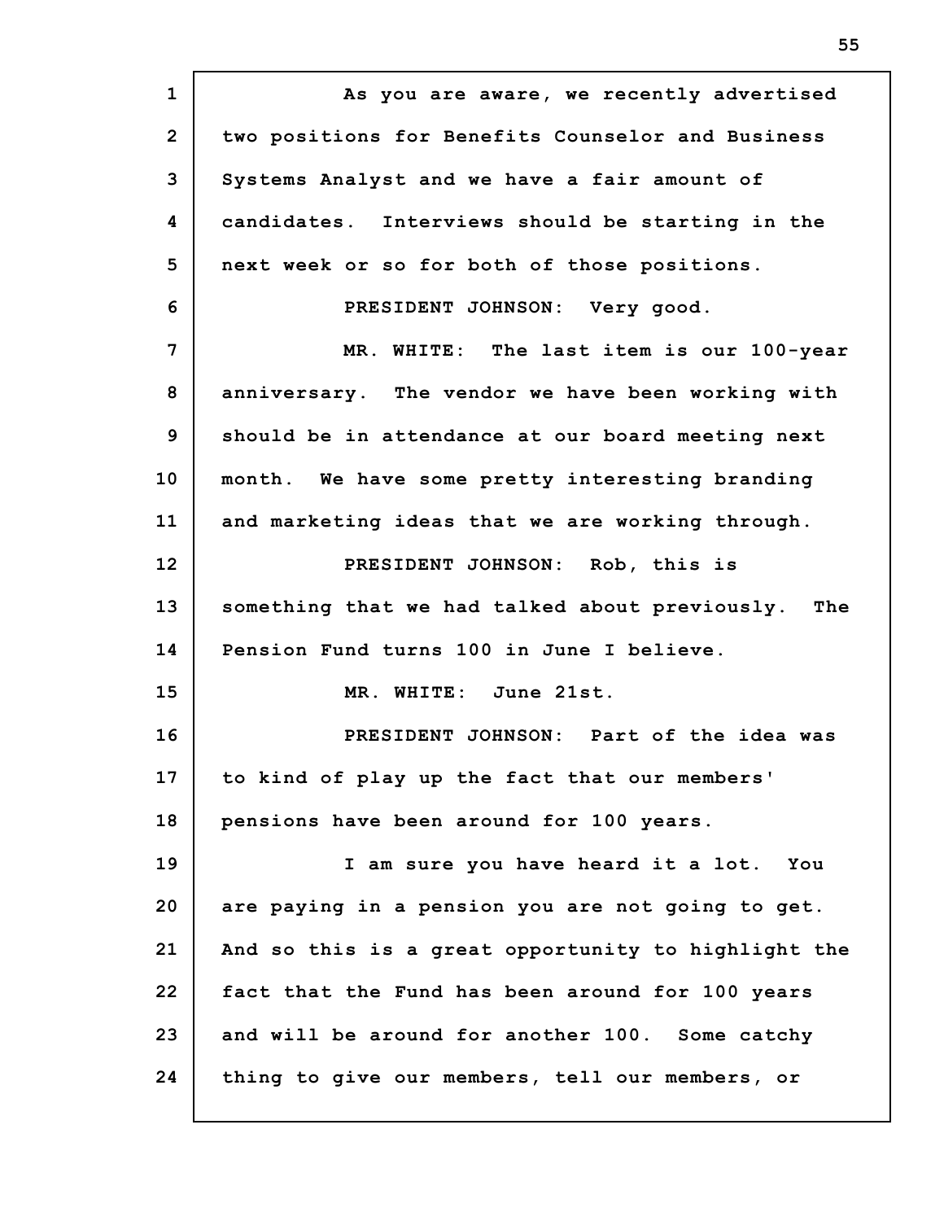As you are aware, we recently advertised two positions for Benefits Counselor and Business Systems Analyst and we have a fair amount of candidates. Interviews should be starting in the next week or so for both of those positions.

PRESIDENT JOHNSON: Very good.

MR. WHITE: The last item is our 100-year anniversary. The vendor we have been working with should be in attendance at our board meeting next month. We have some pretty interesting branding and marketing ideas that we are working through.

PRESIDENT JOHNSON: Rob, this is something that we had talked about previously. The Pension Fund turns 100 in June I believe.

MR. WHITE: June 21st.

PRESIDENT JOHNSON: Part of the idea was to kind of play up the fact that our members' pensions have been around for 100 years.

I am sure you have heard it a lot. You are paying in a pension you are not going to get. And so this is a great opportunity to highlight the fact that the Fund has been around for 100 years and will be around for another 100. Some catchy thing to give our members, tell our members, or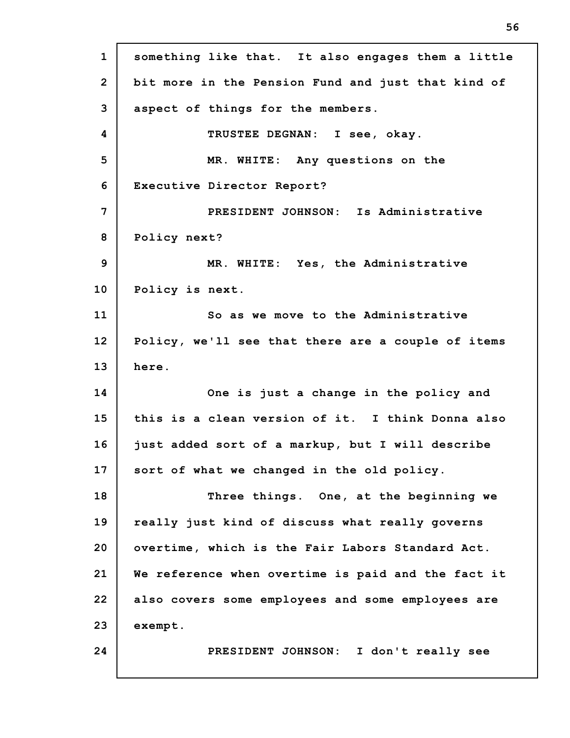something like that. It also engages them a little bit more in the Pension Fund and just that kind of aspect of things for the members.

TRUSTEE DEGNAN: I see, okay.

MR. WHITE: Any questions on the Executive Director Report?

PRESIDENT JOHNSON: Is Administrative Policy next?

MR. WHITE: Yes, the Administrative Policy is next.

So as we move to the Administrative Policy, we'll see that there are a couple of items here.

One is just a change in the policy and this is a clean version of it. I think Donna also just added sort of a markup, but I will describe sort of what we changed in the old policy.

Three things. One, at the beginning we really just kind of discuss what really governs overtime, which is the Fair Labors Standard Act. We reference when overtime is paid and the fact it also covers some employees and some employees are exempt.

PRESIDENT JOHNSON: I don't really see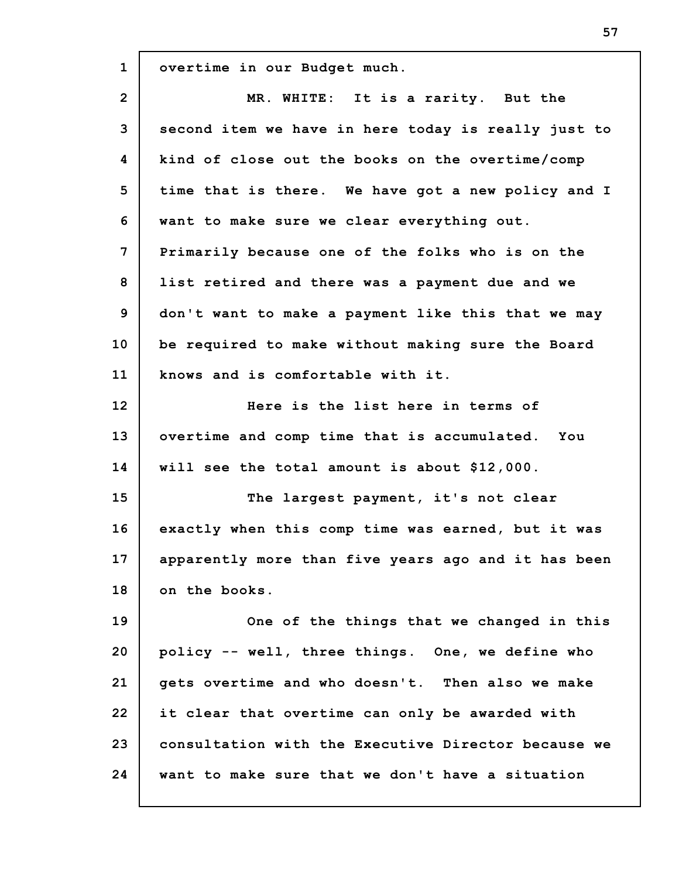overtime in our Budget much.

MR. WHITE: It is a rarity. But the second item we have in here today is really just to kind of close out the books on the overtime/comp time that is there. We have got a new policy and I want to make sure we clear everything out. Primarily because one of the folks who is on the list retired and there was a payment due and we don't want to make a payment like this that we may be required to make without making sure the Board knows and is comfortable with it.

Here is the list here in terms of overtime and comp time that is accumulated. You will see the total amount is about $12,000.

The largest payment, it's not clear exactly when this comp time was earned, but it was apparently more than five years ago and it has been on the books.

One of the things that we changed in this policy -- well, three things. One, we define who gets overtime and who doesn't. Then also we make it clear that overtime can only be awarded with consultation with the Executive Director because we want to make sure that we don't have a situation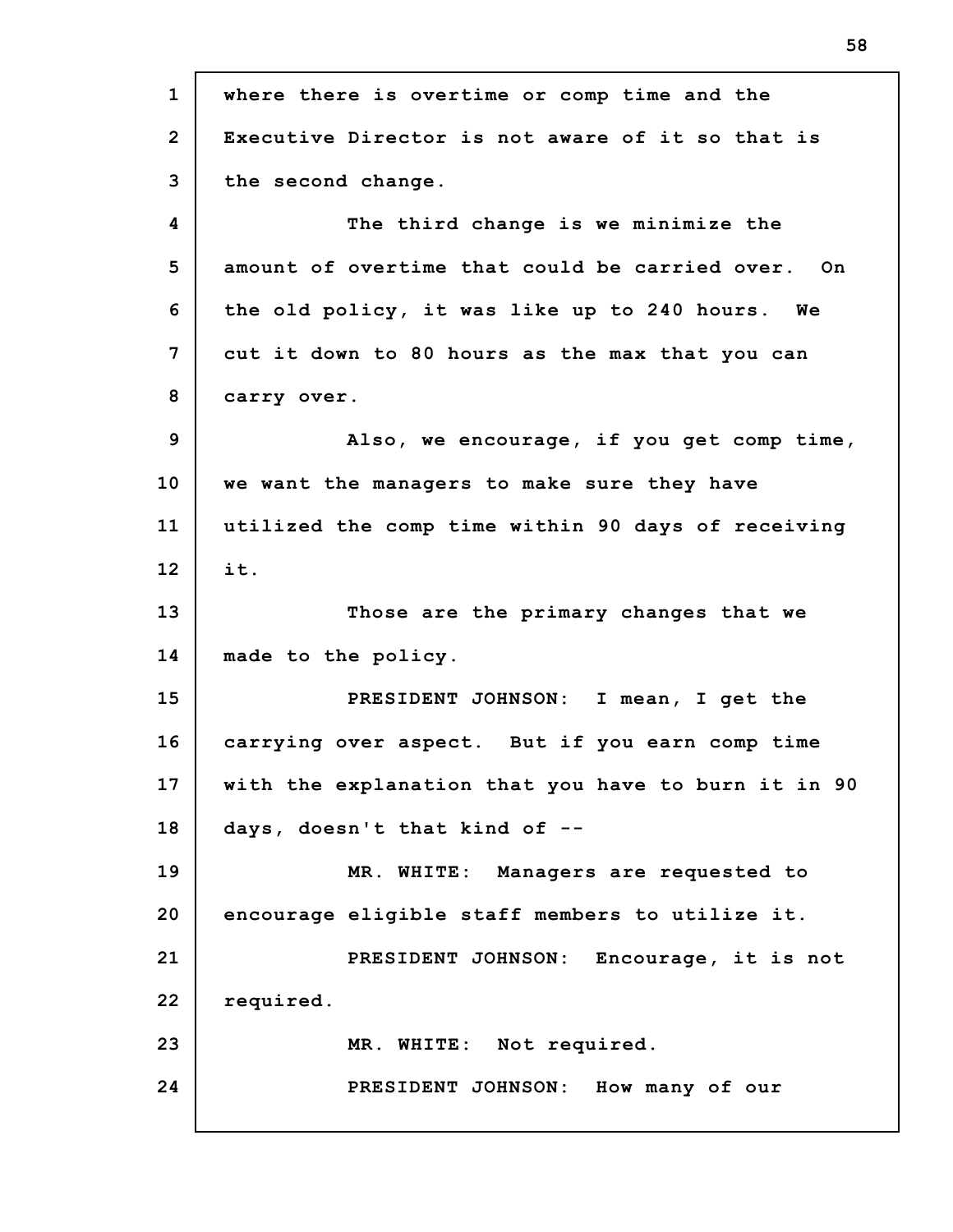where there is overtime or comp time and the Executive Director is not aware of it so that is the second change.

The third change is we minimize the amount of overtime that could be carried over. On the old policy, it was like up to 240 hours. We cut it down to 80 hours as the max that you can carry over.

Also, we encourage, if you get comp time, we want the managers to make sure they have utilized the comp time within 90 days of receiving it.

Those are the primary changes that we made to the policy.

PRESIDENT JOHNSON: I mean, I get the carrying over aspect. But if you earn comp time with the explanation that you have to burn it in 90 days, doesn't that kind of --

MR. WHITE: Managers are requested to encourage eligible staff members to utilize it.

PRESIDENT JOHNSON: Encourage, it is not required.

MR. WHITE: Not required.

PRESIDENT JOHNSON: How many of our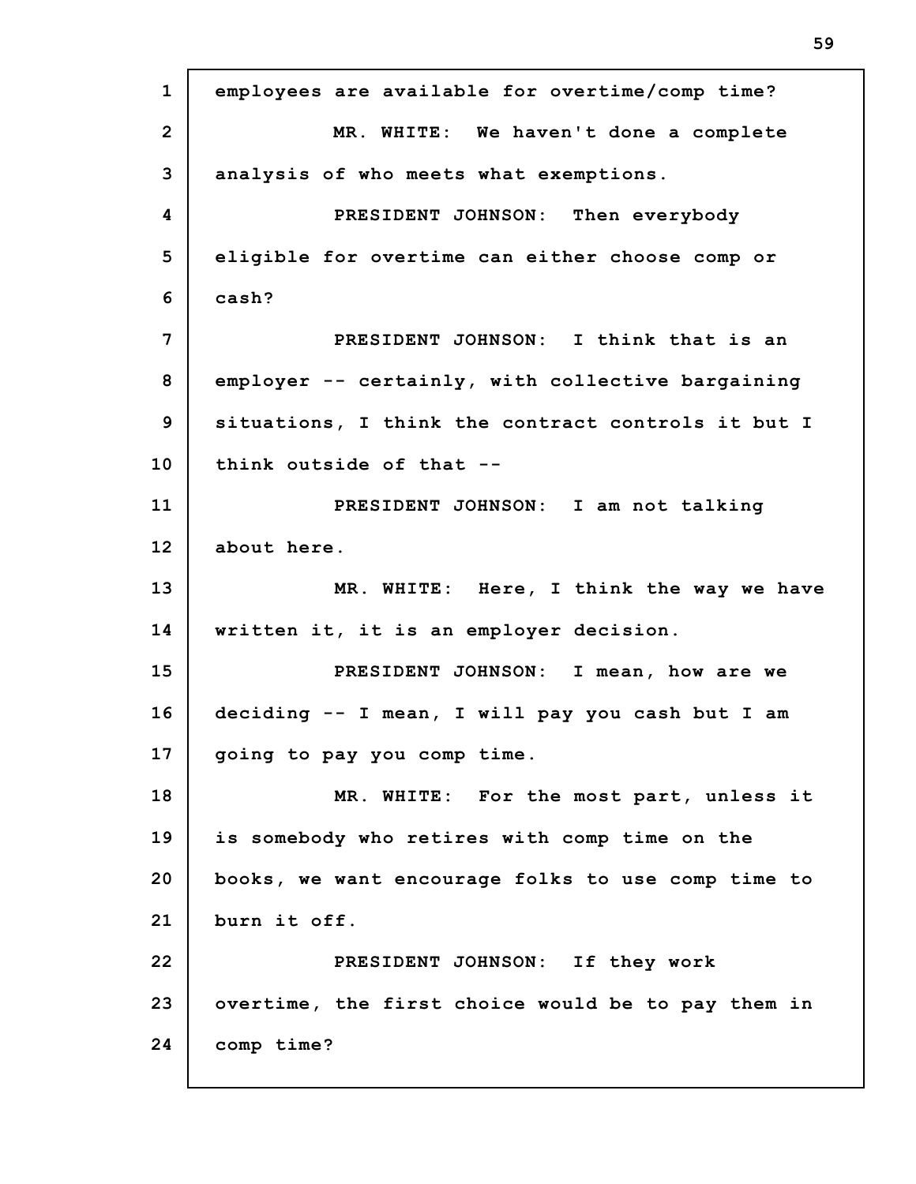employees are available for overtime/comp time?

MR. WHITE: We haven't done a complete analysis of who meets what exemptions.

PRESIDENT JOHNSON: Then everybody eligible for overtime can either choose comp or cash?

PRESIDENT JOHNSON: I think that is an employer -- certainly, with collective bargaining situations, I think the contract controls it but I think outside of that --

PRESIDENT JOHNSON: I am not talking about here.

MR. WHITE: Here, I think the way we have written it, it is an employer decision.

PRESIDENT JOHNSON: I mean, how are we deciding -- I mean, I will pay you cash but I am going to pay you comp time.

MR. WHITE: For the most part, unless it is somebody who retires with comp time on the books, we want encourage folks to use comp time to burn it off.

PRESIDENT JOHNSON: If they work overtime, the first choice would be to pay them in comp time?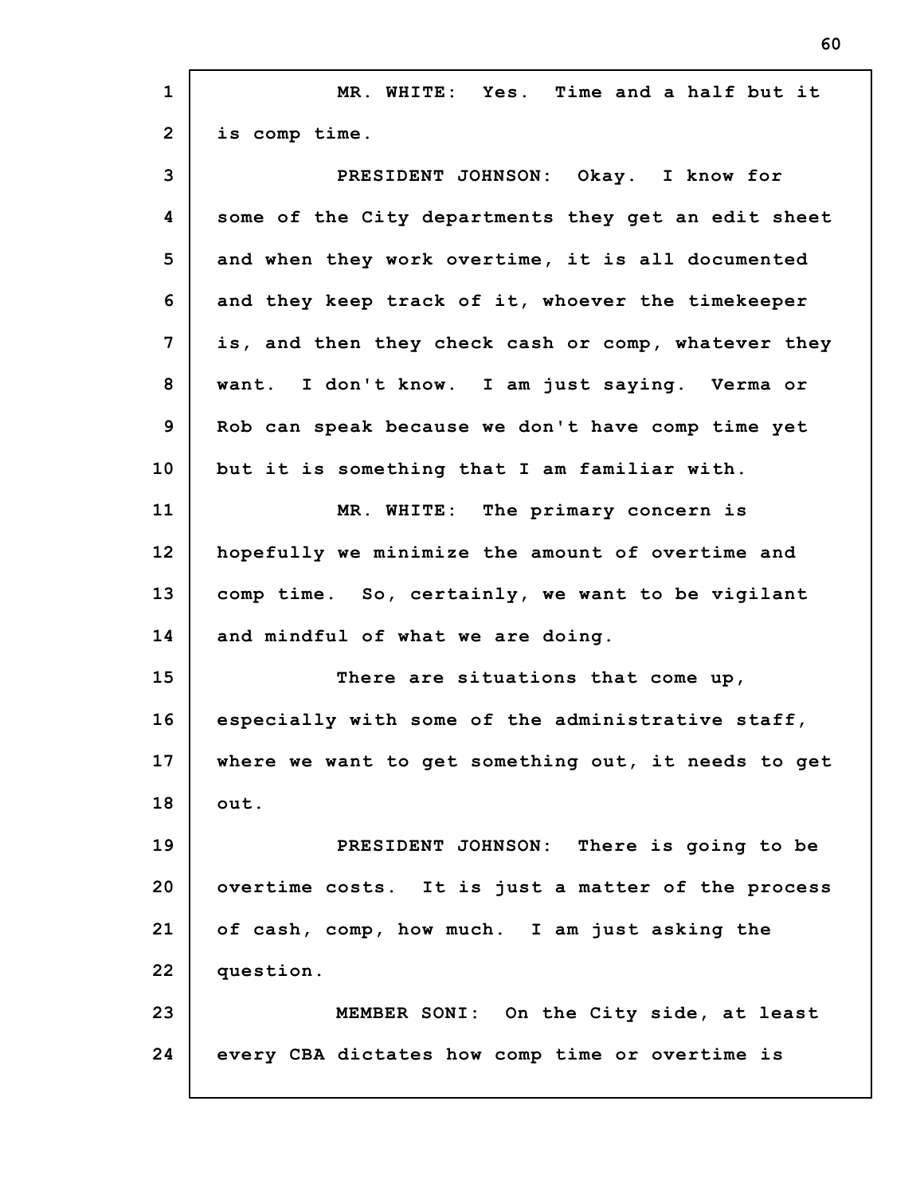MR. WHITE: Yes. Time and a half but it is comp time.

PRESIDENT JOHNSON: Okay. I know for some of the City departments they get an edit sheet and when they work overtime, it is all documented and they keep track of it, whoever the timekeeper is, and then they check cash or comp, whatever they want. I don't know. I am just saying. Verma or Rob can speak because we don't have comp time yet but it is something that I am familiar with.

MR. WHITE: The primary concern is hopefully we minimize the amount of overtime and comp time. So, certainly, we want to be vigilant and mindful of what we are doing.

There are situations that come up, especially with some of the administrative staff, where we want to get something out, it needs to get out.

PRESIDENT JOHNSON: There is going to be overtime costs. It is just a matter of the process of cash, comp, how much. I am just asking the question.

MEMBER SONI: On the City side, at least every CBA dictates how comp time or overtime is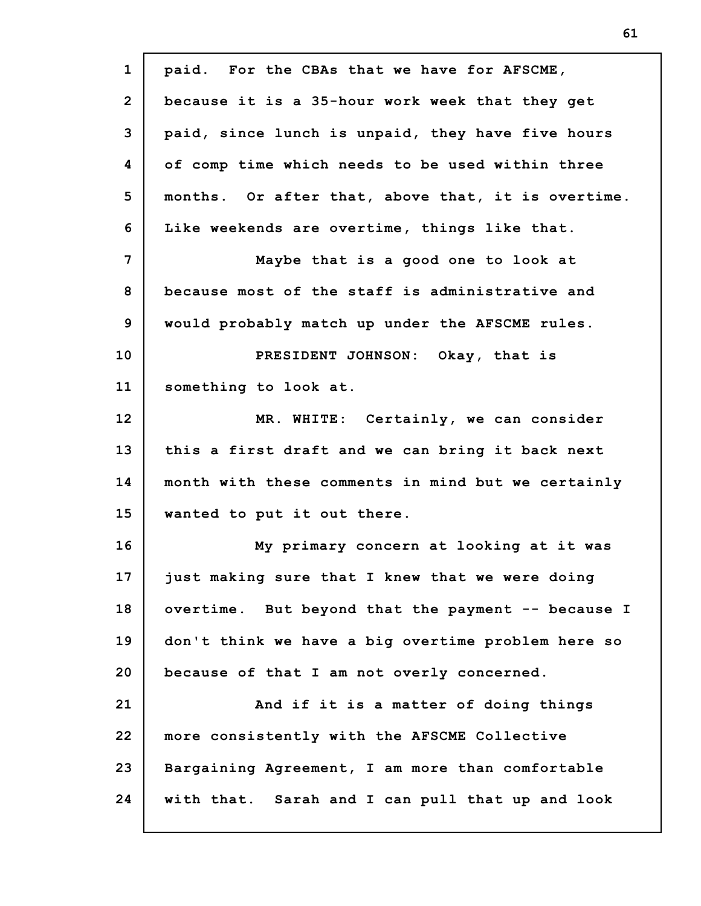paid. For the CBAs that we have for AFSCME, because it is a 35-hour work week that they get paid, since lunch is unpaid, they have five hours of comp time which needs to be used within three months. Or after that, above that, it is overtime. Like weekends are overtime, things like that.

Maybe that is a good one to look at because most of the staff is administrative and would probably match up under the AFSCME rules.

PRESIDENT JOHNSON: Okay, that is something to look at.

MR. WHITE: Certainly, we can consider this a first draft and we can bring it back next month with these comments in mind but we certainly wanted to put it out there.

My primary concern at looking at it was just making sure that I knew that we were doing overtime. But beyond that the payment -- because I don't think we have a big overtime problem here so because of that I am not overly concerned.

And if it is a matter of doing things more consistently with the AFSCME Collective Bargaining Agreement, I am more than comfortable with that. Sarah and I can pull that up and look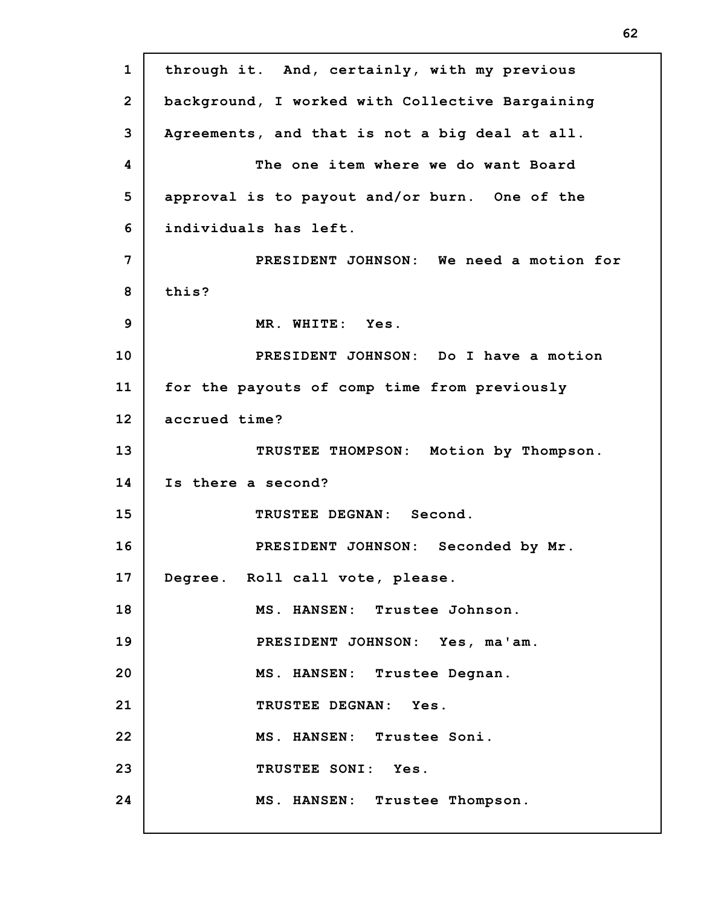through it. And, certainly, with my previous background, I worked with Collective Bargaining Agreements, and that is not a big deal at all.

The one item where we do want Board approval is to payout and/or burn. One of the individuals has left.

PRESIDENT JOHNSON: We need a motion for this?

MR. WHITE: Yes.

PRESIDENT JOHNSON: Do I have a motion for the payouts of comp time from previously accrued time?

TRUSTEE THOMPSON: Motion by Thompson. Is there a second?

TRUSTEE DEGNAN: Second.

PRESIDENT JOHNSON: Seconded by Mr. Degree. Roll call vote, please.

MS. HANSEN: Trustee Johnson.

PRESIDENT JOHNSON: Yes, ma'am.

MS. HANSEN: Trustee Degnan.

TRUSTEE DEGNAN: Yes.

MS. HANSEN: Trustee Soni.

TRUSTEE SONI: Yes.

MS. HANSEN: Trustee Thompson.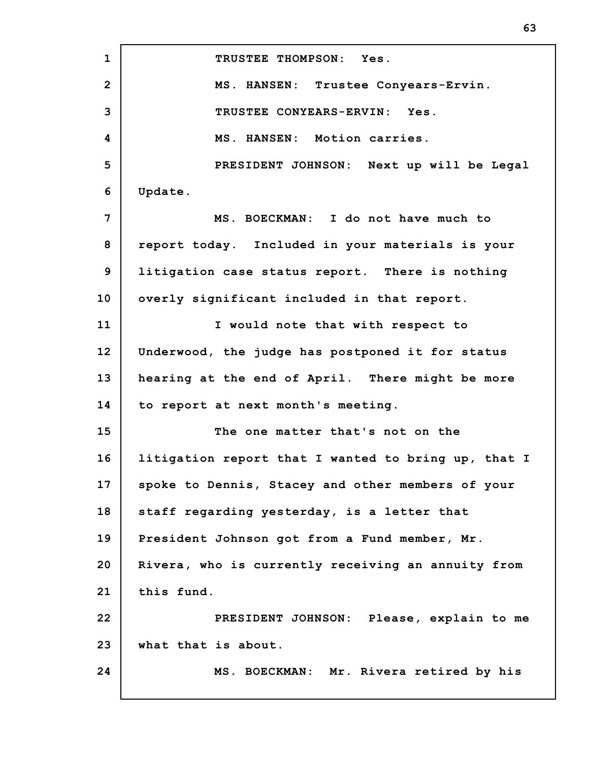TRUSTEE THOMPSON: Yes.

MS. HANSEN: Trustee Conyears-Ervin.

TRUSTEE CONYEARS-ERVIN: Yes.

MS. HANSEN: Motion carries.

PRESIDENT JOHNSON: Next up will be Legal Update.

MS. BOECKMAN: I do not have much to report today. Included in your materials is your litigation case status report. There is nothing overly significant included in that report.

I would note that with respect to Underwood, the judge has postponed it for status hearing at the end of April. There might be more to report at next month's meeting.

The one matter that's not on the litigation report that I wanted to bring up, that I spoke to Dennis, Stacey and other members of your staff regarding yesterday, is a letter that President Johnson got from a Fund member, Mr. Rivera, who is currently receiving an annuity from this fund.

PRESIDENT JOHNSON: Please, explain to me what that is about.

MS. BOECKMAN: Mr. Rivera retired by his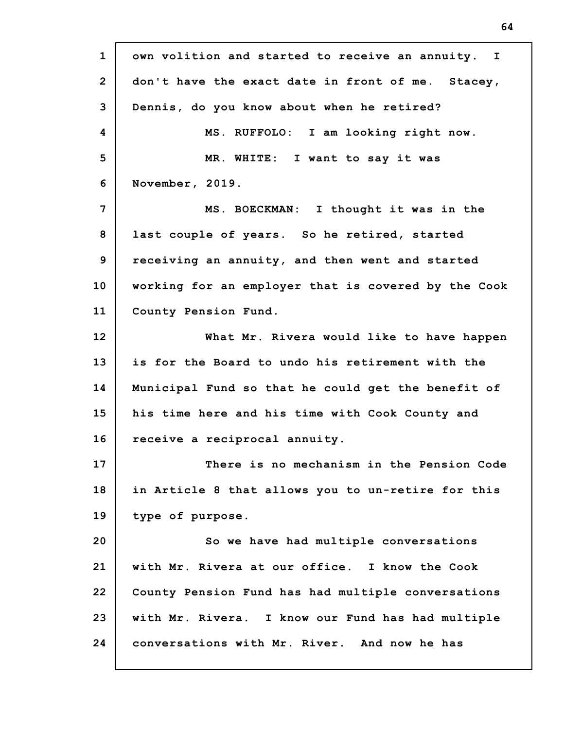own volition and started to receive an annuity. I don't have the exact date in front of me. Stacey, Dennis, do you know about when he retired?

MS. RUFFOLO: I am looking right now.

MR. WHITE: I want to say it was November, 2019.

MS. BOECKMAN: I thought it was in the last couple of years. So he retired, started receiving an annuity, and then went and started working for an employer that is covered by the Cook County Pension Fund.

What Mr. Rivera would like to have happen is for the Board to undo his retirement with the Municipal Fund so that he could get the benefit of his time here and his time with Cook County and receive a reciprocal annuity.

There is no mechanism in the Pension Code in Article 8 that allows you to un-retire for this type of purpose.

So we have had multiple conversations with Mr. Rivera at our office. I know the Cook County Pension Fund has had multiple conversations with Mr. Rivera. I know our Fund has had multiple conversations with Mr. River. And now he has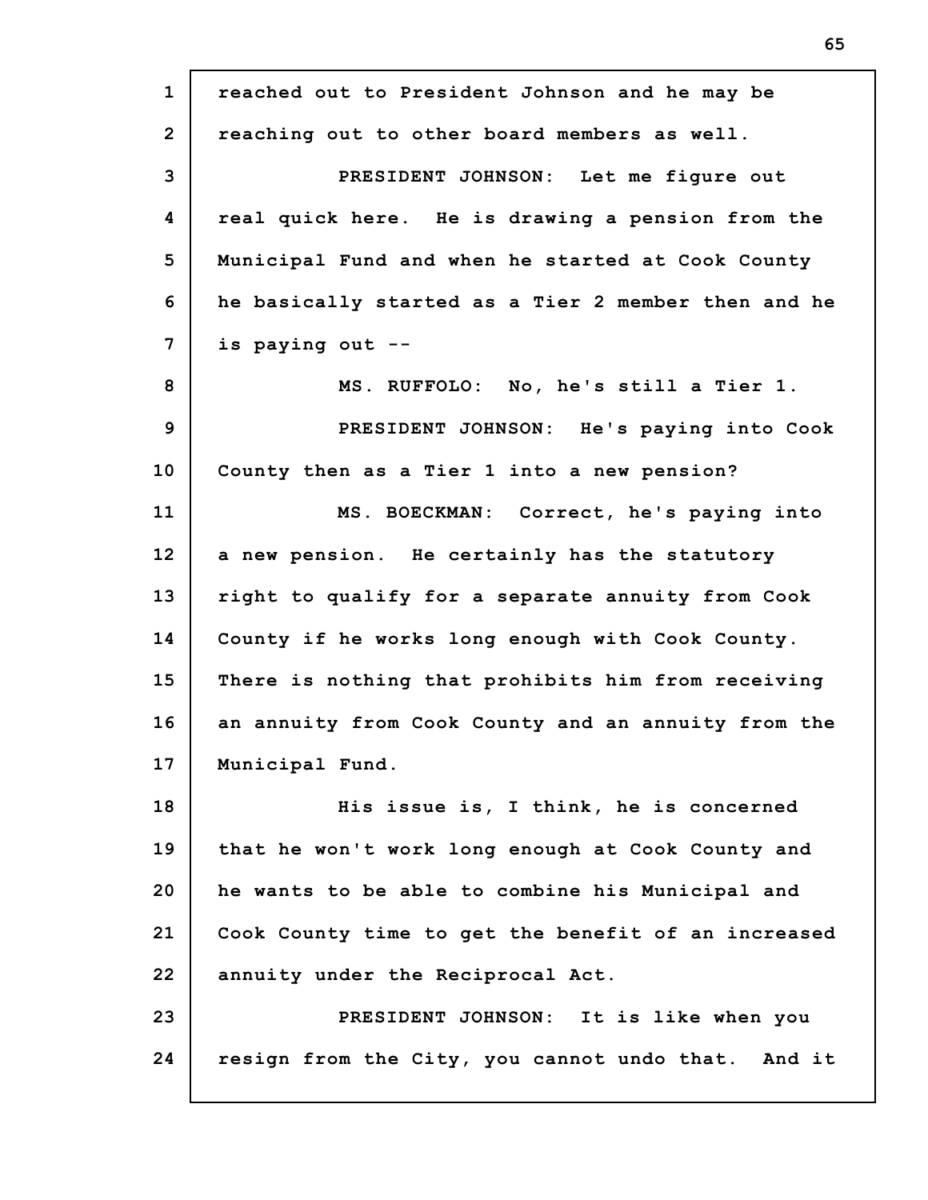reached out to President Johnson and he may be reaching out to other board members as well.

PRESIDENT JOHNSON: Let me figure out real quick here. He is drawing a pension from the Municipal Fund and when he started at Cook County he basically started as a Tier 2 member then and he is paying out --

MS. RUFFOLO: No, he's still a Tier 1.

PRESIDENT JOHNSON: He's paying into Cook County then as a Tier 1 into a new pension?

MS. BOECKMAN: Correct, he's paying into a new pension. He certainly has the statutory right to qualify for a separate annuity from Cook County if he works long enough with Cook County. There is nothing that prohibits him from receiving an annuity from Cook County and an annuity from the Municipal Fund.

His issue is, I think, he is concerned that he won't work long enough at Cook County and he wants to be able to combine his Municipal and Cook County time to get the benefit of an increased annuity under the Reciprocal Act.

PRESIDENT JOHNSON: It is like when you resign from the City, you cannot undo that. And it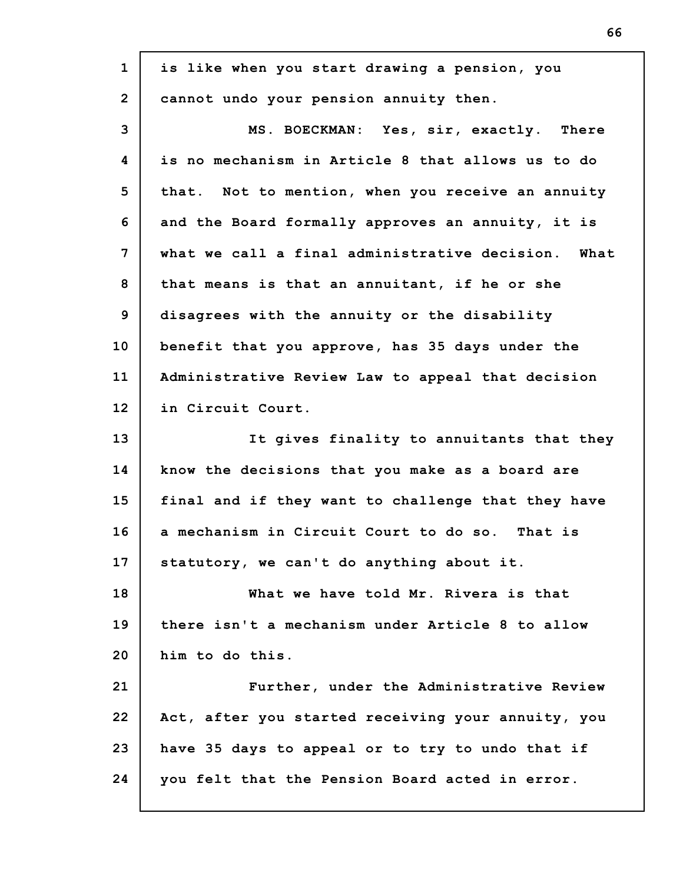is like when you start drawing a pension, you cannot undo your pension annuity then.

MS. BOECKMAN: Yes, sir, exactly. There is no mechanism in Article 8 that allows us to do that. Not to mention, when you receive an annuity and the Board formally approves an annuity, it is what we call a final administrative decision. What that means is that an annuitant, if he or she disagrees with the annuity or the disability benefit that you approve, has 35 days under the Administrative Review Law to appeal that decision in Circuit Court.

It gives finality to annuitants that they know the decisions that you make as a board are final and if they want to challenge that they have a mechanism in Circuit Court to do so. That is statutory, we can't do anything about it.

What we have told Mr. Rivera is that there isn't a mechanism under Article 8 to allow him to do this.

Further, under the Administrative Review Act, after you started receiving your annuity, you have 35 days to appeal or to try to undo that if you felt that the Pension Board acted in error.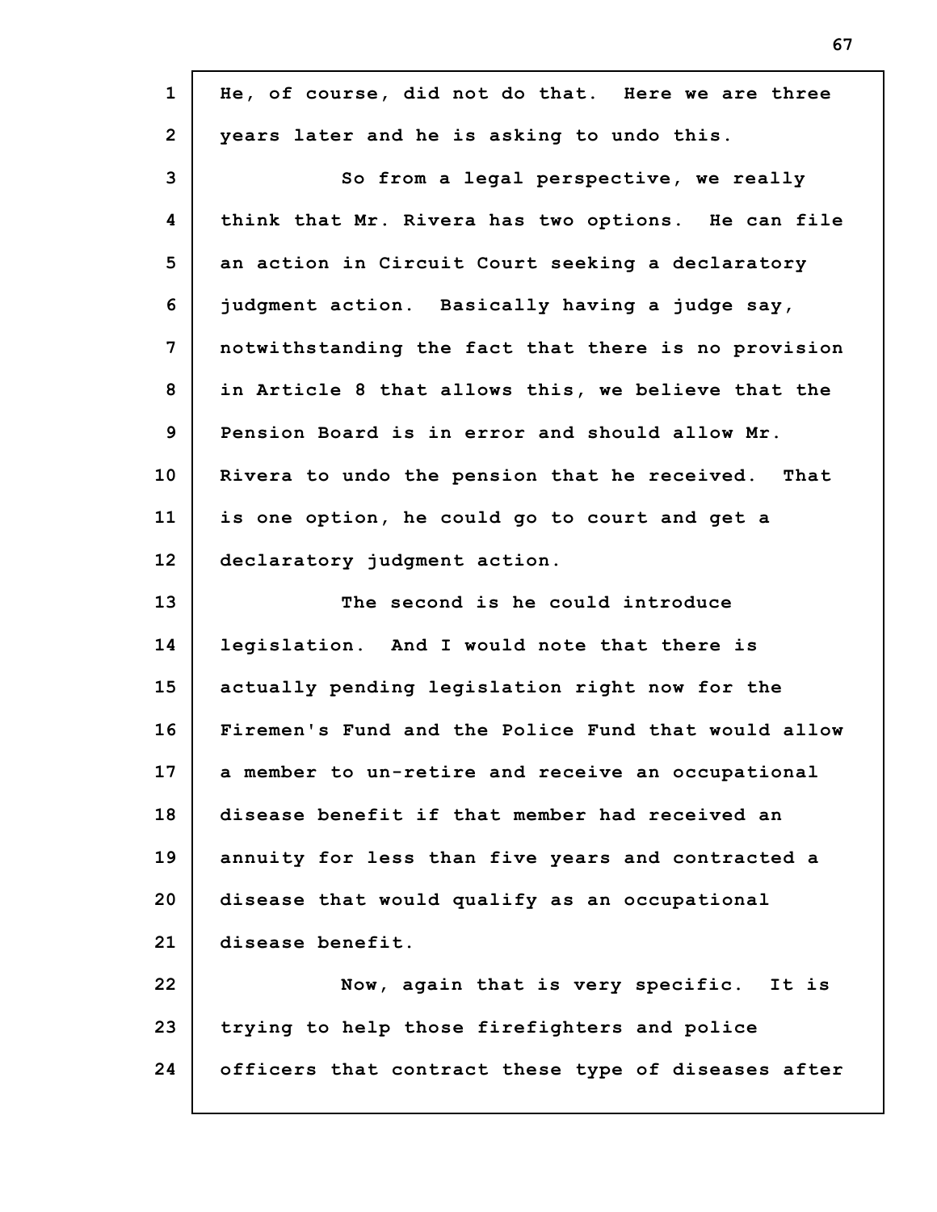He, of course, did not do that. Here we are three years later and he is asking to undo this.

So from a legal perspective, we really think that Mr. Rivera has two options. He can file an action in Circuit Court seeking a declaratory judgment action. Basically having a judge say, notwithstanding the fact that there is no provision in Article 8 that allows this, we believe that the Pension Board is in error and should allow Mr. Rivera to undo the pension that he received. That is one option, he could go to court and get a declaratory judgment action.

The second is he could introduce legislation. And I would note that there is actually pending legislation right now for the Firemen's Fund and the Police Fund that would allow a member to un-retire and receive an occupational disease benefit if that member had received an annuity for less than five years and contracted a disease that would qualify as an occupational disease benefit.

Now, again that is very specific. It is trying to help those firefighters and police officers that contract these type of diseases after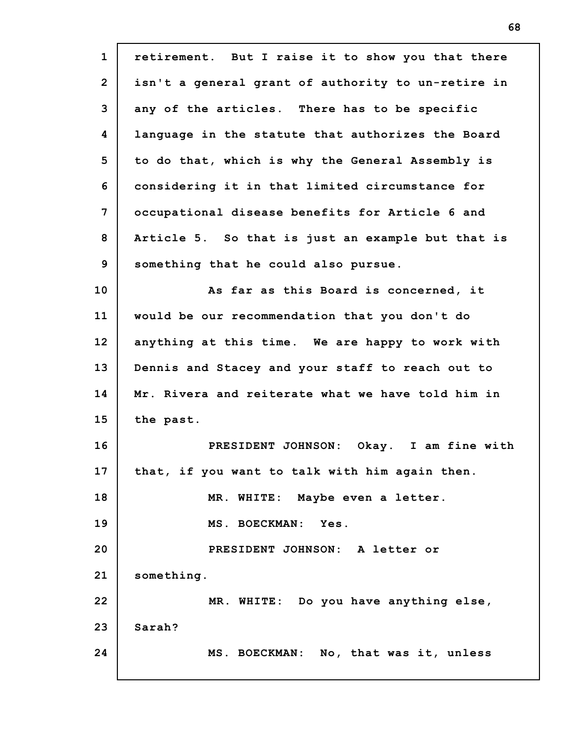retirement. But I raise it to show you that there isn't a general grant of authority to un-retire in any of the articles. There has to be specific language in the statute that authorizes the Board to do that, which is why the General Assembly is considering it in that limited circumstance for occupational disease benefits for Article 6 and Article 5. So that is just an example but that is something that he could also pursue.

As far as this Board is concerned, it would be our recommendation that you don't do anything at this time. We are happy to work with Dennis and Stacey and your staff to reach out to Mr. Rivera and reiterate what we have told him in the past.

PRESIDENT JOHNSON: Okay. I am fine with that, if you want to talk with him again then.

MR. WHITE: Maybe even a letter.

MS. BOECKMAN: Yes.

PRESIDENT JOHNSON: A letter or something.

MR. WHITE: Do you have anything else, Sarah?

MS. BOECKMAN: No, that was it, unless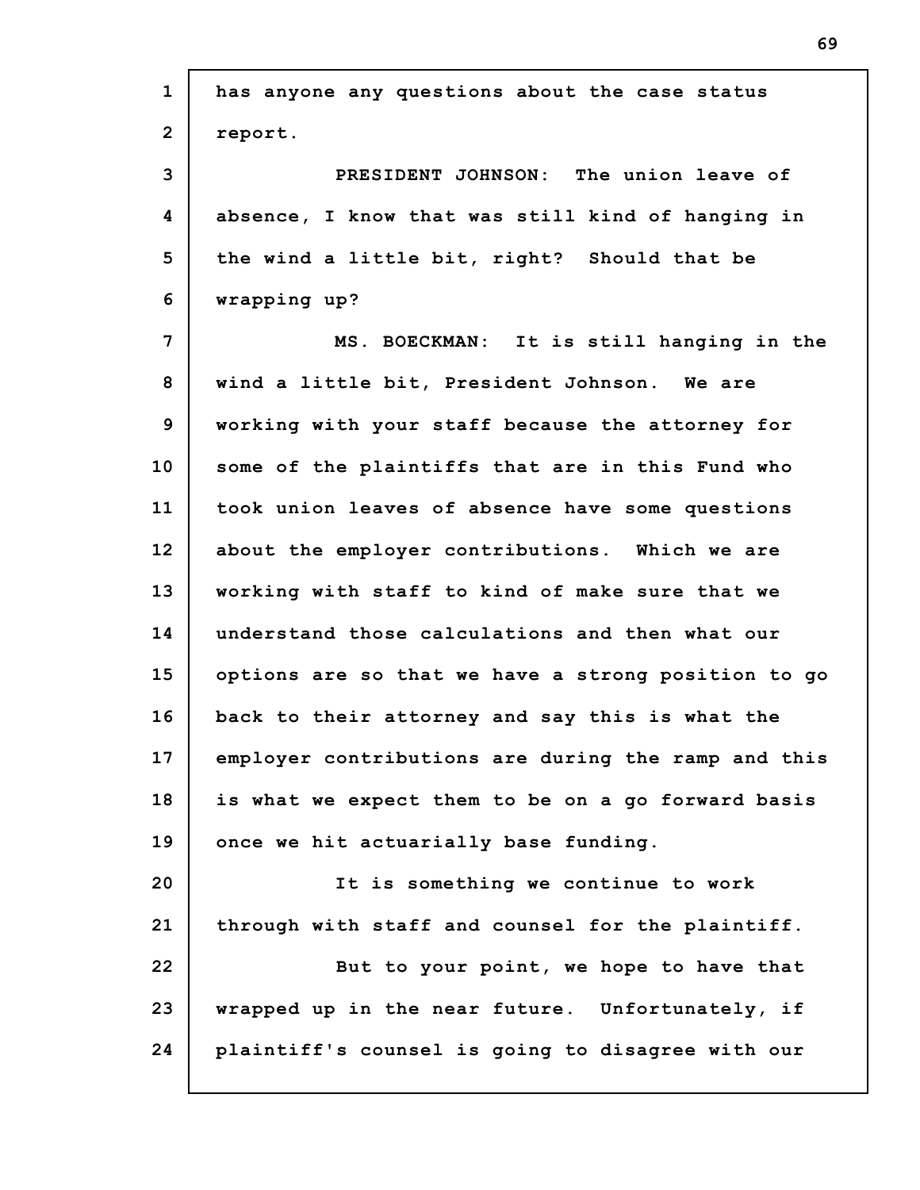has anyone any questions about the case status report.

PRESIDENT JOHNSON: The union leave of absence, I know that was still kind of hanging in the wind a little bit, right? Should that be wrapping up?

MS. BOECKMAN: It is still hanging in the wind a little bit, President Johnson. We are working with your staff because the attorney for some of the plaintiffs that are in this Fund who took union leaves of absence have some questions about the employer contributions. Which we are working with staff to kind of make sure that we understand those calculations and then what our options are so that we have a strong position to go back to their attorney and say this is what the employer contributions are during the ramp and this is what we expect them to be on a go forward basis once we hit actuarially base funding.

It is something we continue to work through with staff and counsel for the plaintiff.

But to your point, we hope to have that wrapped up in the near future. Unfortunately, if plaintiff's counsel is going to disagree with our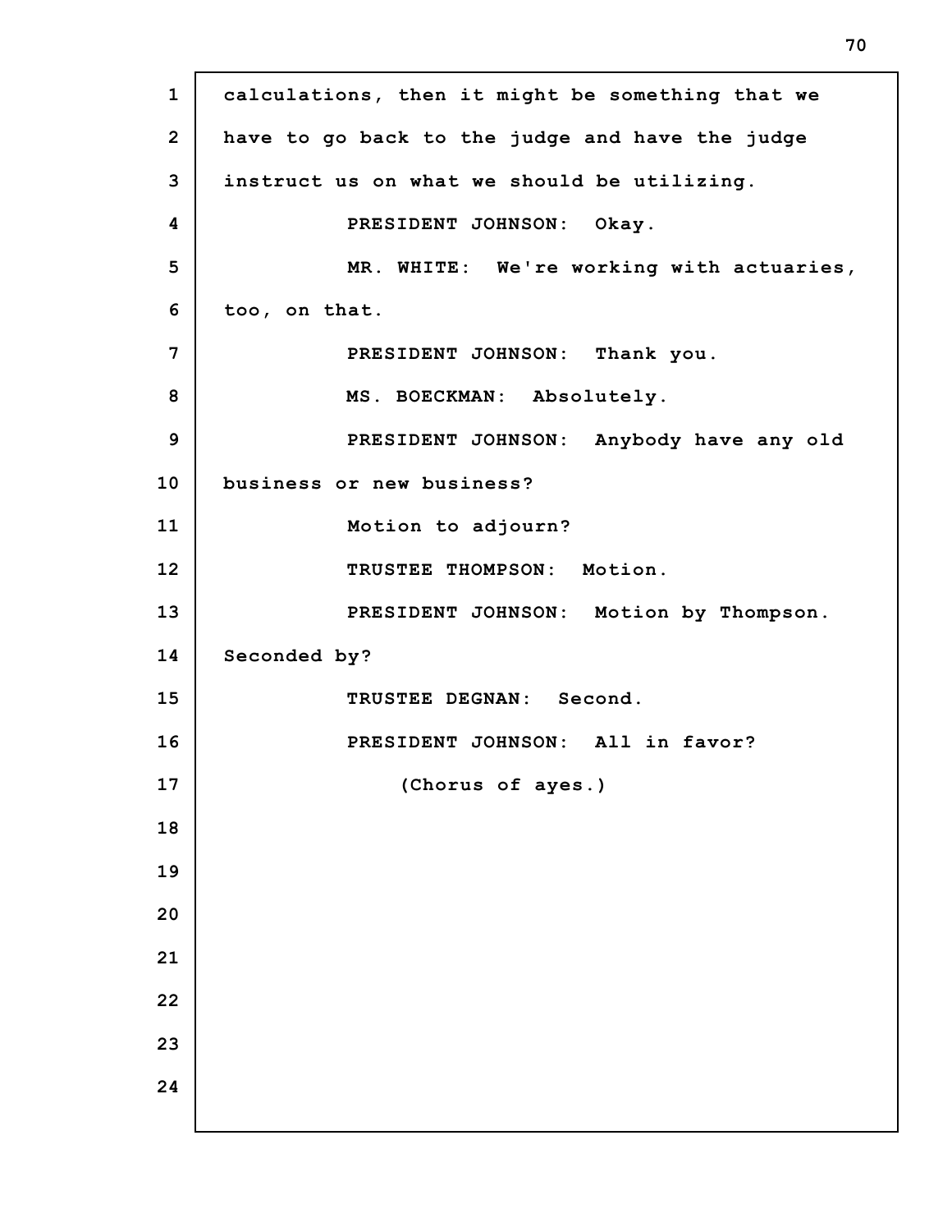calculations, then it might be something that we have to go back to the judge and have the judge instruct us on what we should be utilizing.

PRESIDENT JOHNSON: Okay.

MR. WHITE: We're working with actuaries, too, on that.

PRESIDENT JOHNSON: Thank you.

MS. BOECKMAN: Absolutely.

PRESIDENT JOHNSON: Anybody have any old business or new business?

Motion to adjourn?

TRUSTEE THOMPSON: Motion.

PRESIDENT JOHNSON: Motion by Thompson. Seconded by?

TRUSTEE DEGNAN: Second.

PRESIDENT JOHNSON: All in favor?

(Chorus of ayes.)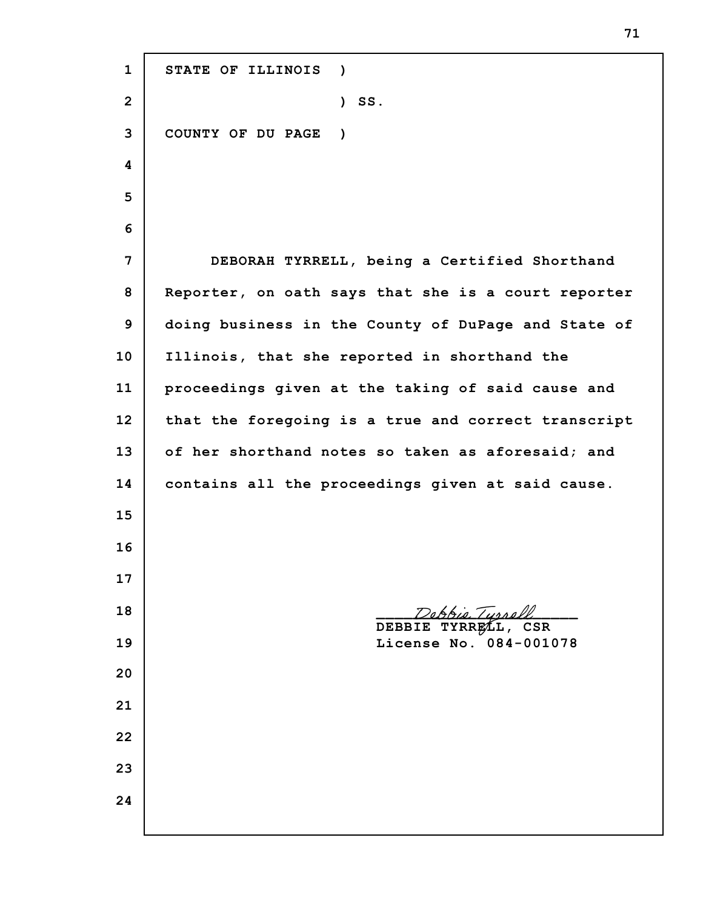STATE OF ILLINOIS )

) SS.

COUNTY OF DU PAGE )

DEBORAH TYRRELL, being a Certified Shorthand Reporter, on oath says that she is a court reporter doing business in the County of DuPage and State of Illinois, that she reported in shorthand the proceedings given at the taking of said cause and that the foregoing is a true and correct transcript of her shorthand notes so taken as aforesaid; and contains all the proceedings given at said cause.

*Debbie Tyrrell*

DEBBIE TYRRELL, CSR
License No. 084-001078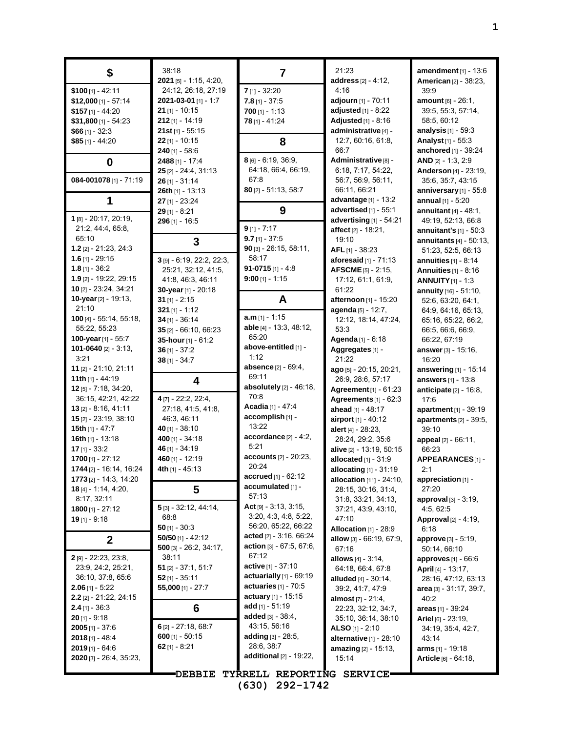## $

**$100** [1] - 42:11
**$12,000** [1] - 57:14
**$157** [1] - 44:20
**$31,800** [1] - 54:23
**$66** [1] - 32:3
**$85** [1] - 44:20

## 0

**084-001078** [1] - 71:19

## 1

**1** [8] - 20:17, 20:19, 21:2, 44:4, 65:8, 65:10
**1.2** [2] - 21:23, 24:3
**1.6** [1] - 29:15
**1.8** [1] - 36:2
**1.9** [2] - 19:22, 29:15
**10** [2] - 23:24, 34:21
**10-year** [2] - 19:13, 21:10
**100** [4] - 55:14, 55:18, 55:22, 55:23
**100-year** [1] - 55:7
**101-0640** [2] - 3:13, 3:21
**11** [2] - 21:10, 21:11
**11th** [1] - 44:19
**12** [5] - 7:18, 34:20, 36:15, 42:21, 42:22
**13** [2] - 8:16, 41:11
**15** [2] - 23:19, 38:10
**15th** [1] - 47:7
**16th** [1] - 13:18
**17** [1] - 33:2
**1700** [1] - 27:12
**1744** [2] - 16:14, 16:24
**1773** [2] - 14:3, 14:20
**18** [4] - 1:14, 4:20, 8:17, 32:11
**1800** [1] - 27:12
**19** [1] - 9:18

## 2

**2** [9] - 22:23, 23:8, 23:9, 24:2, 25:21, 36:10, 37:8, 65:6
**2.06** [1] - 5:22
**2.2** [2] - 21:22, 24:15
**2.4** [1] - 36:3
**20** [1] - 9:18
**2005** [1] - 37:6
**2018** [1] - 48:4
**2019** [1] - 64:6
**2020** [3] - 26:4, 35:23, 38:18
**2021** [5] - 1:15, 4:20, 24:12, 26:18, 27:19
**2021-03-01** [1] - 1:7
**21** [1] - 10:15
**212** [1] - 14:19
**21st** [1] - 55:15
**22** [1] - 10:15
**240** [1] - 58:6
**2488** [1] - 17:4
**25** [2] - 24:4, 31:13
**26** [1] - 31:14
**26th** [1] - 13:13
**27** [1] - 23:24
**29** [1] - 8:21
**296** [1] - 16:5

## 3

**3** [9] - 6:19, 22:2, 22:3, 25:21, 32:12, 41:5, 41:8, 46:3, 46:11
**30-year** [1] - 20:18
**31** [1] - 2:15
**321** [1] - 1:12
**34** [1] - 36:14
**35** [2] - 66:10, 66:23
**35-hour** [1] - 61:2
**36** [1] - 37:2
**38** [1] - 34:7

## 4

**4** [7] - 22:2, 22:4, 27:18, 41:5, 41:8, 46:3, 46:11
**40** [1] - 38:10
**400** [1] - 34:18
**46** [1] - 34:19
**460** [1] - 12:19
**4th** [1] - 45:13

## 5

**5** [3] - 32:12, 44:14, 68:8
**50** [1] - 30:3
**50/50** [1] - 42:12
**500** [3] - 26:2, 34:17, 38:11
**51** [2] - 37:1, 51:7
**52** [1] - 35:11
**55,000** [1] - 27:7

## 6

**6** [2] - 27:18, 68:7
**600** [1] - 50:15
**62** [1] - 8:21

## 7

**7** [1] - 32:20
**7.8** [1] - 37:5
**700** [1] - 1:13
**78** [1] - 41:24

## 8

**8** [6] - 6:19, 36:9, 64:18, 66:4, 66:19, 67:8
**80** [2] - 51:13, 58:7

## 9

**9** [1] - 7:17
**9.7** [1] - 37:5
**90** [3] - 26:15, 58:11, 58:17
**91-0715** [1] - 4:8
**9:00** [1] - 1:15

## A

**a.m** [1] - 1:15
**able** [4] - 13:3, 48:12, 65:20
**above-entitled** [1] - 1:12
**absence** [2] - 69:4, 69:11
**absolutely** [2] - 46:18, 70:8
**Acadia** [1] - 47:4
**accomplish** [1] - 13:22
**accordance** [2] - 4:2, 5:21
**accounts** [2] - 20:23, 20:24
**accrued** [1] - 62:12
**accumulated** [1] - 57:13
**Act** [9] - 3:13, 3:15, 3:20, 4:3, 4:8, 5:22, 56:20, 65:22, 66:22
**acted** [2] - 3:16, 66:24
**action** [3] - 67:5, 67:6, 67:12
**active** [1] - 37:10
**actuarially** [1] - 69:19
**actuaries** [1] - 70:5
**actuary** [1] - 15:15
**add** [1] - 51:19
**added** [3] - 38:4, 43:15, 56:16
**adding** [3] - 28:5, 28:6, 38:7
**additional** [2] - 19:22, 21:23
**address** [2] - 4:12, 4:16
**adjourn** [1] - 70:11
**adjusted** [1] - 8:22
**Adjusted** [1] - 8:16
**administrative** [4] - 12:7, 60:16, 61:8, 66:7
**Administrative** [8] - 6:18, 7:17, 54:22, 56:7, 56:9, 56:11, 66:11, 66:21
**advantage** [1] - 13:2
**advertised** [1] - 55:1
**advertising** [1] - 54:21
**affect** [2] - 18:21, 19:10
**AFL** [1] - 38:23
**aforesaid** [1] - 71:13
**AFSCME** [5] - 2:15, 17:12, 61:1, 61:9, 61:22
**afternoon** [1] - 15:20
**agenda** [5] - 12:7, 12:12, 18:14, 47:24, 53:3
**Agenda** [1] - 6:18
**Aggregates** [1] - 21:22
**ago** [5] - 20:15, 20:21, 26:9, 28:6, 57:17
**Agreement** [1] - 61:23
**Agreements** [1] - 62:3
**ahead** [1] - 48:17
**airport** [1] - 40:12
**alert** [4] - 28:23, 28:24, 29:2, 35:6
**alive** [2] - 13:19, 50:15
**allocated** [1] - 31:9
**allocating** [1] - 31:19
**allocation** [11] - 24:10, 28:15, 30:16, 31:4, 31:8, 33:21, 34:13, 37:21, 43:9, 43:10, 47:10
**Allocation** [1] - 28:9
**allow** [3] - 66:19, 67:9, 67:16
**allows** [4] - 3:14, 64:18, 66:4, 67:8
**alluded** [4] - 30:14, 39:2, 41:7, 47:9
**almost** [7] - 21:4, 22:23, 32:12, 34:7, 35:10, 36:14, 38:10
**ALSO** [1] - 2:10
**alternative** [1] - 28:10
**amazing** [2] - 15:13, 15:14
**amendment** [1] - 13:6
**American** [2] - 38:23, 39:9
**amount** [6] - 26:1, 39:5, 55:3, 57:14, 58:5, 60:12
**analysis** [1] - 59:3
**Analyst** [1] - 55:3
**anchored** [1] - 39:24
**AND** [2] - 1:3, 2:9
**Anderson** [4] - 23:19, 35:6, 35:7, 43:15
**anniversary** [1] - 55:8
**annual** [1] - 5:20
**annuitant** [4] - 48:1, 49:19, 52:13, 66:8
**annuitant's** [1] - 50:3
**annuitants** [4] - 50:13, 51:23, 52:5, 66:13
**annuities** [1] - 8:14
**Annuities** [1] - 8:16
**ANNUITY** [1] - 1:3
**annuity** [16] - 51:10, 52:6, 63:20, 64:1, 64:9, 64:16, 65:13, 65:16, 65:22, 66:2, 66:5, 66:6, 66:9, 66:22, 67:19
**answer** [3] - 15:16, 16:20
**answering** [1] - 15:14
**answers** [1] - 13:8
**anticipate** [2] - 16:8, 17:6
**apartment** [1] - 39:19
**apartments** [2] - 39:5, 39:10
**appeal** [2] - 66:11, 66:23
**APPEARANCES** [1] - 2:1
**appreciation** [1] - 27:20
**approval** [3] - 3:19, 4:5, 62:5
**Approval** [2] - 4:19, 6:18
**approve** [3] - 5:19, 50:14, 66:10
**approves** [1] - 66:6
**April** [4] - 13:17, 28:16, 47:12, 63:13
**area** [3] - 31:17, 39:7, 40:2
**areas** [1] - 39:24
**Ariel** [6] - 23:19, 34:19, 35:4, 42:7, 43:14
**arms** [1] - 19:18
**Article** [6] - 64:18,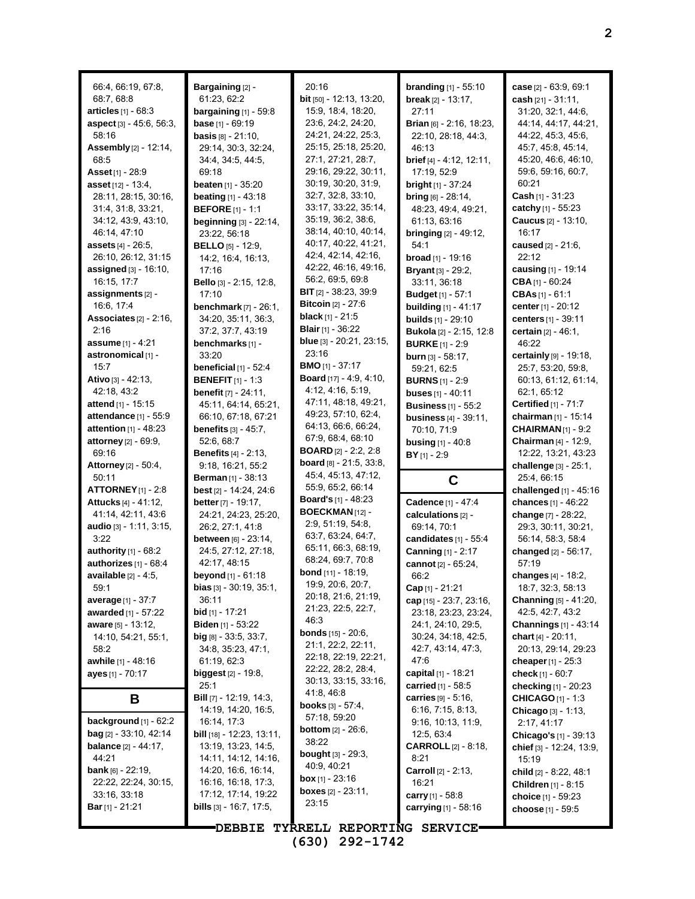66:4, 66:19, 67:8, 68:7, 68:8
**articles** [1] - 68:3
**aspect** [3] - 45:6, 56:3, 58:16
**Assembly** [2] - 12:14, 68:5
**Asset** [1] - 28:9
**asset** [12] - 13:4, 28:11, 28:15, 30:16, 31:4, 31:8, 33:21, 34:12, 43:9, 43:10, 46:14, 47:10
**assets** [4] - 26:5, 26:10, 26:12, 31:15
**assigned** [3] - 16:10, 16:15, 17:7
**assignments** [2] - 16:6, 17:4
**Associates** [2] - 2:16, 2:16
**assume** [1] - 4:21
**astronomical** [1] - 15:7
**Ativo** [3] - 42:13, 42:18, 43:2
**attend** [1] - 15:15
**attendance** [1] - 55:9
**attention** [1] - 48:23
**attorney** [2] - 69:9, 69:16
**Attorney** [2] - 50:4, 50:11
**ATTORNEY** [1] - 2:8
**Attucks** [4] - 41:12, 41:14, 42:11, 43:6
**audio** [3] - 1:11, 3:15, 3:22
**authority** [1] - 68:2
**authorizes** [1] - 68:4
**available** [2] - 4:5, 59:1
**average** [1] - 37:7
**awarded** [1] - 57:22
**aware** [5] - 13:12, 14:10, 54:21, 55:1, 58:2
**awhile** [1] - 48:16
**ayes** [1] - 70:17

## B

**background** [1] - 62:2
**bag** [2] - 33:10, 42:14
**balance** [2] - 44:17, 44:21
**bank** [6] - 22:19, 22:22, 22:24, 30:15, 33:16, 33:18
**Bar** [1] - 21:21
**Bargaining** [2] - 61:23, 62:2
**bargaining** [1] - 59:8
**base** [1] - 69:19
**basis** [8] - 21:10, 29:14, 30:3, 32:24, 34:4, 34:5, 44:5, 69:18
**beaten** [1] - 35:20
**beating** [1] - 43:18
**BEFORE** [1] - 1:1
**beginning** [3] - 22:14, 23:22, 56:18
**BELLO** [5] - 12:9, 14:2, 16:4, 16:13, 17:16
**Bello** [3] - 2:15, 12:8, 17:10
**benchmark** [7] - 26:1, 34:20, 35:11, 36:3, 37:2, 37:7, 43:19
**benchmarks** [1] - 33:20
**beneficial** [1] - 52:4
**BENEFIT** [1] - 1:3
**benefit** [7] - 24:11, 45:11, 64:14, 65:21, 66:10, 67:18, 67:21
**benefits** [3] - 45:7, 52:6, 68:7
**Benefits** [4] - 2:13, 9:18, 16:21, 55:2
**Berman** [1] - 38:13
**best** [2] - 14:24, 24:6
**better** [7] - 19:17, 24:21, 24:23, 25:20, 26:2, 27:1, 41:8
**between** [6] - 23:14, 24:5, 27:12, 27:18, 42:17, 48:15
**beyond** [1] - 61:18
**bias** [3] - 30:19, 35:1, 36:11
**bid** [1] - 17:21
**Biden** [1] - 53:22
**big** [8] - 33:5, 33:7, 34:8, 35:23, 47:1, 61:19, 62:3
**biggest** [2] - 19:8, 25:1
**Bill** [7] - 12:19, 14:3, 14:19, 14:20, 16:5, 16:14, 17:3
**bill** [18] - 12:23, 13:11, 13:19, 13:23, 14:5, 14:11, 14:12, 14:16, 14:20, 16:6, 16:14, 16:16, 16:18, 17:3, 17:12, 17:14, 19:22
**bills** [3] - 16:7, 17:5, 20:16
**bit** [50] - 12:13, 13:20, 15:9, 18:4, 18:20, 23:6, 24:2, 24:20, 24:21, 24:22, 25:3, 25:15, 25:18, 25:20, 27:1, 27:21, 28:7, 29:16, 29:22, 30:11, 30:19, 30:20, 31:9, 32:7, 32:8, 33:10, 33:17, 33:22, 35:14, 35:19, 36:2, 38:6, 38:14, 40:10, 40:14, 40:17, 40:22, 41:21, 42:4, 42:14, 42:16, 42:22, 46:16, 49:16, 56:2, 69:5, 69:8
**BIT** [2] - 38:23, 39:9
**Bitcoin** [2] - 27:6
**black** [1] - 21:5
**Blair** [1] - 36:22
**blue** [3] - 20:21, 23:15, 23:16
**BMO** [1] - 37:17
**Board** [17] - 4:9, 4:10, 4:12, 4:16, 5:19, 47:11, 48:18, 49:21, 49:23, 57:10, 62:4, 64:13, 66:6, 66:24, 67:9, 68:4, 68:10
**BOARD** [2] - 2:2, 2:8
**board** [8] - 21:5, 33:8, 45:4, 45:13, 47:12, 55:9, 65:2, 66:14
**Board's** [1] - 48:23
**BOECKMAN** [12] - 2:9, 51:19, 54:8, 63:7, 63:24, 64:7, 65:11, 66:3, 68:19, 68:24, 69:7, 70:8
**bond** [11] - 18:19, 19:9, 20:6, 20:7, 20:18, 21:6, 21:19, 21:23, 22:5, 22:7, 46:3
**bonds** [15] - 20:6, 21:1, 22:2, 22:11, 22:18, 22:19, 22:21, 22:22, 28:2, 28:4, 30:13, 33:15, 33:16, 41:8, 46:8
**books** [3] - 57:4, 57:18, 59:20
**bottom** [2] - 26:6, 38:22
**bought** [3] - 29:3, 40:9, 40:21
**box** [1] - 23:16
**boxes** [2] - 23:11, 23:15
**branding** [1] - 55:10
**break** [2] - 13:17, 27:11
**Brian** [6] - 2:16, 18:23, 22:10, 28:18, 44:3, 46:13
**brief** [4] - 4:12, 12:11, 17:19, 52:9
**bright** [1] - 37:24
**bring** [6] - 28:14, 48:23, 49:4, 49:21, 61:13, 63:16
**bringing** [2] - 49:12, 54:1
**broad** [1] - 19:16
**Bryant** [3] - 29:2, 33:11, 36:18
**Budget** [1] - 57:1
**building** [1] - 41:17
**builds** [1] - 29:10
**Bukola** [2] - 2:15, 12:8
**BURKE** [1] - 2:9
**burn** [3] - 58:17, 59:21, 62:5
**BURNS** [1] - 2:9
**buses** [1] - 40:11
**Business** [1] - 55:2
**business** [4] - 39:11, 70:10, 71:9
**busing** [1] - 40:8
**BY** [1] - 2:9

## C

**Cadence** [1] - 47:4
**calculations** [2] - 69:14, 70:1
**candidates** [1] - 55:4
**Canning** [1] - 2:17
**cannot** [2] - 65:24, 66:2
**Cap** [1] - 21:21
**cap** [15] - 23:7, 23:16, 23:18, 23:23, 23:24, 24:1, 24:10, 29:5, 30:24, 34:18, 42:5, 42:7, 43:14, 47:3, 47:6
**capital** [1] - 18:21
**carried** [1] - 58:5
**carries** [9] - 5:16, 6:16, 7:15, 8:13, 9:16, 10:13, 11:9, 12:5, 63:4
**CARROLL** [2] - 8:18, 8:21
**Carroll** [2] - 2:13, 16:21
**carry** [1] - 58:8
**carrying** [1] - 58:16
**case** [2] - 63:9, 69:1
**cash** [21] - 31:11, 31:20, 32:1, 44:6, 44:14, 44:17, 44:21, 44:22, 45:3, 45:6, 45:7, 45:8, 45:14, 45:20, 46:6, 46:10, 59:6, 59:16, 60:7, 60:21
**Cash** [1] - 31:23
**catchy** [1] - 55:23
**Caucus** [2] - 13:10, 16:17
**caused** [2] - 21:6, 22:12
**causing** [1] - 19:14
**CBA** [1] - 60:24
**CBAs** [1] - 61:1
**center** [1] - 20:12
**centers** [1] - 39:11
**certain** [2] - 46:1, 46:22
**certainly** [9] - 19:18, 25:7, 53:20, 59:8, 60:13, 61:12, 61:14, 62:1, 65:12
**Certified** [1] - 71:7
**chairman** [1] - 15:14
**CHAIRMAN** [1] - 9:2
**Chairman** [4] - 12:9, 12:22, 13:21, 43:23
**challenge** [3] - 25:1, 25:4, 66:15
**challenged** [1] - 45:16
**chances** [1] - 46:22
**change** [7] - 28:22, 29:3, 30:11, 30:21, 56:14, 58:3, 58:4
**changed** [2] - 56:17, 57:19
**changes** [4] - 18:2, 18:7, 32:3, 58:13
**Channing** [5] - 41:20, 42:5, 42:7, 43:2
**Channings** [1] - 43:14
**chart** [4] - 20:11, 20:13, 29:14, 29:23
**cheaper** [1] - 25:3
**check** [1] - 60:7
**checking** [1] - 20:23
**CHICAGO** [1] - 1:3
**Chicago** [3] - 1:13, 2:17, 41:17
**Chicago's** [1] - 39:13
**chief** [3] - 12:24, 13:9, 15:19
**child** [2] - 8:22, 48:1
**Children** [1] - 8:15
**choice** [1] - 59:23
**choose** [1] - 59:5

DEBBIE TYRRELL REPORTING SERVICE
(630) 292-1742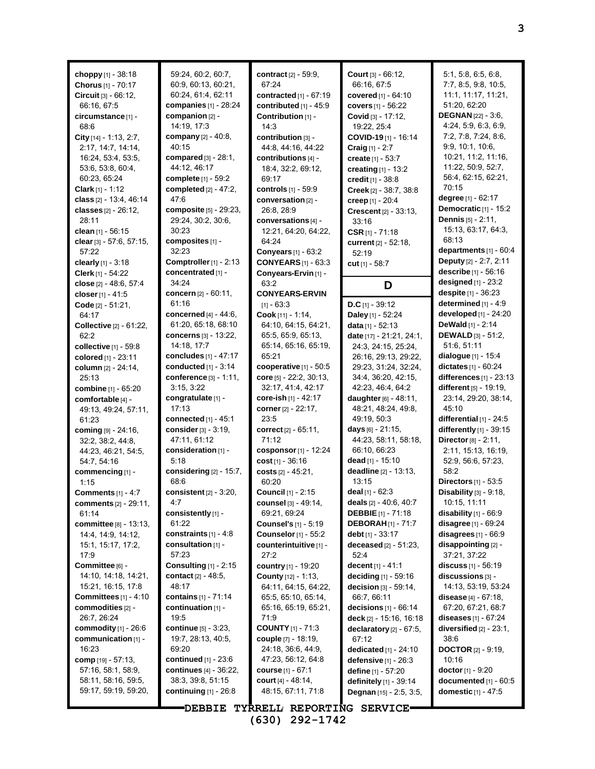**choppy** [1] - 38:18
**Chorus** [1] - 70:17
**Circuit** [3] - 66:12, 66:16, 67:5
**circumstance** [1] - 68:6
**City** [14] - 1:13, 2:7, 2:17, 14:7, 14:14, 16:24, 53:4, 53:5, 53:6, 53:8, 60:4, 60:23, 65:24
**Clark** [1] - 1:12
**class** [2] - 13:4, 46:14
**classes** [2] - 26:12, 28:11
**clean** [1] - 56:15
**clear** [3] - 57:6, 57:15, 57:22
**clearly** [1] - 3:18
**Clerk** [1] - 54:22
**close** [2] - 48:6, 57:4
**closer** [1] - 41:5
**Code** [2] - 51:21, 64:17
**Collective** [2] - 61:22, 62:2
**collective** [1] - 59:8
**colored** [1] - 23:11
**column** [2] - 24:14, 25:13
**combine** [1] - 65:20
**comfortable** [4] - 49:13, 49:24, 57:11, 61:23
**coming** [9] - 24:16, 32:2, 38:2, 44:8, 44:23, 46:21, 54:5, 54:7, 54:16
**commencing** [1] - 1:15
**Comments** [1] - 4:7
**comments** [2] - 29:11, 61:14
**committee** [8] - 13:13, 14:4, 14:9, 14:12, 15:1, 15:17, 17:2, 17:9
**Committee** [6] - 14:10, 14:18, 14:21, 15:21, 16:15, 17:8
**Committees** [1] - 4:10
**commodities** [2] - 26:7, 26:24
**commodity** [1] - 26:6
**communication** [1] - 16:23
**comp** [19] - 57:13, 57:16, 58:1, 58:9, 58:11, 58:16, 59:5, 59:17, 59:19, 59:20, 59:24, 60:2, 60:7, 60:9, 60:13, 60:21, 60:24, 61:4, 62:11
**companies** [1] - 28:24
**companion** [2] - 14:19, 17:3
**company** [2] - 40:8, 40:15
**compared** [3] - 28:1, 44:12, 46:17
**complete** [1] - 59:2
**completed** [2] - 47:2, 47:6
**composite** [5] - 29:23, 29:24, 30:2, 30:6, 30:23
**composites** [1] - 32:23
**Comptroller** [1] - 2:13
**concentrated** [1] - 34:24
**concern** [2] - 60:11, 61:16
**concerned** [4] - 44:6, 61:20, 65:18, 68:10
**concerns** [3] - 13:22, 14:18, 17:7
**concludes** [1] - 47:17
**conducted** [1] - 3:14
**conference** [3] - 1:11, 3:15, 3:22
**congratulate** [1] - 17:13
**connected** [1] - 45:1
**consider** [3] - 3:19, 47:11, 61:12
**consideration** [1] - 5:18
**considering** [2] - 15:7, 68:6
**consistent** [2] - 3:20, 4:7
**consistently** [1] - 61:22
**constraints** [1] - 4:8
**consultation** [1] - 57:23
**Consulting** [1] - 2:15
**contact** [2] - 48:5, 48:17
**contains** [1] - 71:14
**continuation** [1] - 19:5
**continue** [5] - 3:23, 19:7, 28:13, 40:5, 69:20
**continued** [1] - 23:6
**continues** [4] - 36:22, 38:3, 39:8, 51:15
**continuing** [1] - 26:8
**contract** [2] - 59:9, 67:24
**contracted** [1] - 67:19
**contributed** [1] - 45:9
**Contribution** [1] - 14:3
**contribution** [3] - 44:8, 44:16, 44:22
**contributions** [4] - 18:4, 32:2, 69:12, 69:17
**controls** [1] - 59:9
**conversation** [2] - 26:8, 28:9
**conversations** [4] - 12:21, 64:20, 64:22, 64:24
**Conyears** [1] - 63:2
**CONYEARS** [1] - 63:3
**Conyears-Ervin** [1] - 63:2
**CONYEARS-ERVIN** [1] - 63:3
**Cook** [11] - 1:14, 64:10, 64:15, 64:21, 65:5, 65:9, 65:13, 65:14, 65:16, 65:19, 65:21
**cooperative** [1] - 50:5
**core** [5] - 22:2, 30:13, 32:17, 41:4, 42:17
**core-ish** [1] - 42:17
**corner** [2] - 22:17, 23:5
**correct** [2] - 65:11, 71:12
**cosponsor** [1] - 12:24
**cost** [1] - 36:16
**costs** [2] - 45:21, 60:20
**Council** [1] - 2:15
**counsel** [3] - 49:14, 69:21, 69:24
**Counsel's** [1] - 5:19
**Counselor** [1] - 55:2
**counterintuitive** [1] - 27:2
**country** [1] - 19:20
**County** [12] - 1:13, 64:11, 64:15, 64:22, 65:5, 65:10, 65:14, 65:16, 65:19, 65:21, 71:9
**COUNTY** [1] - 71:3
**couple** [7] - 18:19, 24:18, 36:6, 44:9, 47:23, 56:12, 64:8
**course** [1] - 67:1
**court** [4] - 48:14, 48:15, 67:11, 71:8
**Court** [3] - 66:12, 66:16, 67:5
**covered** [1] - 64:10
**covers** [1] - 56:22
**Covid** [3] - 17:12, 19:22, 25:4
**COVID-19** [1] - 16:14
**Craig** [1] - 2:7
**create** [1] - 53:7
**creating** [1] - 13:2
**credit** [1] - 38:8
**Creek** [2] - 38:7, 38:8
**creep** [1] - 20:4
**Crescent** [2] - 33:13, 33:16
**CSR** [1] - 71:18
**current** [2] - 52:18, 52:19
**cut** [1] - 58:7

## D

**D.C** [1] - 39:12
**Daley** [1] - 52:24
**data** [1] - 52:13
**date** [17] - 21:21, 24:1, 24:3, 24:15, 25:24, 26:16, 29:13, 29:22, 29:23, 31:24, 32:24, 34:4, 36:20, 42:15, 42:23, 46:4, 64:2
**daughter** [6] - 48:11, 48:21, 48:24, 49:8, 49:19, 50:3
**days** [6] - 21:15, 44:23, 58:11, 58:18, 66:10, 66:23
**dead** [1] - 15:10
**deadline** [2] - 13:13, 13:15
**deal** [1] - 62:3
**deals** [2] - 40:6, 40:7
**DEBBIE** [1] - 71:18
**DEBORAH** [1] - 71:7
**debt** [1] - 33:17
**deceased** [2] - 51:23, 52:4
**decent** [1] - 41:1
**deciding** [1] - 59:16
**decision** [3] - 59:14, 66:7, 66:11
**decisions** [1] - 66:14
**deck** [2] - 15:16, 16:18
**declaratory** [2] - 67:5, 67:12
**dedicated** [1] - 24:10
**defensive** [1] - 26:3
**define** [1] - 57:20
**definitely** [1] - 39:14
**Degnan** [15] - 2:5, 3:5, 5:1, 5:8, 6:5, 6:8, 7:7, 8:5, 9:8, 10:5, 11:1, 11:17, 11:21, 51:20, 62:20
**DEGNAN** [22] - 3:6, 4:24, 5:9, 6:3, 6:9, 7:2, 7:8, 7:24, 8:6, 9:9, 10:1, 10:6, 10:21, 11:2, 11:16, 11:22, 50:9, 52:7, 56:4, 62:15, 62:21, 70:15
**degree** [1] - 62:17
**Democratic** [1] - 15:2
**Dennis** [5] - 2:11, 15:13, 63:17, 64:3, 68:13
**departments** [1] - 60:4
**Deputy** [2] - 2:7, 2:11
**describe** [1] - 56:16
**designed** [1] - 23:2
**despite** [1] - 36:23
**determined** [1] - 4:9
**developed** [1] - 24:20
**DeWald** [1] - 2:14
**DEWALD** [3] - 51:2, 51:6, 51:11
**dialogue** [1] - 15:4
**dictates** [1] - 60:24
**differences** [1] - 23:13
**different** [5] - 19:19, 23:14, 29:20, 38:14, 45:10
**differential** [1] - 24:5
**differently** [1] - 39:15
**Director** [8] - 2:11, 2:11, 15:13, 16:19, 52:9, 56:6, 57:23, 58:2
**Directors** [1] - 53:5
**Disability** [3] - 9:18, 10:15, 11:11
**disability** [1] - 66:9
**disagree** [1] - 69:24
**disagrees** [1] - 66:9
**disappointing** [2] - 37:21, 37:22
**discuss** [1] - 56:19
**discussions** [3] - 14:13, 53:19, 53:24
**disease** [4] - 67:18, 67:20, 67:21, 68:7
**diseases** [1] - 67:24
**diversified** [2] - 23:1, 38:6
**DOCTOR** [2] - 9:19, 10:16
**doctor** [1] - 9:20
**documented** [1] - 60:5
**domestic** [1] - 47:5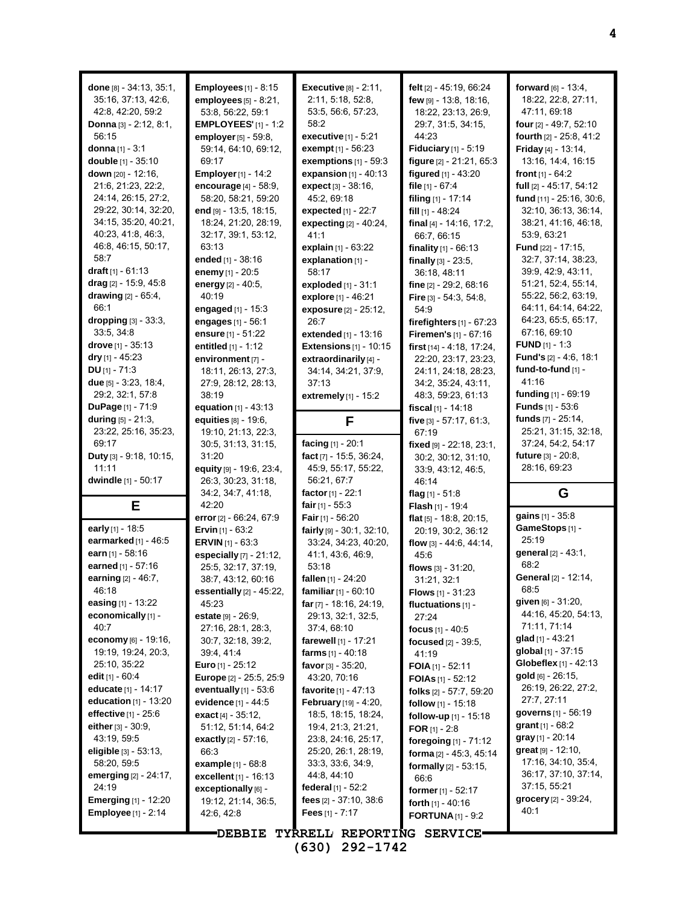**done** [8] - 34:13, 35:1, 35:16, 37:13, 42:6, 42:8, 42:20, 59:2
**Donna** [3] - 2:12, 8:1, 56:15
**donna** [1] - 3:1
**double** [1] - 35:10
**down** [20] - 12:16, 21:6, 21:23, 22:2, 24:14, 26:15, 27:2, 29:22, 30:14, 32:20, 34:15, 35:20, 40:21, 40:23, 41:8, 46:3, 46:8, 46:15, 50:17, 58:7
**draft** [1] - 61:13
**drag** [2] - 15:9, 45:8
**drawing** [2] - 65:4, 66:1
**dropping** [3] - 33:3, 33:5, 34:8
**drove** [1] - 35:13
**dry** [1] - 45:23
**DU** [1] - 71:3
**due** [5] - 3:23, 18:4, 29:2, 32:1, 57:8
**DuPage** [1] - 71:9
**during** [5] - 21:3, 23:22, 25:16, 35:23, 69:17
**Duty** [3] - 9:18, 10:15, 11:11
**dwindle** [1] - 50:17

## E

**early** [1] - 18:5
**earmarked** [1] - 46:5
**earn** [1] - 58:16
**earned** [1] - 57:16
**earning** [2] - 46:7, 46:18
**easing** [1] - 13:22
**economically** [1] - 40:7
**economy** [6] - 19:16, 19:19, 19:24, 20:3, 25:10, 35:22
**edit** [1] - 60:4
**educate** [1] - 14:17
**education** [1] - 13:20
**effective** [1] - 25:6
**either** [3] - 30:9, 43:19, 59:5
**eligible** [3] - 53:13, 58:20, 59:5
**emerging** [2] - 24:17, 24:19
**Emerging** [1] - 12:20
**Employee** [1] - 2:14
**Employees** [1] - 8:15
**employees** [5] - 8:21, 53:8, 56:22, 59:1
**EMPLOYEES'** [1] - 1:2
**employer** [5] - 59:8, 59:14, 64:10, 69:12, 69:17
**Employer** [1] - 14:2
**encourage** [4] - 58:9, 58:20, 58:21, 59:20
**end** [9] - 13:5, 18:15, 18:24, 21:20, 28:19, 32:17, 39:1, 53:12, 63:13
**ended** [1] - 38:16
**enemy** [1] - 20:5
**energy** [2] - 40:5, 40:19
**engaged** [1] - 15:3
**engages** [1] - 56:1
**ensure** [1] - 51:22
**entitled** [1] - 1:12
**environment** [7] - 18:11, 26:13, 27:3, 27:9, 28:12, 28:13, 38:19
**equation** [1] - 43:13
**equities** [8] - 19:6, 19:10, 21:13, 22:3, 30:5, 31:13, 31:15, 31:20
**equity** [9] - 19:6, 23:4, 26:3, 30:23, 31:18, 34:2, 34:7, 41:18, 42:20
**error** [2] - 66:24, 67:9
**Ervin** [1] - 63:2
**ERVIN** [1] - 63:3
**especially** [7] - 21:12, 25:5, 32:17, 37:19, 38:7, 43:12, 60:16
**essentially** [2] - 45:22, 45:23
**estate** [9] - 26:9, 27:16, 28:1, 28:3, 30:7, 32:18, 39:2, 39:4, 41:4
**Euro** [1] - 25:12
**Europe** [2] - 25:5, 25:9
**eventually** [1] - 53:6
**evidence** [1] - 44:5
**exact** [4] - 35:12, 51:12, 51:14, 64:2
**exactly** [2] - 57:16, 66:3
**example** [1] - 68:8
**excellent** [1] - 16:13
**exceptionally** [6] - 19:12, 21:14, 36:5, 42:6, 42:8
**Executive** [8] - 2:11, 2:11, 5:18, 52:8, 53:5, 56:6, 57:23, 58:2
**executive** [1] - 5:21
**exempt** [1] - 56:23
**exemptions** [1] - 59:3
**expansion** [1] - 40:13
**expect** [3] - 38:16, 45:2, 69:18
**expected** [1] - 22:7
**expecting** [2] - 40:24, 41:1
**explain** [1] - 63:22
**explanation** [1] - 58:17
**exploded** [1] - 31:1
**explore** [1] - 46:21
**exposure** [2] - 25:12, 26:7
**extended** [1] - 13:16
**Extensions** [1] - 10:15
**extraordinarily** [4] - 34:14, 34:21, 37:9, 37:13
**extremely** [1] - 15:2

## F

**facing** [1] - 20:1
**fact** [7] - 15:5, 36:24, 45:9, 55:17, 55:22, 56:21, 67:7
**factor** [1] - 22:1
**fair** [1] - 55:3
**Fair** [1] - 56:20
**fairly** [9] - 30:1, 32:10, 33:24, 34:23, 40:20, 41:1, 43:6, 46:9, 53:18
**fallen** [1] - 24:20
**familiar** [1] - 60:10
**far** [7] - 18:16, 24:19, 29:13, 32:1, 32:5, 37:4, 68:10
**farewell** [1] - 17:21
**farms** [1] - 40:18
**favor** [3] - 35:20, 43:20, 70:16
**favorite** [1] - 47:13
**February** [19] - 4:20, 18:5, 18:15, 18:24, 19:4, 21:3, 21:21, 23:8, 24:16, 25:17, 25:20, 26:1, 28:19, 33:3, 33:6, 34:9, 44:8, 44:10
**federal** [1] - 52:2
**fees** [2] - 37:10, 38:6
**Fees** [1] - 7:17
**felt** [2] - 45:19, 66:24
**few** [9] - 13:8, 18:16, 18:22, 23:13, 26:9, 29:7, 31:5, 34:15, 44:23
**Fiduciary** [1] - 5:19
**figure** [2] - 21:21, 65:3
**figured** [1] - 43:20
**file** [1] - 67:4
**filing** [1] - 17:14
**fill** [1] - 48:24
**final** [4] - 14:16, 17:2, 66:7, 66:15
**finality** [1] - 66:13
**finally** [3] - 23:5, 36:18, 48:11
**fine** [2] - 29:2, 68:16
**Fire** [3] - 54:3, 54:8, 54:9
**firefighters** [1] - 67:23
**Firemen's** [1] - 67:16
**first** [14] - 4:18, 17:24, 22:20, 23:17, 23:23, 24:11, 24:18, 28:23, 34:2, 35:24, 43:11, 48:3, 59:23, 61:13
**fiscal** [1] - 14:18
**five** [3] - 57:17, 61:3, 67:19
**fixed** [9] - 22:18, 23:1, 30:2, 30:12, 31:10, 33:9, 43:12, 46:5, 46:14
**flag** [1] - 51:8
**Flash** [1] - 19:4
**flat** [5] - 18:8, 20:15, 20:19, 30:2, 36:12
**flow** [3] - 44:6, 44:14, 45:6
**flows** [3] - 31:20, 31:21, 32:1
**Flows** [1] - 31:23
**fluctuations** [1] - 27:24
**focus** [1] - 40:5
**focused** [2] - 39:5, 41:19
**FOIA** [1] - 52:11
**FOIAs** [1] - 52:12
**folks** [2] - 57:7, 59:20
**follow** [1] - 15:18
**follow-up** [1] - 15:18
**FOR** [1] - 2:8
**foregoing** [1] - 71:12
**forma** [2] - 45:3, 45:14
**formally** [2] - 53:15, 66:6
**former** [1] - 52:17
**forth** [1] - 40:16
**FORTUNA** [1] - 9:2
**forward** [6] - 13:4, 18:22, 22:8, 27:11, 47:11, 69:18
**four** [2] - 49:7, 52:10
**fourth** [2] - 25:8, 41:2
**Friday** [4] - 13:14, 13:16, 14:4, 16:15
**front** [1] - 64:2
**full** [2] - 45:17, 54:12
**fund** [11] - 25:16, 30:6, 32:10, 36:13, 36:14, 38:21, 41:16, 46:18, 53:9, 63:21
**Fund** [22] - 17:15, 32:7, 37:14, 38:23, 39:9, 42:9, 43:11, 51:21, 52:4, 55:14, 55:22, 56:2, 63:19, 64:11, 64:14, 64:22, 64:23, 65:5, 65:17, 67:16, 69:10
**FUND** [1] - 1:3
**Fund's** [2] - 4:6, 18:1
**fund-to-fund** [1] - 41:16
**funding** [1] - 69:19
**Funds** [1] - 53:6
**funds** [7] - 25:14, 25:21, 31:15, 32:18, 37:24, 54:2, 54:17
**future** [3] - 20:8, 28:16, 69:23

## G

**gains** [1] - 35:8
**GameStops** [1] - 25:19
**general** [2] - 43:1, 68:2
**General** [2] - 12:14, 68:5
**given** [6] - 31:20, 44:16, 45:20, 54:13, 71:11, 71:14
**glad** [1] - 43:21
**global** [1] - 37:15
**Globeflex** [1] - 42:13
**gold** [6] - 26:15, 26:19, 26:22, 27:2, 27:7, 27:11
**governs** [1] - 56:19
**grant** [1] - 68:2
**gray** [1] - 20:14
**great** [9] - 12:10, 17:16, 34:10, 35:4, 36:17, 37:10, 37:14, 37:15, 55:21
**grocery** [2] - 39:24, 40:1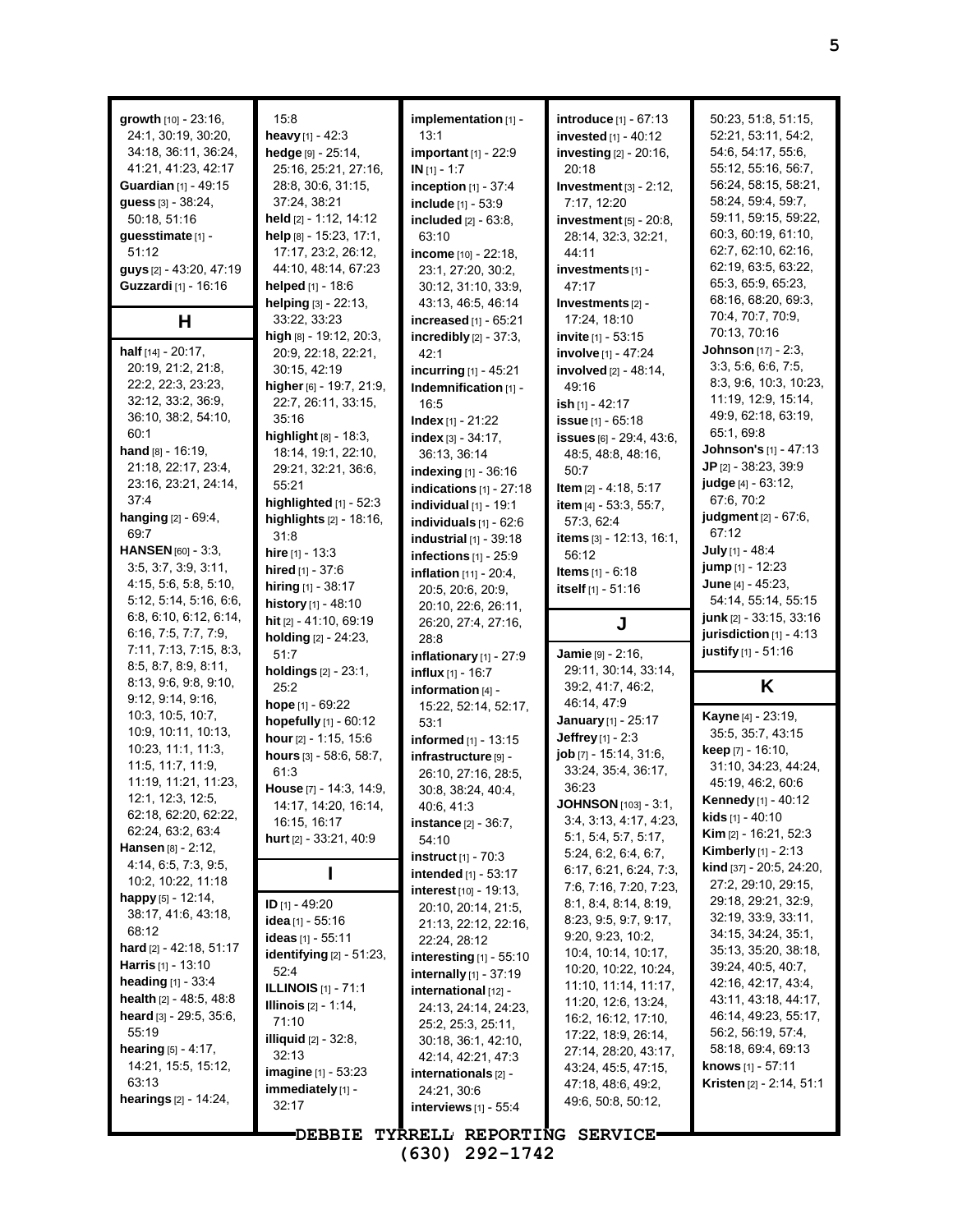**growth** [10] - 23:16, 24:1, 30:19, 30:20, 34:18, 36:11, 36:24, 41:21, 41:23, 42:17
**Guardian** [1] - 49:15
**guess** [3] - 38:24, 50:18, 51:16
**guesstimate** [1] - 51:12
**guys** [2] - 43:20, 47:19
**Guzzardi** [1] - 16:16

## H

**half** [14] - 20:17, 20:19, 21:2, 21:8, 22:2, 22:3, 23:23, 32:12, 33:2, 36:9, 36:10, 38:2, 54:10, 60:1
**hand** [8] - 16:19, 21:18, 22:17, 23:4, 23:16, 23:21, 24:14, 37:4
**hanging** [2] - 69:4, 69:7
**HANSEN** [60] - 3:3, 3:5, 3:7, 3:9, 3:11, 4:15, 5:6, 5:8, 5:10, 5:12, 5:14, 5:16, 6:6, 6:8, 6:10, 6:12, 6:14, 6:16, 7:5, 7:7, 7:9, 7:11, 7:13, 7:15, 8:3, 8:5, 8:7, 8:9, 8:11, 8:13, 9:6, 9:8, 9:10, 9:12, 9:14, 9:16, 10:3, 10:5, 10:7, 10:9, 10:11, 10:13, 10:23, 11:1, 11:3, 11:5, 11:7, 11:9, 11:19, 11:21, 11:23, 12:1, 12:3, 12:5, 62:18, 62:20, 62:22, 62:24, 63:2, 63:4
**Hansen** [8] - 2:12, 4:14, 6:5, 7:3, 9:5, 10:2, 10:22, 11:18
**happy** [5] - 12:14, 38:17, 41:6, 43:18, 68:12
**hard** [2] - 42:18, 51:17
**Harris** [1] - 13:10
**heading** [1] - 33:4
**health** [2] - 48:5, 48:8
**heard** [3] - 29:5, 35:6, 55:19
**hearing** [5] - 4:17, 14:21, 15:5, 15:12, 63:13
**hearings** [2] - 14:24, 15:8
**heavy** [1] - 42:3
**hedge** [9] - 25:14, 25:16, 25:21, 27:16, 28:8, 30:6, 31:15, 37:24, 38:21
**held** [2] - 1:12, 14:12
**help** [8] - 15:23, 17:1, 17:17, 23:2, 26:12, 44:10, 48:14, 67:23
**helped** [1] - 18:6
**helping** [3] - 22:13, 33:22, 33:23
**high** [8] - 19:12, 20:3, 20:9, 22:18, 22:21, 30:15, 42:19
**higher** [6] - 19:7, 21:9, 22:7, 26:11, 33:15, 35:16
**highlight** [8] - 18:3, 18:14, 19:1, 22:10, 29:21, 32:21, 36:6, 55:21
**highlighted** [1] - 52:3
**highlights** [2] - 18:16, 31:8
**hire** [1] - 13:3
**hired** [1] - 37:6
**hiring** [1] - 38:17
**history** [1] - 48:10
**hit** [2] - 41:10, 69:19
**holding** [2] - 24:23, 51:7
**holdings** [2] - 23:1, 25:2
**hope** [1] - 69:22
**hopefully** [1] - 60:12
**hour** [2] - 1:15, 15:6
**hours** [3] - 58:6, 58:7, 61:3
**House** [7] - 14:3, 14:9, 14:17, 14:20, 16:14, 16:15, 16:17
**hurt** [2] - 33:21, 40:9

## I

**ID** [1] - 49:20
**idea** [1] - 55:16
**ideas** [1] - 55:11
**identifying** [2] - 51:23, 52:4
**ILLINOIS** [1] - 71:1
**Illinois** [2] - 1:14, 71:10
**illiquid** [2] - 32:8, 32:13
**imagine** [1] - 53:23
**immediately** [1] - 32:17
**implementation** [1] - 13:1
**important** [1] - 22:9
**IN** [1] - 1:7
**inception** [1] - 37:4
**include** [1] - 53:9
**included** [2] - 63:8, 63:10
**income** [10] - 22:18, 23:1, 27:20, 30:2, 30:12, 31:10, 33:9, 43:13, 46:5, 46:14
**increased** [1] - 65:21
**incredibly** [2] - 37:3, 42:1
**incurring** [1] - 45:21
**Indemnification** [1] - 16:5
**Index** [1] - 21:22
**index** [3] - 34:17, 36:13, 36:14
**indexing** [1] - 36:16
**indications** [1] - 27:18
**individual** [1] - 19:1
**individuals** [1] - 62:6
**industrial** [1] - 39:18
**infections** [1] - 25:9
**inflation** [11] - 20:4, 20:5, 20:6, 20:9, 20:10, 22:6, 26:11, 26:20, 27:4, 27:16, 28:8
**inflationary** [1] - 27:9
**influx** [1] - 16:7
**information** [4] - 15:22, 52:14, 52:17, 53:1
**informed** [1] - 13:15
**infrastructure** [9] - 26:10, 27:16, 28:5, 30:8, 38:24, 40:4, 40:6, 41:3
**instance** [2] - 36:7, 54:10
**instruct** [1] - 70:3
**intended** [1] - 53:17
**interest** [10] - 19:13, 20:10, 20:14, 21:5, 21:13, 22:12, 22:16, 22:24, 28:12
**interesting** [1] - 55:10
**internally** [1] - 37:19
**international** [12] - 24:13, 24:14, 24:23, 25:2, 25:3, 25:11, 30:18, 36:1, 42:10, 42:14, 42:21, 47:3
**internationals** [2] - 24:21, 30:6
**interviews** [1] - 55:4
**introduce** [1] - 67:13
**invested** [1] - 40:12
**investing** [2] - 20:16, 20:18
**Investment** [3] - 2:12, 7:17, 12:20
**investment** [5] - 20:8, 28:14, 32:3, 32:21, 44:11
**investments** [1] - 47:17
**Investments** [2] - 17:24, 18:10
**invite** [1] - 53:15
**involve** [1] - 47:24
**involved** [2] - 48:14, 49:16
**ish** [1] - 42:17
**issue** [1] - 65:18
**issues** [6] - 29:4, 43:6, 48:5, 48:8, 48:16, 50:7
**Item** [2] - 4:18, 5:17
**item** [4] - 53:3, 55:7, 57:3, 62:4
**items** [3] - 12:13, 16:1, 56:12
**Items** [1] - 6:18
**itself** [1] - 51:16

## J

**Jamie** [9] - 2:16, 29:11, 30:14, 33:14, 39:2, 41:7, 46:2, 46:14, 47:9
**January** [1] - 25:17
**Jeffrey** [1] - 2:3
**job** [7] - 15:14, 31:6, 33:24, 35:4, 36:17, 36:23
**JOHNSON** [103] - 3:1, 3:4, 3:13, 4:17, 4:23, 5:1, 5:4, 5:7, 5:17, 5:24, 6:2, 6:4, 6:7, 6:17, 6:21, 6:24, 7:3, 7:6, 7:16, 7:20, 7:23, 8:1, 8:4, 8:14, 8:19, 8:23, 9:5, 9:7, 9:17, 9:20, 9:23, 10:2, 10:4, 10:14, 10:17, 10:20, 10:22, 10:24, 11:10, 11:14, 11:17, 11:20, 12:6, 13:24, 16:2, 16:12, 17:10, 17:22, 18:9, 26:14, 27:14, 28:20, 43:17, 43:24, 45:5, 47:15, 47:18, 48:6, 49:2, 49:6, 50:8, 50:12, 50:23, 51:8, 51:15, 52:21, 53:11, 54:2, 54:6, 54:17, 55:6, 55:12, 55:16, 56:7, 56:24, 58:15, 58:21, 58:24, 59:4, 59:7, 59:11, 59:15, 59:22, 60:3, 60:19, 61:10, 62:7, 62:10, 62:16, 62:19, 63:5, 63:22, 65:3, 65:9, 65:23, 68:16, 68:20, 69:3, 70:4, 70:7, 70:9, 70:13, 70:16
**Johnson** [17] - 2:3, 3:3, 5:6, 6:6, 7:5, 8:3, 9:6, 10:3, 10:23, 11:19, 12:9, 15:14, 49:9, 62:18, 63:19, 65:1, 69:8
**Johnson's** [1] - 47:13
**JP** [2] - 38:23, 39:9
**judge** [4] - 63:12, 67:6, 70:2
**judgment** [2] - 67:6, 67:12
**July** [1] - 48:4
**jump** [1] - 12:23
**June** [4] - 45:23, 54:14, 55:14, 55:15
**junk** [2] - 33:15, 33:16
**jurisdiction** [1] - 4:13
**justify** [1] - 51:16

## K

**Kayne** [4] - 23:19, 35:5, 35:7, 43:15
**keep** [7] - 16:10, 31:10, 34:23, 44:24, 45:19, 46:2, 60:6
**Kennedy** [1] - 40:12
**kids** [1] - 40:10
**Kim** [2] - 16:21, 52:3
**Kimberly** [1] - 2:13
**kind** [37] - 20:5, 24:20, 27:2, 29:10, 29:15, 29:18, 29:21, 32:9, 32:19, 33:9, 33:11, 34:15, 34:24, 35:1, 35:13, 35:20, 38:18, 39:24, 40:5, 40:7, 42:16, 42:17, 43:4, 43:11, 43:18, 44:17, 46:14, 49:23, 55:17, 56:2, 56:19, 57:4, 58:18, 69:4, 69:13
**knows** [1] - 57:11
**Kristen** [2] - 2:14, 51:1

DEBBIE TYRRELL REPORTING SERVICE
(630) 292-1742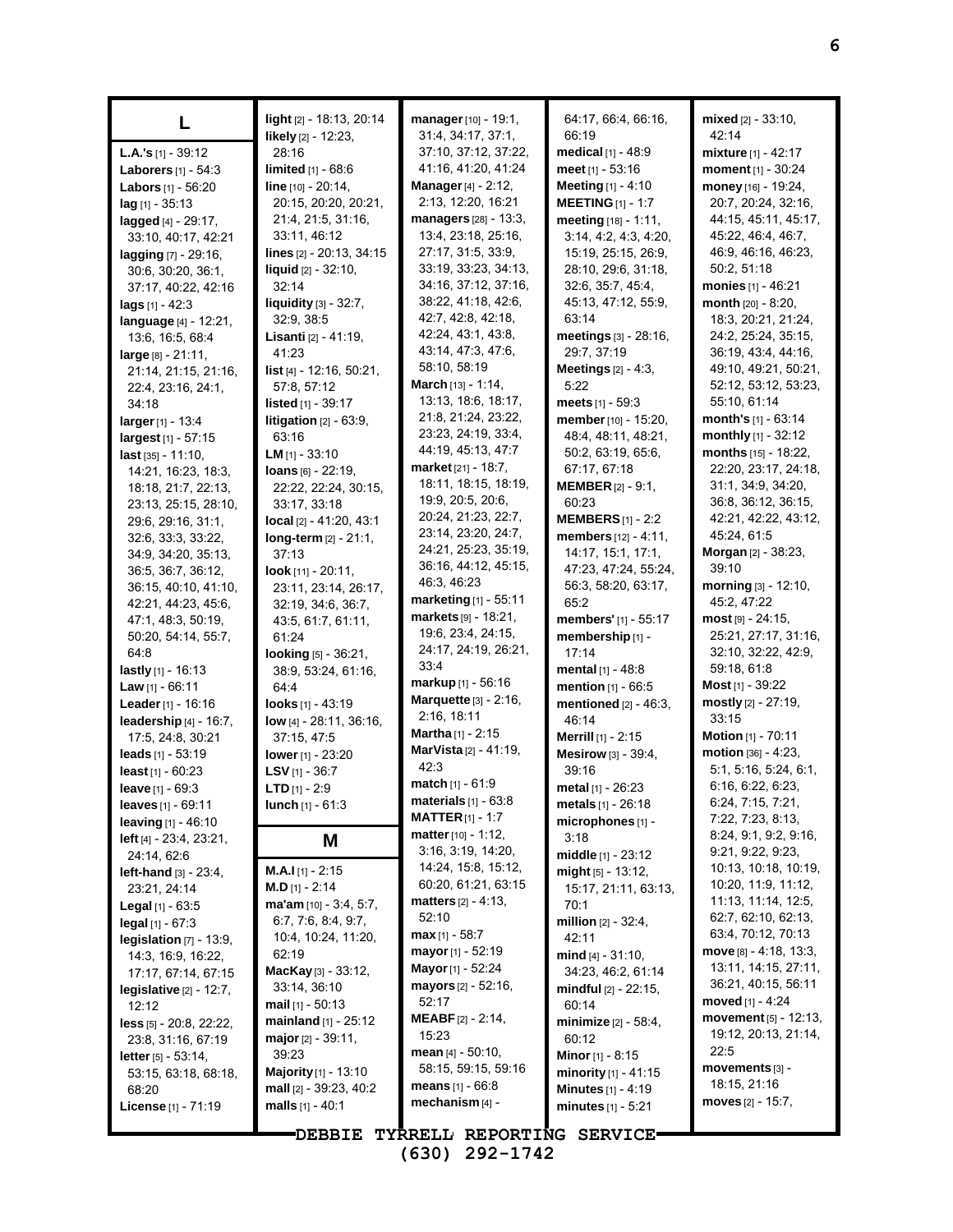## L

**L.A.'s** [1] - 39:12
**Laborers** [1] - 54:3
**Labors** [1] - 56:20
**lag** [1] - 35:13
**lagged** [4] - 29:17, 33:10, 40:17, 42:21
**lagging** [7] - 29:16, 30:6, 30:20, 36:1, 37:17, 40:22, 42:16
**lags** [1] - 42:3
**language** [4] - 12:21, 13:6, 16:5, 68:4
**large** [8] - 21:11, 21:14, 21:15, 21:16, 22:4, 23:16, 24:1, 34:18
**larger** [1] - 13:4
**largest** [1] - 57:15
**last** [35] - 11:10, 14:21, 16:23, 18:3, 18:18, 21:7, 22:13, 23:13, 25:15, 28:10, 29:6, 29:16, 31:1, 32:6, 33:3, 33:22, 34:9, 34:20, 35:13, 36:5, 36:7, 36:12, 36:15, 40:10, 41:10, 42:21, 44:23, 45:6, 47:1, 48:3, 50:19, 50:20, 54:14, 55:7, 64:8
**lastly** [1] - 16:13
**Law** [1] - 66:11
**Leader** [1] - 16:16
**leadership** [4] - 16:7, 17:5, 24:8, 30:21
**leads** [1] - 53:19
**least** [1] - 60:23
**leave** [1] - 69:3
**leaves** [1] - 69:11
**leaving** [1] - 46:10
**left** [4] - 23:4, 23:21, 24:14, 62:6
**left-hand** [3] - 23:4, 23:21, 24:14
**Legal** [1] - 63:5
**legal** [1] - 67:3
**legislation** [7] - 13:9, 14:3, 16:9, 16:22, 17:17, 67:14, 67:15
**legislative** [2] - 12:7, 12:12
**less** [5] - 20:8, 22:22, 23:8, 31:16, 67:19
**letter** [5] - 53:14, 53:15, 63:18, 68:18, 68:20
**License** [1] - 71:19
**light** [2] - 18:13, 20:14
**likely** [2] - 12:23, 28:16
**limited** [1] - 68:6
**line** [10] - 20:14, 20:15, 20:20, 20:21, 21:4, 21:5, 31:16, 33:11, 46:12
**lines** [2] - 20:13, 34:15
**liquid** [2] - 32:10, 32:14
**liquidity** [3] - 32:7, 32:9, 38:5
**Lisanti** [2] - 41:19, 41:23
**list** [4] - 12:16, 50:21, 57:8, 57:12
**listed** [1] - 39:17
**litigation** [2] - 63:9, 63:16
**LM** [1] - 33:10
**loans** [6] - 22:19, 22:22, 22:24, 30:15, 33:17, 33:18
**local** [2] - 41:20, 43:1
**long-term** [2] - 21:1, 37:13
**look** [11] - 20:11, 23:11, 23:14, 26:17, 32:19, 34:6, 36:7, 43:5, 61:7, 61:11, 61:24
**looking** [5] - 36:21, 38:9, 53:24, 61:16, 64:4
**looks** [1] - 43:19
**low** [4] - 28:11, 36:16, 37:15, 47:5
**lower** [1] - 23:20
**LSV** [1] - 36:7
**LTD** [1] - 2:9
**lunch** [1] - 61:3

## M

**M.A.I** [1] - 2:15
**M.D** [1] - 2:14
**ma'am** [10] - 3:4, 5:7, 6:7, 7:6, 8:4, 9:7, 10:4, 10:24, 11:20, 62:19
**MacKay** [3] - 33:12, 33:14, 36:10
**mail** [1] - 50:13
**mainland** [1] - 25:12
**major** [2] - 39:11, 39:23
**Majority** [1] - 13:10
**mall** [2] - 39:23, 40:2
**malls** [1] - 40:1
**manager** [10] - 19:1, 31:4, 34:17, 37:1, 37:10, 37:12, 37:22, 41:16, 41:20, 41:24
**Manager** [4] - 2:12, 2:13, 12:20, 16:21
**managers** [28] - 13:3, 13:4, 23:18, 25:16, 27:17, 31:5, 33:9, 33:19, 33:23, 34:13, 34:16, 37:12, 37:16, 38:22, 41:18, 42:6, 42:7, 42:8, 42:18, 42:24, 43:1, 43:8, 43:14, 47:3, 47:6, 58:10, 58:19
**March** [13] - 1:14, 13:13, 18:6, 18:17, 21:8, 21:24, 23:22, 23:23, 24:19, 33:4, 44:19, 45:13, 47:7
**market** [21] - 18:7, 18:11, 18:15, 18:19, 19:9, 20:5, 20:6, 20:24, 21:23, 22:7, 23:14, 23:20, 24:7, 24:21, 25:23, 35:19, 36:16, 44:12, 45:15, 46:3, 46:23
**marketing** [1] - 55:11
**markets** [9] - 18:21, 19:6, 23:4, 24:15, 24:17, 24:19, 26:21, 33:4
**markup** [1] - 56:16
**Marquette** [3] - 2:16, 2:16, 18:11
**Martha** [1] - 2:15
**MarVista** [2] - 41:19, 42:3
**match** [1] - 61:9
**materials** [1] - 63:8
**MATTER** [1] - 1:7
**matter** [10] - 1:12, 3:16, 3:19, 14:20, 14:24, 15:8, 15:12, 60:20, 61:21, 63:15
**matters** [2] - 4:13, 52:10
**max** [1] - 58:7
**mayor** [1] - 52:19
**Mayor** [1] - 52:24
**mayors** [2] - 52:16, 52:17
**MEABF** [2] - 2:14, 15:23
**mean** [4] - 50:10, 58:15, 59:15, 59:16
**means** [1] - 66:8
**mechanism** [4] - 64:17, 66:4, 66:16, 66:19
**medical** [1] - 48:9
**meet** [1] - 53:16
**Meeting** [1] - 4:10
**MEETING** [1] - 1:7
**meeting** [18] - 1:11, 3:14, 4:2, 4:3, 4:20, 15:19, 25:15, 26:9, 28:10, 29:6, 31:18, 32:6, 35:7, 45:4, 45:13, 47:12, 55:9, 63:14
**meetings** [3] - 28:16, 29:7, 37:19
**Meetings** [2] - 4:3, 5:22
**meets** [1] - 59:3
**member** [10] - 15:20, 48:4, 48:11, 48:21, 50:2, 63:19, 65:6, 67:17, 67:18
**MEMBER** [2] - 9:1, 60:23
**MEMBERS** [1] - 2:2
**members** [12] - 4:11, 14:17, 15:1, 17:1, 47:23, 47:24, 55:24, 56:3, 58:20, 63:17, 65:2
**members'** [1] - 55:17
**membership** [1] - 17:14
**mental** [1] - 48:8
**mention** [1] - 66:5
**mentioned** [2] - 46:3, 46:14
**Merrill** [1] - 2:15
**Mesirow** [3] - 39:4, 39:16
**metal** [1] - 26:23
**metals** [1] - 26:18
**microphones** [1] - 3:18
**middle** [1] - 23:12
**might** [5] - 13:12, 15:17, 21:11, 63:13, 70:1
**million** [2] - 32:4, 42:11
**mind** [4] - 31:10, 34:23, 46:2, 61:14
**mindful** [2] - 22:15, 60:14
**minimize** [2] - 58:4, 60:12
**Minor** [1] - 8:15
**minority** [1] - 41:15
**Minutes** [1] - 4:19
**minutes** [1] - 5:21
**mixed** [2] - 33:10, 42:14
**mixture** [1] - 42:17
**moment** [1] - 30:24
**money** [16] - 19:24, 20:7, 20:24, 32:16, 44:15, 45:11, 45:17, 45:22, 46:4, 46:7, 46:9, 46:16, 46:23, 50:2, 51:18
**monies** [1] - 46:21
**month** [20] - 8:20, 18:3, 20:21, 21:24, 24:2, 25:24, 35:15, 36:19, 43:4, 44:16, 49:10, 49:21, 50:21, 52:12, 53:12, 53:23, 55:10, 61:14
**month's** [1] - 63:14
**monthly** [1] - 32:12
**months** [15] - 18:22, 22:20, 23:17, 24:18, 31:1, 34:9, 34:20, 36:8, 36:12, 36:15, 42:21, 42:22, 43:12, 45:24, 61:5
**Morgan** [2] - 38:23, 39:10
**morning** [3] - 12:10, 45:2, 47:22
**most** [9] - 24:15, 25:21, 27:17, 31:16, 32:10, 32:22, 42:9, 59:18, 61:8
**Most** [1] - 39:22
**mostly** [2] - 27:19, 33:15
**Motion** [1] - 70:11
**motion** [36] - 4:23, 5:1, 5:16, 5:24, 6:1, 6:16, 6:22, 6:23, 6:24, 7:15, 7:21, 7:22, 7:23, 8:13, 8:24, 9:1, 9:2, 9:16, 9:21, 9:22, 9:23, 10:13, 10:18, 10:19, 10:20, 11:9, 11:12, 11:13, 11:14, 12:5, 62:7, 62:10, 62:13, 63:4, 70:12, 70:13
**move** [8] - 4:18, 13:3, 13:11, 14:15, 27:11, 36:21, 40:15, 56:11
**moved** [1] - 4:24
**movement** [5] - 12:13, 19:12, 20:13, 21:14, 22:5
**movements** [3] - 18:15, 21:16
**moves** [2] - 15:7,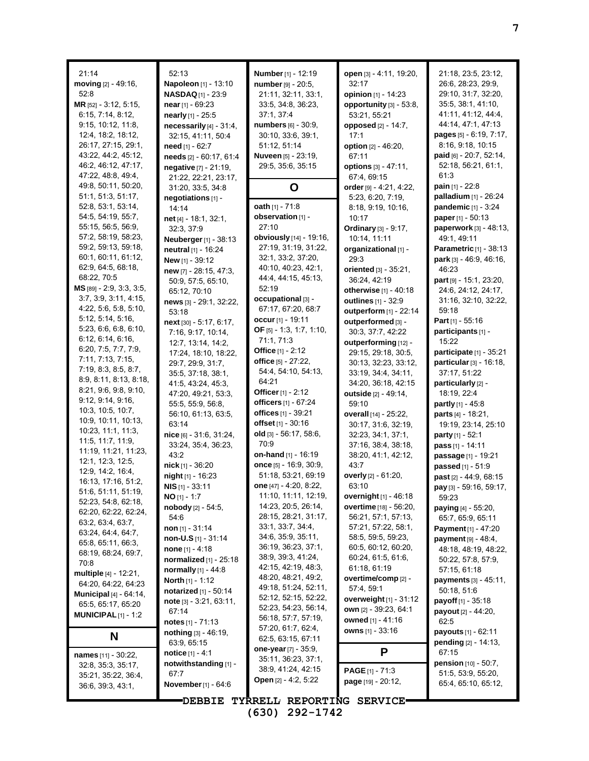21:14
**moving** [2] - 49:16, 52:8
**MR** [52] - 3:12, 5:15, 6:15, 7:14, 8:12, 9:15, 10:12, 11:8, 12:4, 18:2, 18:12, 26:17, 27:15, 29:1, 43:22, 44:2, 45:12, 46:2, 46:12, 47:17, 47:22, 48:8, 49:4, 49:8, 50:11, 50:20, 51:1, 51:3, 51:17, 52:8, 53:1, 53:14, 54:5, 54:19, 55:7, 55:15, 56:5, 56:9, 57:2, 58:19, 58:23, 59:2, 59:13, 59:18, 60:1, 60:11, 61:12, 62:9, 64:5, 68:18, 68:22, 70:5
**MS** [89] - 2:9, 3:3, 3:5, 3:7, 3:9, 3:11, 4:15, 4:22, 5:6, 5:8, 5:10, 5:12, 5:14, 5:16, 5:23, 6:6, 6:8, 6:10, 6:12, 6:14, 6:16, 6:20, 7:5, 7:7, 7:9, 7:11, 7:13, 7:15, 7:19, 8:3, 8:5, 8:7, 8:9, 8:11, 8:13, 8:18, 8:21, 9:6, 9:8, 9:10, 9:12, 9:14, 9:16, 10:3, 10:5, 10:7, 10:9, 10:11, 10:13, 10:23, 11:1, 11:3, 11:5, 11:7, 11:9, 11:19, 11:21, 11:23, 12:1, 12:3, 12:5, 12:9, 14:2, 16:4, 16:13, 17:16, 51:2, 51:6, 51:11, 51:19, 52:23, 54:8, 62:18, 62:20, 62:22, 62:24, 63:2, 63:4, 63:7, 63:24, 64:4, 64:7, 65:8, 65:11, 66:3, 68:19, 68:24, 69:7, 70:8
**multiple** [4] - 12:21, 64:20, 64:22, 64:23
**Municipal** [4] - 64:14, 65:5, 65:17, 65:20
**MUNICIPAL** [1] - 1:2

## N

**names** [11] - 30:22, 32:8, 35:3, 35:17, 35:21, 35:22, 36:4, 36:6, 39:3, 43:1, 52:13
**Napoleon** [1] - 13:10
**NASDAQ** [1] - 23:9
**near** [1] - 69:23
**nearly** [1] - 25:5
**necessarily** [4] - 31:4, 32:15, 41:11, 50:4
**need** [1] - 62:7
**needs** [2] - 60:17, 61:4
**negative** [7] - 21:19, 21:22, 22:21, 23:17, 31:20, 33:5, 34:8
**negotiations** [1] - 14:14
**net** [4] - 18:1, 32:1, 32:3, 37:9
**Neuberger** [1] - 38:13
**neutral** [1] - 16:24
**New** [1] - 39:12
**new** [7] - 28:15, 47:3, 50:9, 57:5, 65:10, 65:12, 70:10
**news** [3] - 29:1, 32:22, 53:18
**next** [30] - 5:17, 6:17, 7:16, 9:17, 10:14, 12:7, 13:14, 14:2, 17:24, 18:10, 18:22, 29:7, 29:9, 31:7, 35:5, 37:18, 38:1, 41:5, 43:24, 45:3, 47:20, 49:21, 53:3, 55:5, 55:9, 56:8, 56:10, 61:13, 63:5, 63:14
**nice** [6] - 31:6, 31:24, 33:24, 35:4, 36:23, 43:2
**nick** [1] - 36:20
**night** [1] - 16:23
**NIS** [1] - 33:11
**NO** [1] - 1:7
**nobody** [2] - 54:5, 54:6
**non** [1] - 31:14
**non-U.S** [1] - 31:14
**none** [1] - 4:18
**normalized** [1] - 25:18
**normally** [1] - 44:8
**North** [1] - 1:12
**notarized** [1] - 50:14
**note** [3] - 3:21, 63:11, 67:14
**notes** [1] - 71:13
**nothing** [3] - 46:19, 63:9, 65:15
**notice** [1] - 4:1
**notwithstanding** [1] - 67:7
**November** [1] - 64:6
**Number** [1] - 12:19
**number** [9] - 20:5, 21:11, 32:11, 33:1, 33:5, 34:8, 36:23, 37:1, 37:4
**numbers** [6] - 30:9, 30:10, 33:6, 39:1, 51:12, 51:14
**Nuveen** [5] - 23:19, 29:5, 35:6, 35:15

## O

**oath** [1] - 71:8
**observation** [1] - 27:10
**obviously** [14] - 19:16, 27:19, 31:19, 31:22, 32:1, 33:2, 37:20, 40:10, 40:23, 42:1, 44:4, 44:15, 45:13, 52:19
**occupational** [3] - 67:17, 67:20, 68:7
**occur** [1] - 19:11
**OF** [5] - 1:3, 1:7, 1:10, 71:1, 71:3
**Office** [1] - 2:12
**office** [5] - 27:22, 54:4, 54:10, 54:13, 64:21
**Officer** [1] - 2:12
**officers** [1] - 67:24
**offices** [1] - 39:21
**offset** [1] - 30:16
**old** [3] - 56:17, 58:6, 70:9
**on-hand** [1] - 16:19
**once** [5] - 16:9, 30:9, 51:18, 53:21, 69:19
**one** [47] - 4:20, 8:22, 11:10, 11:11, 12:19, 14:23, 20:5, 26:14, 28:15, 28:21, 31:17, 33:1, 33:7, 34:4, 34:6, 35:9, 35:11, 36:19, 36:23, 37:1, 38:9, 39:3, 41:24, 42:15, 42:19, 48:3, 48:20, 48:21, 49:2, 49:18, 51:24, 52:11, 52:12, 52:15, 52:22, 52:23, 54:23, 56:14, 56:18, 57:7, 57:19, 57:20, 61:7, 62:4, 62:5, 63:15, 67:11
**one-year** [7] - 35:9, 35:11, 36:23, 37:1, 38:9, 41:24, 42:15
**Open** [2] - 4:2, 5:22
**open** [3] - 4:11, 19:20, 32:17
**opinion** [1] - 14:23
**opportunity** [3] - 53:8, 53:21, 55:21
**opposed** [2] - 14:7, 17:1
**option** [2] - 46:20, 67:11
**options** [3] - 47:11, 67:4, 69:15
**order** [9] - 4:21, 4:22, 5:23, 6:20, 7:19, 8:18, 9:19, 10:16, 10:17
**Ordinary** [3] - 9:17, 10:14, 11:11
**organizational** [1] - 29:3
**oriented** [3] - 35:21, 36:24, 42:19
**otherwise** [1] - 40:18
**outlines** [1] - 32:9
**outperform** [1] - 22:14
**outperformed** [3] - 30:3, 37:7, 42:22
**outperforming** [12] - 29:15, 29:18, 30:5, 30:13, 32:23, 33:12, 33:19, 34:4, 34:11, 34:20, 36:18, 42:15
**outside** [2] - 49:14, 59:10
**overall** [14] - 25:22, 30:17, 31:6, 32:19, 32:23, 34:1, 37:1, 37:16, 38:4, 38:18, 38:20, 41:1, 42:12, 43:7
**overly** [2] - 61:20, 63:10
**overnight** [1] - 46:18
**overtime** [18] - 56:20, 56:21, 57:1, 57:13, 57:21, 57:22, 58:1, 58:5, 59:5, 59:23, 60:5, 60:12, 60:20, 60:24, 61:5, 61:6, 61:18, 61:19
**overtime/comp** [2] - 57:4, 59:1
**overweight** [1] - 31:12
**own** [2] - 39:23, 64:1
**owned** [1] - 41:16
**owns** [1] - 33:16

## P

**PAGE** [1] - 71:3
**page** [19] - 20:12, 21:18, 23:5, 23:12, 26:6, 28:23, 29:9, 29:10, 31:7, 32:20, 35:5, 38:1, 41:10, 41:11, 41:12, 44:4, 44:14, 47:1, 47:13
**pages** [5] - 6:19, 7:17, 8:16, 9:18, 10:15
**paid** [6] - 20:7, 52:14, 52:18, 56:21, 61:1, 61:3
**pain** [1] - 22:8
**palladium** [1] - 26:24
**pandemic** [1] - 3:24
**paper** [1] - 50:13
**paperwork** [3] - 48:13, 49:1, 49:11
**Parametric** [1] - 38:13
**park** [3] - 46:9, 46:16, 46:23
**part** [9] - 15:1, 23:20, 24:6, 24:12, 24:17, 31:16, 32:10, 32:22, 59:18
**Part** [1] - 55:16
**participants** [1] - 15:22
**participate** [1] - 35:21
**particular** [3] - 16:18, 37:17, 51:22
**particularly** [2] - 18:19, 22:4
**partly** [1] - 45:8
**parts** [4] - 18:21, 19:19, 23:14, 25:10
**party** [1] - 52:1
**pass** [1] - 14:11
**passage** [1] - 19:21
**passed** [1] - 51:9
**past** [2] - 44:9, 68:15
**pay** [3] - 59:16, 59:17, 59:23
**paying** [4] - 55:20, 65:7, 65:9, 65:11
**Payment** [1] - 47:20
**payment** [9] - 48:4, 48:18, 48:19, 48:22, 50:22, 57:8, 57:9, 57:15, 61:18
**payments** [3] - 45:11, 50:18, 51:6
**payoff** [1] - 35:18
**payout** [2] - 44:20, 62:5
**payouts** [1] - 62:11
**pending** [2] - 14:13, 67:15
**pension** [10] - 50:7, 51:5, 53:9, 55:20, 65:4, 65:10, 65:12,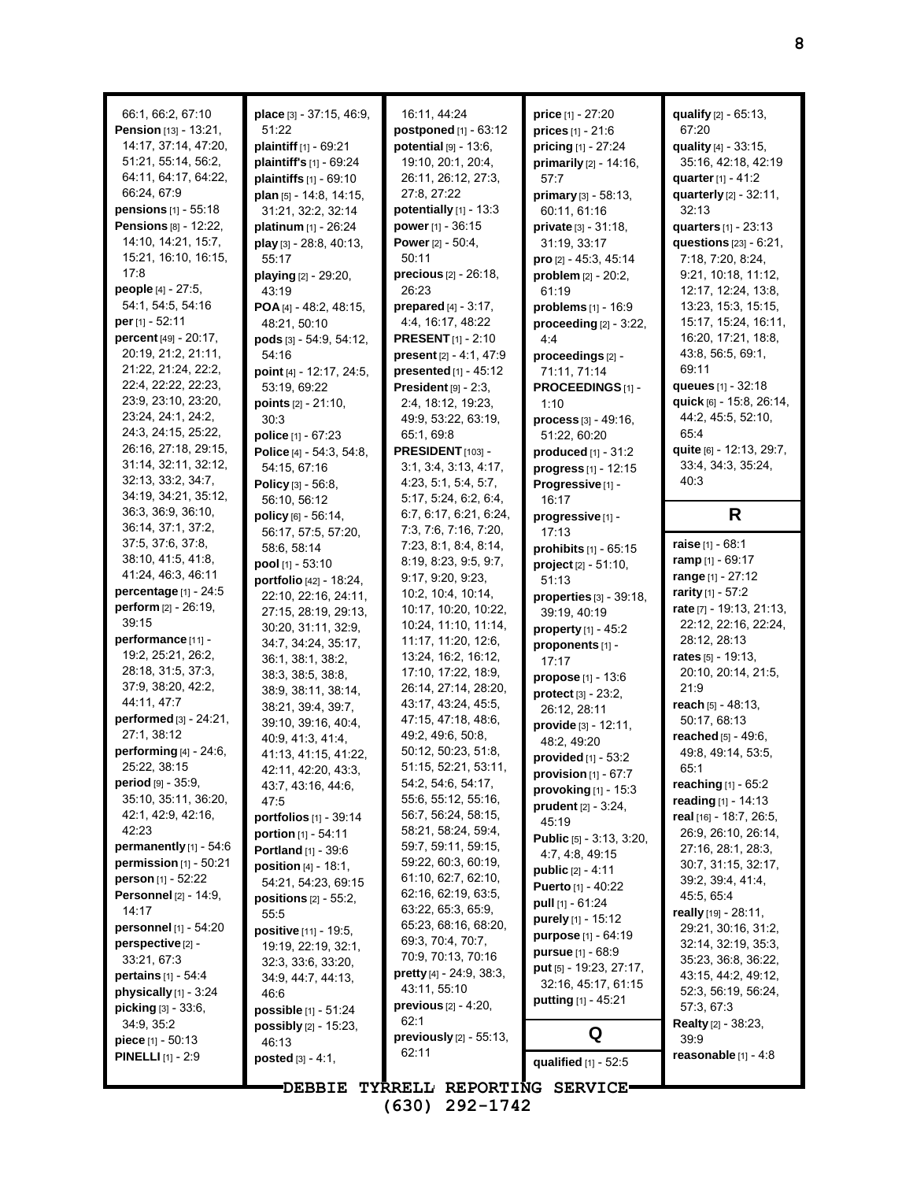66:1, 66:2, 67:10
**Pension** [13] - 13:21, 14:17, 37:14, 47:20, 51:21, 55:14, 56:2, 64:11, 64:17, 64:22, 66:24, 67:9
**pensions** [1] - 55:18
**Pensions** [8] - 12:22, 14:10, 14:21, 15:7, 15:21, 16:10, 16:15, 17:8
**people** [4] - 27:5, 54:1, 54:5, 54:16
**per** [1] - 52:11
**percent** [49] - 20:17, 20:19, 21:2, 21:11, 21:22, 21:24, 22:2, 22:4, 22:22, 22:23, 23:9, 23:10, 23:20, 23:24, 24:1, 24:2, 24:3, 24:15, 25:22, 26:16, 27:18, 29:15, 31:14, 32:11, 32:12, 32:13, 33:2, 34:7, 34:19, 34:21, 35:12, 36:3, 36:9, 36:10, 36:14, 37:1, 37:2, 37:5, 37:6, 37:8, 38:10, 41:5, 41:8, 41:24, 46:3, 46:11
**percentage** [1] - 24:5
**perform** [2] - 26:19, 39:15
**performance** [11] - 19:2, 25:21, 26:2, 28:18, 31:5, 37:3, 37:9, 38:20, 42:2, 44:11, 47:7
**performed** [3] - 24:21, 27:1, 38:12
**performing** [4] - 24:6, 25:22, 38:15
**period** [9] - 35:9, 35:10, 35:11, 36:20, 42:1, 42:9, 42:16, 42:23
**permanently** [1] - 54:6
**permission** [1] - 50:21
**person** [1] - 52:22
**Personnel** [2] - 14:9, 14:17
**personnel** [1] - 54:20
**perspective** [2] - 33:21, 67:3
**pertains** [1] - 54:4
**physically** [1] - 3:24
**picking** [3] - 33:6, 34:9, 35:2
**piece** [1] - 50:13
**PINELLI** [1] - 2:9
**place** [3] - 37:15, 46:9, 51:22
**plaintiff** [1] - 69:21
**plaintiff's** [1] - 69:24
**plaintiffs** [1] - 69:10
**plan** [5] - 14:8, 14:15, 31:21, 32:2, 32:14
**platinum** [1] - 26:24
**play** [3] - 28:8, 40:13, 55:17
**playing** [2] - 29:20, 43:19
**POA** [4] - 48:2, 48:15, 48:21, 50:10
**pods** [3] - 54:9, 54:12, 54:16
**point** [4] - 12:17, 24:5, 53:19, 69:22
**points** [2] - 21:10, 30:3
**police** [1] - 67:23
**Police** [4] - 54:3, 54:8, 54:15, 67:16
**Policy** [3] - 56:8, 56:10, 56:12
**policy** [6] - 56:14, 56:17, 57:5, 57:20, 58:6, 58:14
**pool** [1] - 53:10
**portfolio** [42] - 18:24, 22:10, 22:16, 24:11, 27:15, 28:19, 29:13, 30:20, 31:11, 32:9, 34:7, 34:24, 35:17, 36:1, 38:1, 38:2, 38:3, 38:5, 38:8, 38:9, 38:11, 38:14, 38:21, 39:4, 39:7, 39:10, 39:16, 40:4, 40:9, 41:3, 41:4, 41:13, 41:15, 41:22, 42:11, 42:20, 43:3, 43:7, 43:16, 44:6, 47:5
**portfolios** [1] - 39:14
**portion** [1] - 54:11
**Portland** [1] - 39:6
**position** [4] - 18:1, 54:21, 54:23, 69:15
**positions** [2] - 55:2, 55:5
**positive** [11] - 19:5, 19:19, 22:19, 32:1, 32:3, 33:6, 33:20, 34:9, 44:7, 44:13, 46:6
**possible** [1] - 51:24
**possibly** [2] - 15:23, 46:13
**posted** [3] - 4:1, 16:11, 44:24
**postponed** [1] - 63:12
**potential** [9] - 13:6, 19:10, 20:1, 20:4, 26:11, 26:12, 27:3, 27:8, 27:22
**potentially** [1] - 13:3
**power** [1] - 36:15
**Power** [2] - 50:4, 50:11
**precious** [2] - 26:18, 26:23
**prepared** [4] - 3:17, 4:4, 16:17, 48:22
**PRESENT** [1] - 2:10
**present** [2] - 4:1, 47:9
**presented** [1] - 45:12
**President** [9] - 2:3, 2:4, 18:12, 19:23, 49:9, 53:22, 63:19, 65:1, 69:8
**PRESIDENT** [103] - 3:1, 3:4, 3:13, 4:17, 4:23, 5:1, 5:4, 5:7, 5:17, 5:24, 6:2, 6:4, 6:7, 6:17, 6:21, 6:24, 7:3, 7:6, 7:16, 7:20, 7:23, 8:1, 8:4, 8:14, 8:19, 8:23, 9:5, 9:7, 9:17, 9:20, 9:23, 10:2, 10:4, 10:14, 10:17, 10:20, 10:22, 10:24, 11:10, 11:14, 11:17, 11:20, 12:6, 13:24, 16:2, 16:12, 17:10, 17:22, 18:9, 26:14, 27:14, 28:20, 43:17, 43:24, 45:5, 47:15, 47:18, 48:6, 49:2, 49:6, 50:8, 50:12, 50:23, 51:8, 51:15, 52:21, 53:11, 54:2, 54:6, 54:17, 55:6, 55:12, 55:16, 56:7, 56:24, 58:15, 58:21, 58:24, 59:4, 59:7, 59:11, 59:15, 59:22, 60:3, 60:19, 61:10, 62:7, 62:10, 62:16, 62:19, 63:5, 63:22, 65:3, 65:9, 65:23, 68:16, 68:20, 69:3, 70:4, 70:7, 70:9, 70:13, 70:16
**pretty** [4] - 24:9, 38:3, 43:11, 55:10
**previous** [2] - 4:20, 62:1
**previously** [2] - 55:13, 62:11
**price** [1] - 27:20
**prices** [1] - 21:6
**pricing** [1] - 27:24
**primarily** [2] - 14:16, 57:7
**primary** [3] - 58:13, 60:11, 61:16
**private** [3] - 31:18, 31:19, 33:17
**pro** [2] - 45:3, 45:14
**problem** [2] - 20:2, 61:19
**problems** [1] - 16:9
**proceeding** [2] - 3:22, 4:4
**proceedings** [2] - 71:11, 71:14
**PROCEEDINGS** [1] - 1:10
**process** [3] - 49:16, 51:22, 60:20
**produced** [1] - 31:2
**progress** [1] - 12:15
**Progressive** [1] - 16:17
**progressive** [1] - 17:13
**prohibits** [1] - 65:15
**project** [2] - 51:10, 51:13
**properties** [3] - 39:18, 39:19, 40:19
**property** [1] - 45:2
**proponents** [1] - 17:17
**propose** [1] - 13:6
**protect** [3] - 23:2, 26:12, 28:11
**provide** [3] - 12:11, 48:2, 49:20
**provided** [1] - 53:2
**provision** [1] - 67:7
**provoking** [1] - 15:3
**prudent** [2] - 3:24, 45:19
**Public** [5] - 3:13, 3:20, 4:7, 4:8, 49:15
**public** [2] - 4:11
**Puerto** [1] - 40:22
**pull** [1] - 61:24
**purely** [1] - 15:12
**purpose** [1] - 64:19
**pursue** [1] - 68:9
**put** [5] - 19:23, 27:17, 32:16, 45:17, 61:15
**putting** [1] - 45:21

## Q

**qualified** [1] - 52:5
**qualify** [2] - 65:13, 67:20
**quality** [4] - 33:15, 35:16, 42:18, 42:19
**quarter** [1] - 41:2
**quarterly** [2] - 32:11, 32:13
**quarters** [1] - 23:13
**questions** [23] - 6:21, 7:18, 7:20, 8:24, 9:21, 10:18, 11:12, 12:17, 12:24, 13:8, 13:23, 15:3, 15:15, 15:17, 15:24, 16:11, 16:20, 17:21, 18:8, 43:8, 56:5, 69:1, 69:11
**queues** [1] - 32:18
**quick** [6] - 15:8, 26:14, 44:2, 45:5, 52:10, 65:4
**quite** [6] - 12:13, 29:7, 33:4, 34:3, 35:24, 40:3

## R

**raise** [1] - 68:1
**ramp** [1] - 69:17
**range** [1] - 27:12
**rarity** [1] - 57:2
**rate** [7] - 19:13, 21:13, 22:12, 22:16, 22:24, 28:12, 28:13
**rates** [5] - 19:13, 20:10, 20:14, 21:5, 21:9
**reach** [5] - 48:13, 50:17, 68:13
**reached** [5] - 49:6, 49:8, 49:14, 53:5, 65:1
**reaching** [1] - 65:2
**reading** [1] - 14:13
**real** [16] - 18:7, 26:5, 26:9, 26:10, 26:14, 27:16, 28:1, 28:3, 30:7, 31:15, 32:17, 39:2, 39:4, 41:4, 45:5, 65:4
**really** [19] - 28:11, 29:21, 30:16, 31:2, 32:14, 32:19, 35:3, 35:23, 36:8, 36:22, 43:15, 44:2, 49:12, 52:3, 56:19, 56:24, 57:3, 67:3
**Realty** [2] - 38:23, 39:9
**reasonable** [1] - 4:8

DEBBIE TYRRELL REPORTING SERVICE
(630) 292-1742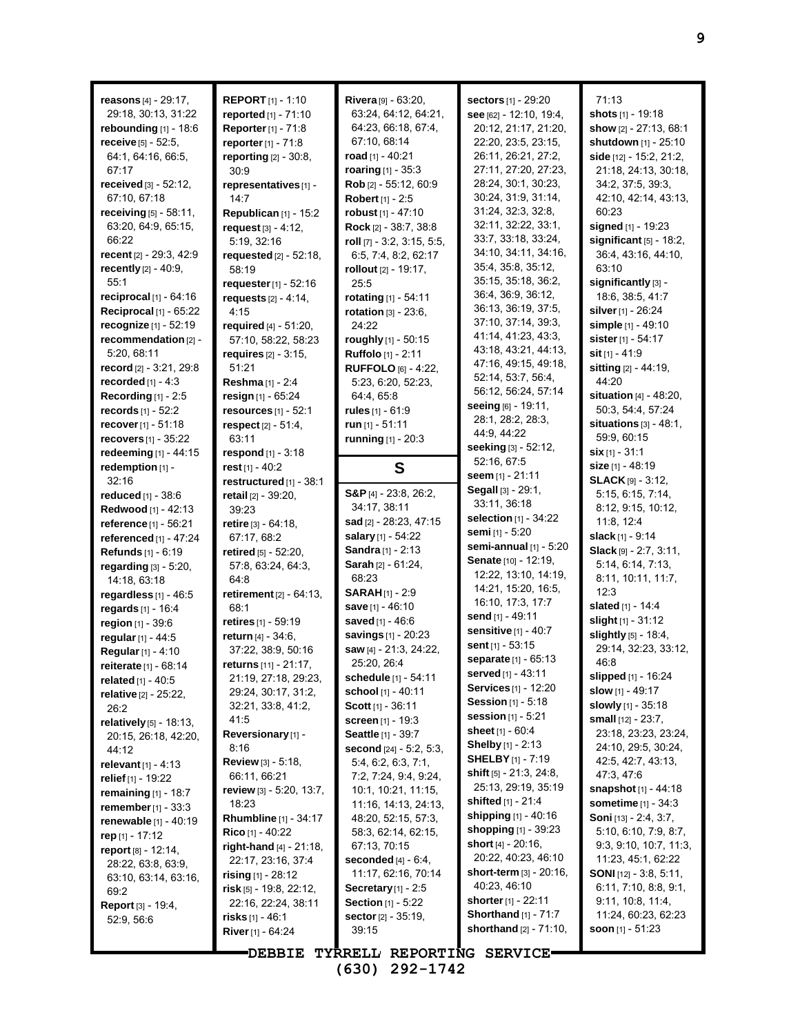**reasons** [4] - 29:17, 29:18, 30:13, 31:22
**rebounding** [1] - 18:6
**receive** [5] - 52:5, 64:1, 64:16, 66:5, 67:17
**received** [3] - 52:12, 67:10, 67:18
**receiving** [5] - 58:11, 63:20, 64:9, 65:15, 66:22
**recent** [2] - 29:3, 42:9
**recently** [2] - 40:9, 55:1
**reciprocal** [1] - 64:16
**Reciprocal** [1] - 65:22
**recognize** [1] - 52:19
**recommendation** [2] - 5:20, 68:11
**record** [2] - 3:21, 29:8
**recorded** [1] - 4:3
**Recording** [1] - 2:5
**records** [1] - 52:2
**recover** [1] - 51:18
**recovers** [1] - 35:22
**redeeming** [1] - 44:15
**redemption** [1] - 32:16
**reduced** [1] - 38:6
**Redwood** [1] - 42:13
**reference** [1] - 56:21
**referenced** [1] - 47:24
**Refunds** [1] - 6:19
**regarding** [3] - 5:20, 14:18, 63:18
**regardless** [1] - 46:5
**regards** [1] - 16:4
**region** [1] - 39:6
**regular** [1] - 44:5
**Regular** [1] - 4:10
**reiterate** [1] - 68:14
**related** [1] - 40:5
**relative** [2] - 25:22, 26:2
**relatively** [5] - 18:13, 20:15, 26:18, 42:20, 44:12
**relevant** [1] - 4:13
**relief** [1] - 19:22
**remaining** [1] - 18:7
**remember** [1] - 33:3
**renewable** [1] - 40:19
**rep** [1] - 17:12
**report** [8] - 12:14, 28:22, 63:8, 63:9, 63:10, 63:14, 63:16, 69:2
**Report** [3] - 19:4, 52:9, 56:6
**REPORT** [1] - 1:10
**reported** [1] - 71:10
**Reporter** [1] - 71:8
**reporter** [1] - 71:8
**reporting** [2] - 30:8, 30:9
**representatives** [1] - 14:7
**Republican** [1] - 15:2
**request** [3] - 4:12, 5:19, 32:16
**requested** [2] - 52:18, 58:19
**requester** [1] - 52:16
**requests** [2] - 4:14, 4:15
**required** [4] - 51:20, 57:10, 58:22, 58:23
**requires** [2] - 3:15, 51:21
**Reshma** [1] - 2:4
**resign** [1] - 65:24
**resources** [1] - 52:1
**respect** [2] - 51:4, 63:11
**respond** [1] - 3:18
**rest** [1] - 40:2
**restructured** [1] - 38:1
**retail** [2] - 39:20, 39:23
**retire** [3] - 64:18, 67:17, 68:2
**retired** [5] - 52:20, 57:8, 63:24, 64:3, 64:8
**retirement** [2] - 64:13, 68:1
**retires** [1] - 59:19
**return** [4] - 34:6, 37:22, 38:9, 50:16
**returns** [11] - 21:17, 21:19, 27:18, 29:23, 29:24, 30:17, 31:2, 32:21, 33:8, 41:2, 41:5
**Reversionary** [1] - 8:16
**Review** [3] - 5:18, 66:11, 66:21
**review** [3] - 5:20, 13:7, 18:23
**Rhumbline** [1] - 34:17
**Rico** [1] - 40:22
**right-hand** [4] - 21:18, 22:17, 23:16, 37:4
**rising** [1] - 28:12
**risk** [5] - 19:8, 22:12, 22:16, 22:24, 38:11
**risks** [1] - 46:1
**River** [1] - 64:24
**Rivera** [9] - 63:20, 63:24, 64:12, 64:21, 64:23, 66:18, 67:4, 67:10, 68:14
**road** [1] - 40:21
**roaring** [1] - 35:3
**Rob** [2] - 55:12, 60:9
**Robert** [1] - 2:5
**robust** [1] - 47:10
**Rock** [2] - 38:7, 38:8
**roll** [7] - 3:2, 3:15, 5:5, 6:5, 7:4, 8:2, 62:17
**rollout** [2] - 19:17, 25:5
**rotating** [1] - 54:11
**rotation** [3] - 23:6, 24:22
**roughly** [1] - 50:15
**Ruffolo** [1] - 2:11
**RUFFOLO** [6] - 4:22, 5:23, 6:20, 52:23, 64:4, 65:8
**rules** [1] - 61:9
**run** [1] - 51:11
**running** [1] - 20:3

## S

**S&P** [4] - 23:8, 26:2, 34:17, 38:11
**sad** [2] - 28:23, 47:15
**salary** [1] - 54:22
**Sandra** [1] - 2:13
**Sarah** [2] - 61:24, 68:23
**SARAH** [1] - 2:9
**save** [1] - 46:10
**saved** [1] - 46:6
**savings** [1] - 20:23
**saw** [4] - 21:3, 24:22, 25:20, 26:4
**schedule** [1] - 54:11
**school** [1] - 40:11
**Scott** [1] - 36:11
**screen** [1] - 19:3
**Seattle** [1] - 39:7
**second** [24] - 5:2, 5:3, 5:4, 6:2, 6:3, 7:1, 7:2, 7:24, 9:4, 9:24, 10:1, 10:21, 11:15, 11:16, 14:13, 24:13, 48:20, 52:15, 57:3, 58:3, 62:14, 62:15, 67:13, 70:15
**seconded** [4] - 6:4, 11:17, 62:16, 70:14
**Secretary** [1] - 2:5
**Section** [1] - 5:22
**sector** [2] - 35:19, 39:15
**sectors** [1] - 29:20
**see** [62] - 12:10, 19:4, 20:12, 21:17, 21:20, 22:20, 23:5, 23:15, 26:11, 26:21, 27:2, 27:11, 27:20, 27:23, 28:24, 30:1, 30:23, 30:24, 31:9, 31:14, 31:24, 32:3, 32:8, 32:11, 32:22, 33:1, 33:7, 33:18, 33:24, 34:10, 34:11, 34:16, 35:4, 35:8, 35:12, 35:15, 35:18, 36:2, 36:4, 36:9, 36:12, 36:13, 36:19, 37:5, 37:10, 37:14, 39:3, 41:14, 41:23, 43:3, 43:18, 43:21, 44:13, 47:16, 49:15, 49:18, 52:14, 53:7, 56:4, 56:12, 56:24, 57:14
**seeing** [6] - 19:11, 28:1, 28:2, 28:3, 44:9, 44:22
**seeking** [3] - 52:12, 52:16, 67:5
**seem** [1] - 21:11
**Segall** [3] - 29:1, 33:11, 36:18
**selection** [1] - 34:22
**semi** [1] - 5:20
**semi-annual** [1] - 5:20
**Senate** [10] - 12:19, 12:22, 13:10, 14:19, 14:21, 15:20, 16:5, 16:10, 17:3, 17:7
**send** [1] - 49:11
**sensitive** [1] - 40:7
**sent** [1] - 53:15
**separate** [1] - 65:13
**served** [1] - 43:11
**Services** [1] - 12:20
**Session** [1] - 5:18
**session** [1] - 5:21
**sheet** [1] - 60:4
**Shelby** [1] - 2:13
**SHELBY** [1] - 7:19
**shift** [5] - 21:3, 24:8, 25:13, 29:19, 35:19
**shifted** [1] - 21:4
**shipping** [1] - 40:16
**shopping** [1] - 39:23
**short** [4] - 20:16, 20:22, 40:23, 46:10
**short-term** [3] - 20:16, 40:23, 46:10
**shorter** [1] - 22:11
**Shorthand** [1] - 71:7
**shorthand** [2] - 71:10, 71:13
**shots** [1] - 19:18
**show** [2] - 27:13, 68:1
**shutdown** [1] - 25:10
**side** [12] - 15:2, 21:2, 21:18, 24:13, 30:18, 34:2, 37:5, 39:3, 42:10, 42:14, 43:13, 60:23
**signed** [1] - 19:23
**significant** [5] - 18:2, 36:4, 43:16, 44:10, 63:10
**significantly** [3] - 18:6, 38:5, 41:7
**silver** [1] - 26:24
**simple** [1] - 49:10
**sister** [1] - 54:17
**sit** [1] - 41:9
**sitting** [2] - 44:19, 44:20
**situation** [4] - 48:20, 50:3, 54:4, 57:24
**situations** [3] - 48:1, 59:9, 60:15
**six** [1] - 31:1
**size** [1] - 48:19
**SLACK** [9] - 3:12, 5:15, 6:15, 7:14, 8:12, 9:15, 10:12, 11:8, 12:4
**slack** [1] - 9:14
**Slack** [9] - 2:7, 3:11, 5:14, 6:14, 7:13, 8:11, 10:11, 11:7, 12:3
**slated** [1] - 14:4
**slight** [1] - 31:12
**slightly** [5] - 18:4, 29:14, 32:23, 33:12, 46:8
**slipped** [1] - 16:24
**slow** [1] - 49:17
**slowly** [1] - 35:18
**small** [12] - 23:7, 23:18, 23:23, 23:24, 24:10, 29:5, 30:24, 42:5, 42:7, 43:13, 47:3, 47:6
**snapshot** [1] - 44:18
**sometime** [1] - 34:3
**Soni** [13] - 2:4, 3:7, 5:10, 6:10, 7:9, 8:7, 9:3, 9:10, 10:7, 11:3, 11:23, 45:1, 62:22
**SONI** [12] - 3:8, 5:11, 6:11, 7:10, 8:8, 9:1, 9:11, 10:8, 11:4, 11:24, 60:23, 62:23
**soon** [1] - 51:23

DEBBIE TYRRELL REPORTING SERVICE
(630) 292-1742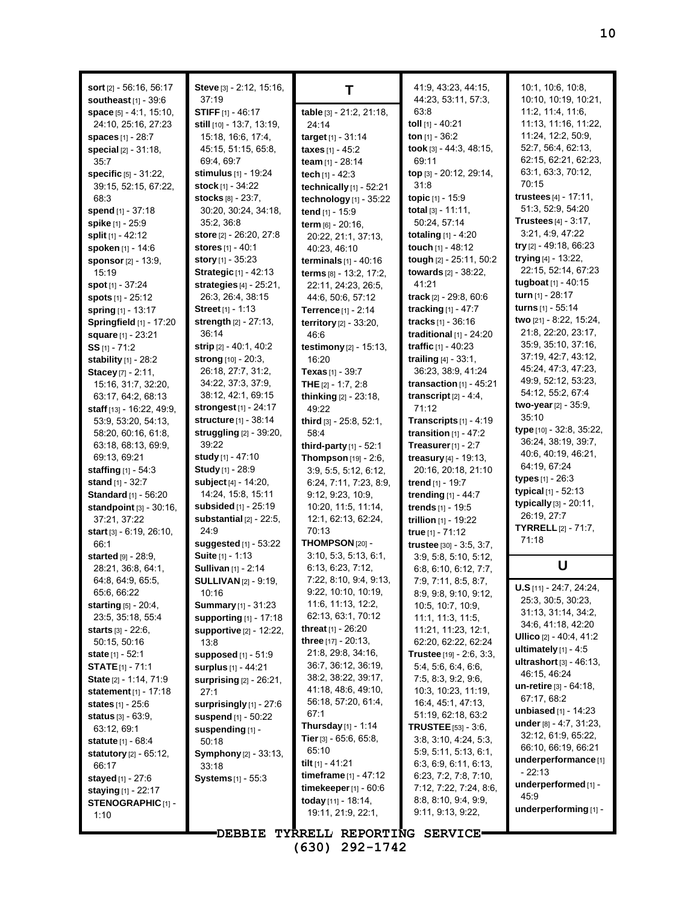**sort** [2] - 56:16, 56:17
**southeast** [1] - 39:6
**space** [5] - 4:1, 15:10, 24:10, 25:16, 27:23
**spaces** [1] - 28:7
**special** [2] - 31:18, 35:7
**specific** [5] - 31:22, 39:15, 52:15, 67:22, 68:3
**spend** [1] - 37:18
**spike** [1] - 25:9
**split** [1] - 42:12
**spoken** [1] - 14:6
**sponsor** [2] - 13:9, 15:19
**spot** [1] - 37:24
**spots** [1] - 25:12
**spring** [1] - 13:17
**Springfield** [1] - 17:20
**square** [1] - 23:21
**SS** [1] - 71:2
**stability** [1] - 28:2
**Stacey** [7] - 2:11, 15:16, 31:7, 32:20, 63:17, 64:2, 68:13
**staff** [13] - 16:22, 49:9, 53:9, 53:20, 54:13, 58:20, 60:16, 61:8, 63:18, 68:13, 69:9, 69:13, 69:21
**staffing** [1] - 54:3
**stand** [1] - 32:7
**Standard** [1] - 56:20
**standpoint** [3] - 30:16, 37:21, 37:22
**start** [3] - 6:19, 26:10, 66:1
**started** [9] - 28:9, 28:21, 36:8, 64:1, 64:8, 64:9, 65:5, 65:6, 66:22
**starting** [5] - 20:4, 23:5, 35:18, 55:4
**starts** [3] - 22:6, 50:15, 50:16
**state** [1] - 52:1
**STATE** [1] - 71:1
**State** [2] - 1:14, 71:9
**statement** [1] - 17:18
**states** [1] - 25:6
**status** [3] - 63:9, 63:12, 69:1
**statute** [1] - 68:4
**statutory** [2] - 65:12, 66:17
**stayed** [1] - 27:6
**staying** [1] - 22:17
**STENOGRAPHIC** [1] - 1:10
**Steve** [3] - 2:12, 15:16, 37:19
**STIFF** [1] - 46:17
**still** [10] - 13:7, 13:19, 15:18, 16:6, 17:4, 45:15, 51:15, 65:8, 69:4, 69:7
**stimulus** [1] - 19:24
**stock** [1] - 34:22
**stocks** [8] - 23:7, 30:20, 30:24, 34:18, 35:2, 36:8
**store** [2] - 26:20, 27:8
**stores** [1] - 40:1
**story** [1] - 35:23
**Strategic** [1] - 42:13
**strategies** [4] - 25:21, 26:3, 26:4, 38:15
**Street** [1] - 1:13
**strength** [2] - 27:13, 36:14
**strip** [2] - 40:1, 40:2
**strong** [10] - 20:3, 26:18, 27:7, 31:2, 34:22, 37:3, 37:9, 38:12, 42:1, 69:15
**strongest** [1] - 24:17
**structure** [1] - 38:14
**struggling** [2] - 39:20, 39:22
**study** [1] - 47:10
**Study** [1] - 28:9
**subject** [4] - 14:20, 14:24, 15:8, 15:11
**subsided** [1] - 25:19
**substantial** [2] - 22:5, 24:9
**suggested** [1] - 53:22
**Suite** [1] - 1:13
**Sullivan** [1] - 2:14
**SULLIVAN** [2] - 9:19, 10:16
**Summary** [1] - 31:23
**supporting** [1] - 17:18
**supportive** [2] - 12:22, 13:8
**supposed** [1] - 51:9
**surplus** [1] - 44:21
**surprising** [2] - 26:21, 27:1
**surprisingly** [1] - 27:6
**suspend** [1] - 50:22
**suspending** [1] - 50:18
**Symphony** [2] - 33:13, 33:18
**Systems** [1] - 55:3

## T

**table** [3] - 21:2, 21:18, 24:14
**target** [1] - 31:14
**taxes** [1] - 45:2
**team** [1] - 28:14
**tech** [1] - 42:3
**technically** [1] - 52:21
**technology** [1] - 35:22
**tend** [1] - 15:9
**term** [6] - 20:16, 20:22, 21:1, 37:13, 40:23, 46:10
**terminals** [1] - 40:16
**terms** [8] - 13:2, 17:2, 22:11, 24:23, 26:5, 44:6, 50:6, 57:12
**Terrence** [1] - 2:14
**territory** [2] - 33:20, 46:6
**testimony** [2] - 15:13, 16:20
**Texas** [1] - 39:7
**THE** [2] - 1:7, 2:8
**thinking** [2] - 23:18, 49:22
**third** [3] - 25:8, 52:1, 58:4
**third-party** [1] - 52:1
**Thompson** [19] - 2:6, 3:9, 5:5, 5:12, 6:12, 6:24, 7:11, 7:23, 8:9, 9:12, 9:23, 10:9, 10:20, 11:5, 11:14, 12:1, 62:13, 62:24, 70:13
**THOMPSON** [20] - 3:10, 5:3, 5:13, 6:1, 6:13, 6:23, 7:12, 7:22, 8:10, 9:4, 9:13, 9:22, 10:10, 10:19, 11:6, 11:13, 12:2, 62:13, 63:1, 70:12
**threat** [1] - 26:20
**three** [17] - 20:13, 21:8, 29:8, 34:16, 36:7, 36:12, 36:19, 38:2, 38:22, 39:17, 41:18, 48:6, 49:10, 56:18, 57:20, 61:4, 67:1
**Thursday** [1] - 1:14
**Tier** [3] - 65:6, 65:8, 65:10
**tilt** [1] - 41:21
**timeframe** [1] - 47:12
**timekeeper** [1] - 60:6
**today** [11] - 18:14, 19:11, 21:9, 22:1, 41:9, 43:23, 44:15, 44:23, 53:11, 57:3, 63:8
**toll** [1] - 40:21
**ton** [1] - 36:2
**took** [3] - 44:3, 48:15, 69:11
**top** [3] - 20:12, 29:14, 31:8
**topic** [1] - 15:9
**total** [3] - 11:11, 50:24, 57:14
**totaling** [1] - 4:20
**touch** [1] - 48:12
**tough** [2] - 25:11, 50:2
**towards** [2] - 38:22, 41:21
**track** [2] - 29:8, 60:6
**tracking** [1] - 47:7
**tracks** [1] - 36:16
**traditional** [1] - 24:20
**traffic** [1] - 40:23
**trailing** [4] - 33:1, 36:23, 38:9, 41:24
**transaction** [1] - 45:21
**transcript** [2] - 4:4, 71:12
**Transcripts** [1] - 4:19
**transition** [1] - 47:2
**Treasurer** [1] - 2:7
**treasury** [4] - 19:13, 20:16, 20:18, 21:10
**trend** [1] - 19:7
**trending** [1] - 44:7
**trends** [1] - 19:5
**trillion** [1] - 19:22
**true** [1] - 71:12
**trustee** [30] - 3:5, 3:7, 3:9, 5:8, 5:10, 5:12, 6:8, 6:10, 6:12, 7:7, 7:9, 7:11, 8:5, 8:7, 8:9, 9:8, 9:10, 9:12, 10:5, 10:7, 10:9, 11:1, 11:3, 11:5, 11:21, 11:23, 12:1, 62:20, 62:22, 62:24
**Trustee** [19] - 2:6, 3:3, 5:4, 5:6, 6:4, 6:6, 7:5, 8:3, 9:2, 9:6, 10:3, 10:23, 11:19, 16:4, 45:1, 47:13, 51:19, 62:18, 63:2
**TRUSTEE** [53] - 3:6, 3:8, 3:10, 4:24, 5:3, 5:9, 5:11, 5:13, 6:1, 6:3, 6:9, 6:11, 6:13, 6:23, 7:2, 7:8, 7:10, 7:12, 7:22, 7:24, 8:6, 8:8, 8:10, 9:4, 9:9, 9:11, 9:13, 9:22, 10:1, 10:6, 10:8, 10:10, 10:19, 10:21, 11:2, 11:4, 11:6, 11:13, 11:16, 11:22, 11:24, 12:2, 50:9, 52:7, 56:4, 62:13, 62:15, 62:21, 62:23, 63:1, 63:3, 70:12, 70:15
**trustees** [4] - 17:11, 51:3, 52:9, 54:20
**Trustees** [4] - 3:17, 3:21, 4:9, 47:22
**try** [2] - 49:18, 66:23
**trying** [4] - 13:22, 22:15, 52:14, 67:23
**tugboat** [1] - 40:15
**turn** [1] - 28:17
**turns** [1] - 55:14
**two** [21] - 8:22, 15:24, 21:8, 22:20, 23:17, 35:9, 35:10, 37:16, 37:19, 42:7, 43:12, 45:24, 47:3, 47:23, 49:9, 52:12, 53:23, 54:12, 55:2, 67:4
**two-year** [2] - 35:9, 35:10
**type** [10] - 32:8, 35:22, 36:24, 38:19, 39:7, 40:6, 40:19, 46:21, 64:19, 67:24
**types** [1] - 26:3
**typical** [1] - 52:13
**typically** [3] - 20:11, 26:19, 27:7
**TYRRELL** [2] - 71:7, 71:18

## U

**U.S** [11] - 24:7, 24:24, 25:3, 30:5, 30:23, 31:13, 31:14, 34:2, 34:6, 41:18, 42:20
**Ullico** [2] - 40:4, 41:2
**ultimately** [1] - 4:5
**ultrashort** [3] - 46:13, 46:15, 46:24
**un-retire** [3] - 64:18, 67:17, 68:2
**unbiased** [1] - 14:23
**under** [8] - 4:7, 31:23, 32:12, 61:9, 65:22, 66:10, 66:19, 66:21
**underperformance** [1] - 22:13
**underperformed** [1] - 45:9
**underperforming** [1] -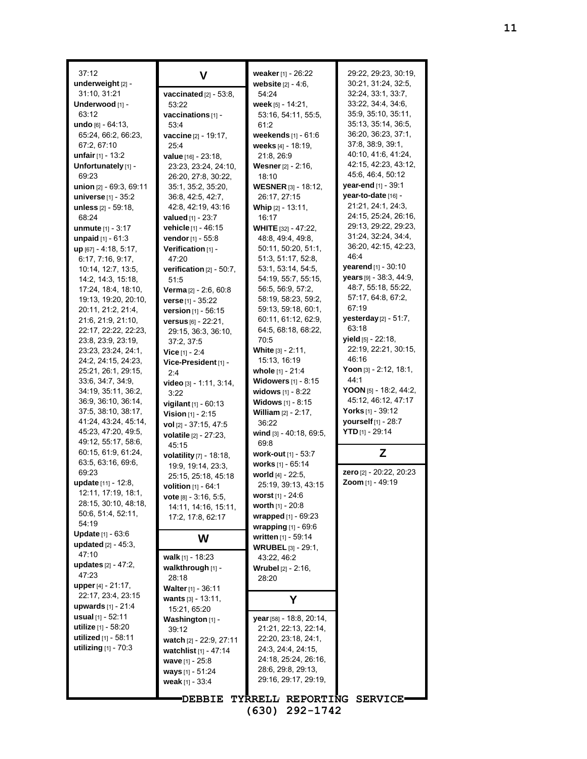37:12
**underweight** [2] - 31:10, 31:21
**Underwood** [1] - 63:12
**undo** [6] - 64:13, 65:24, 66:2, 66:23, 67:2, 67:10
**unfair** [1] - 13:2
**Unfortunately** [1] - 69:23
**union** [2] - 69:3, 69:11
**universe** [1] - 35:2
**unless** [2] - 59:18, 68:24
**unmute** [1] - 3:17
**unpaid** [1] - 61:3
**up** [67] - 4:18, 5:17, 6:17, 7:16, 9:17, 10:14, 12:7, 13:5, 14:2, 14:3, 15:18, 17:24, 18:4, 18:10, 19:13, 19:20, 20:10, 20:11, 21:2, 21:4, 21:6, 21:9, 21:10, 22:17, 22:22, 22:23, 23:8, 23:9, 23:19, 23:23, 23:24, 24:1, 24:2, 24:15, 24:23, 25:21, 26:1, 29:15, 33:6, 34:7, 34:9, 34:19, 35:11, 36:2, 36:9, 36:10, 36:14, 37:5, 38:10, 38:17, 41:24, 43:24, 45:14, 45:23, 47:20, 49:5, 49:12, 55:17, 58:6, 60:15, 61:9, 61:24, 63:5, 63:16, 69:6, 69:23
**update** [11] - 12:8, 12:11, 17:19, 18:1, 28:15, 30:10, 48:18, 50:6, 51:4, 52:11, 54:19
**Update** [1] - 63:6
**updated** [2] - 45:3, 47:10
**updates** [2] - 47:2, 47:23
**upper** [4] - 21:17, 22:17, 23:4, 23:15
**upwards** [1] - 21:4
**usual** [1] - 52:11
**utilize** [1] - 58:20
**utilized** [1] - 58:11
**utilizing** [1] - 70:3

## V

**vaccinated** [2] - 53:8, 53:22
**vaccinations** [1] - 53:4
**vaccine** [2] - 19:17, 25:4
**value** [16] - 23:18, 23:23, 23:24, 24:10, 26:20, 27:8, 30:22, 35:1, 35:2, 35:20, 36:8, 42:5, 42:7, 42:8, 42:19, 43:16
**valued** [1] - 23:7
**vehicle** [1] - 46:15
**vendor** [1] - 55:8
**Verification** [1] - 47:20
**verification** [2] - 50:7, 51:5
**Verma** [2] - 2:6, 60:8
**verse** [1] - 35:22
**version** [1] - 56:15
**versus** [6] - 22:21, 29:15, 36:3, 36:10, 37:2, 37:5
**Vice** [1] - 2:4
**Vice-President** [1] - 2:4
**video** [3] - 1:11, 3:14, 3:22
**vigilant** [1] - 60:13
**Vision** [1] - 2:15
**vol** [2] - 37:15, 47:5
**volatile** [2] - 27:23, 45:15
**volatility** [7] - 18:18, 19:9, 19:14, 23:3, 25:15, 25:18, 45:18
**volition** [1] - 64:1
**vote** [8] - 3:16, 5:5, 14:11, 14:16, 15:11, 17:2, 17:8, 62:17

## W

**walk** [1] - 18:23
**walkthrough** [1] - 28:18
**Walter** [1] - 36:11
**wants** [3] - 13:11, 15:21, 65:20
**Washington** [1] - 39:12
**watch** [2] - 22:9, 27:11
**watchlist** [1] - 47:14
**wave** [1] - 25:8
**ways** [1] - 51:24
**weak** [1] - 33:4
**weaker** [1] - 26:22
**website** [2] - 4:6, 54:24
**week** [5] - 14:21, 53:16, 54:11, 55:5, 61:2
**weekends** [1] - 61:6
**weeks** [4] - 18:19, 21:8, 26:9
**Wesner** [2] - 2:16, 18:10
**WESNER** [3] - 18:12, 26:17, 27:15
**Whip** [2] - 13:11, 16:17
**WHITE** [32] - 47:22, 48:8, 49:4, 49:8, 50:11, 50:20, 51:1, 51:3, 51:17, 52:8, 53:1, 53:14, 54:5, 54:19, 55:7, 55:15, 56:5, 56:9, 57:2, 58:19, 58:23, 59:2, 59:13, 59:18, 60:1, 60:11, 61:12, 62:9, 64:5, 68:18, 68:22, 70:5
**White** [3] - 2:11, 15:13, 16:19
**whole** [1] - 21:4
**Widowers** [1] - 8:15
**widows** [1] - 8:22
**Widows** [1] - 8:15
**William** [2] - 2:17, 36:22
**wind** [3] - 40:18, 69:5, 69:8
**work-out** [1] - 53:7
**works** [1] - 65:14
**world** [4] - 22:5, 25:19, 39:13, 43:15
**worst** [1] - 24:6
**worth** [1] - 20:8
**wrapped** [1] - 69:23
**wrapping** [1] - 69:6
**written** [1] - 59:14
**WRUBEL** [3] - 29:1, 43:22, 46:2
**Wrubel** [2] - 2:16, 28:20

## Y

**year** [58] - 18:8, 20:14, 21:21, 22:13, 22:14, 22:20, 23:18, 24:1, 24:3, 24:4, 24:15, 24:18, 25:24, 26:16, 28:6, 29:8, 29:13, 29:16, 29:17, 29:19, 29:22, 29:23, 30:19, 30:21, 31:24, 32:5, 32:24, 33:1, 33:7, 33:22, 34:4, 34:6, 35:9, 35:10, 35:11, 35:13, 35:14, 36:5, 36:20, 36:23, 37:1, 37:8, 38:9, 39:1, 40:10, 41:6, 41:24, 42:15, 42:23, 43:12, 45:6, 46:4, 50:12
**year-end** [1] - 39:1
**year-to-date** [16] - 21:21, 24:1, 24:3, 24:15, 25:24, 26:16, 29:13, 29:22, 29:23, 31:24, 32:24, 34:4, 36:20, 42:15, 42:23, 46:4
**yearend** [1] - 30:10
**years** [9] - 38:3, 44:9, 48:7, 55:18, 55:22, 57:17, 64:8, 67:2, 67:19
**yesterday** [2] - 51:7, 63:18
**yield** [5] - 22:18, 22:19, 22:21, 30:15, 46:16
**Yoon** [3] - 2:12, 18:1, 44:1
**YOON** [5] - 18:2, 44:2, 45:12, 46:12, 47:17
**Yorks** [1] - 39:12
**yourself** [1] - 28:7
**YTD** [1] - 29:14

## Z

**zero** [2] - 20:22, 20:23
**Zoom** [1] - 49:19

DEBBIE TYRRELL REPORTING SERVICE
(630) 292-1742